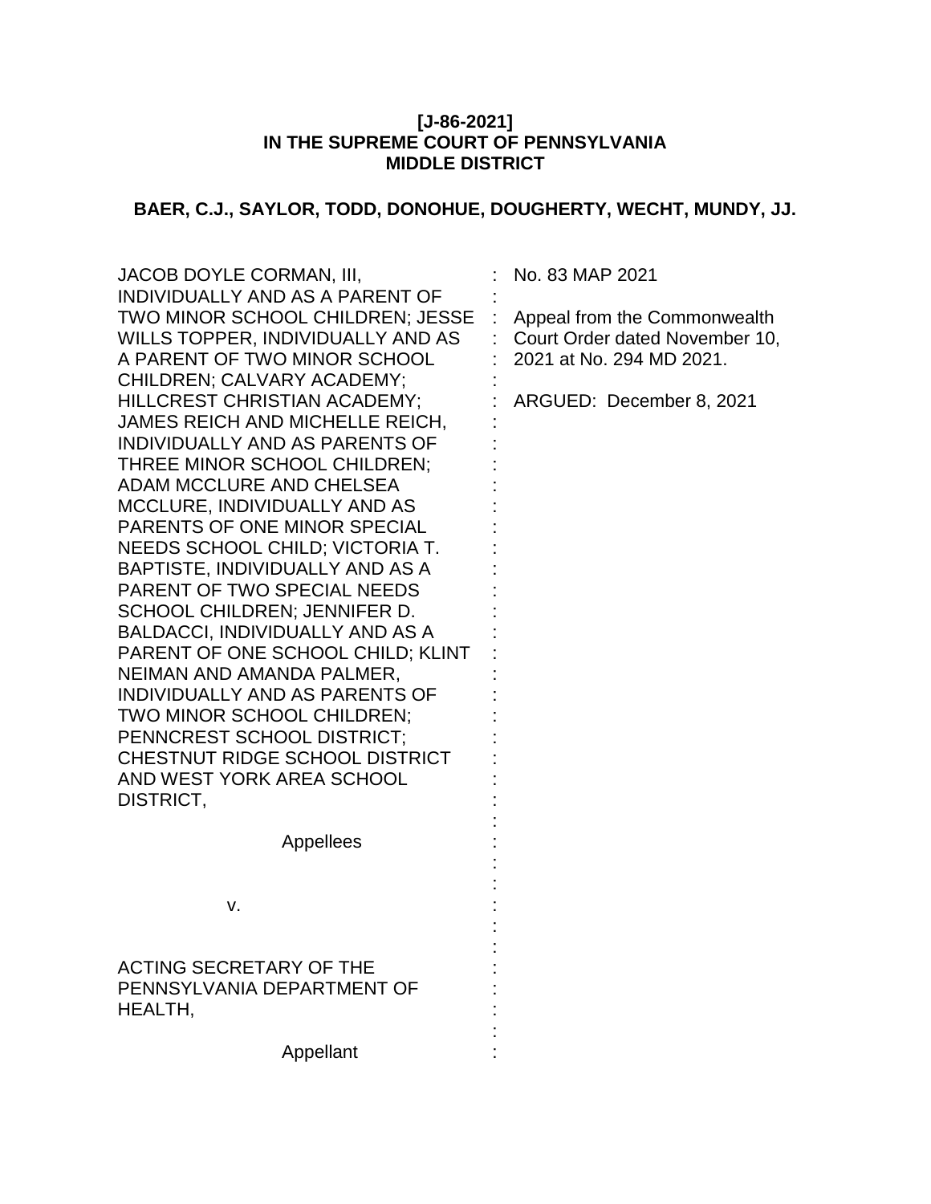**[J-86-2021]**
**IN THE SUPREME COURT OF PENNSYLVANIA**
**MIDDLE DISTRICT**

**BAER, C.J., SAYLOR, TODD, DONOHUE, DOUGHERTY, WECHT, MUNDY, JJ.**

| | |
|---|---|
| JACOB DOYLE CORMAN, III, INDIVIDUALLY AND AS A PARENT OF TWO MINOR SCHOOL CHILDREN; JESSE WILLS TOPPER, INDIVIDUALLY AND AS A PARENT OF TWO MINOR SCHOOL CHILDREN; CALVARY ACADEMY; HILLCREST CHRISTIAN ACADEMY; JAMES REICH AND MICHELLE REICH, INDIVIDUALLY AND AS PARENTS OF THREE MINOR SCHOOL CHILDREN; ADAM MCCLURE AND CHELSEA MCCLURE, INDIVIDUALLY AND AS PARENTS OF ONE MINOR SPECIAL NEEDS SCHOOL CHILD; VICTORIA T. BAPTISTE, INDIVIDUALLY AND AS A PARENT OF TWO SPECIAL NEEDS SCHOOL CHILDREN; JENNIFER D. BALDACCI, INDIVIDUALLY AND AS A PARENT OF ONE SCHOOL CHILD; KLINT NEIMAN AND AMANDA PALMER, INDIVIDUALLY AND AS PARENTS OF TWO MINOR SCHOOL CHILDREN; PENNCREST SCHOOL DISTRICT; CHESTNUT RIDGE SCHOOL DISTRICT AND WEST YORK AREA SCHOOL DISTRICT,<br><br>Appellees<br><br>v.<br><br>ACTING SECRETARY OF THE PENNSYLVANIA DEPARTMENT OF HEALTH,<br><br>Appellant | No. 83 MAP 2021<br><br>Appeal from the Commonwealth Court Order dated November 10, 2021 at No. 294 MD 2021.<br><br>ARGUED: December 8, 2021 |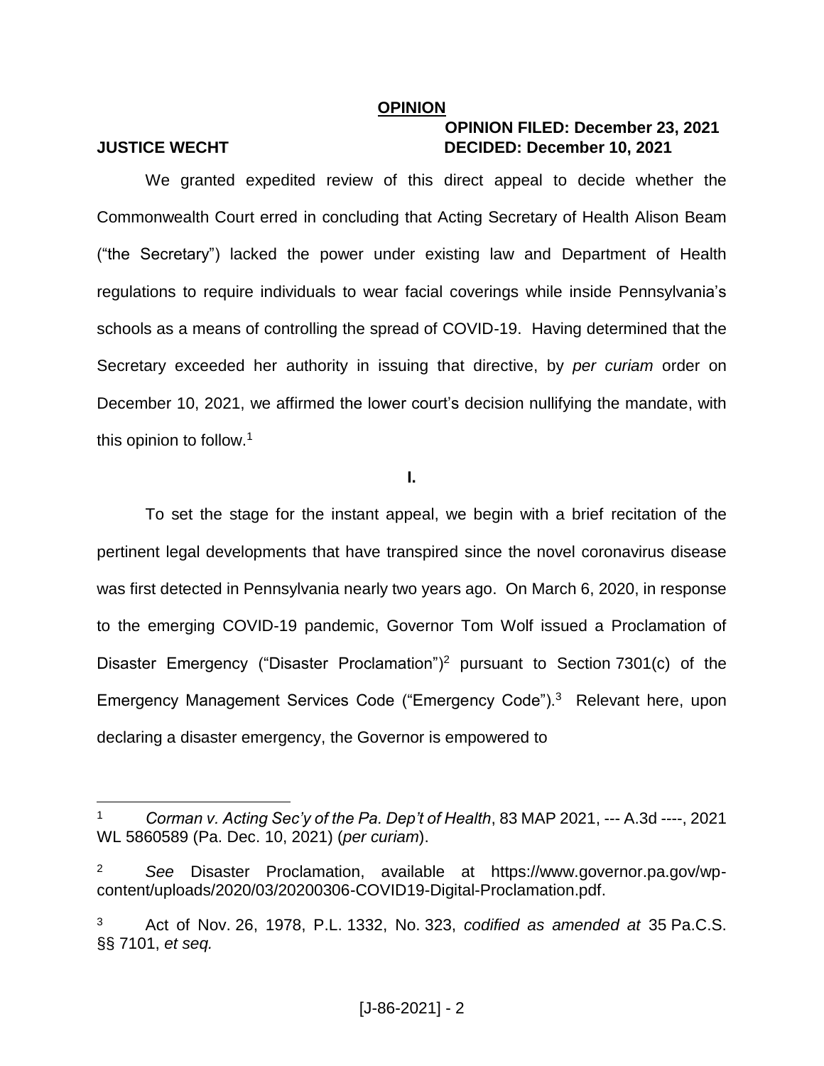# OPINION

**JUSTICE WECHT**

**OPINION FILED: December 23, 2021**
**DECIDED: December 10, 2021**

We granted expedited review of this direct appeal to decide whether the Commonwealth Court erred in concluding that Acting Secretary of Health Alison Beam ("the Secretary") lacked the power under existing law and Department of Health regulations to require individuals to wear facial coverings while inside Pennsylvania's schools as a means of controlling the spread of COVID-19. Having determined that the Secretary exceeded her authority in issuing that directive, by *per curiam* order on December 10, 2021, we affirmed the lower court's decision nullifying the mandate, with this opinion to follow.[1]

## I.

To set the stage for the instant appeal, we begin with a brief recitation of the pertinent legal developments that have transpired since the novel coronavirus disease was first detected in Pennsylvania nearly two years ago. On March 6, 2020, in response to the emerging COVID-19 pandemic, Governor Tom Wolf issued a Proclamation of Disaster Emergency ("Disaster Proclamation")[2] pursuant to Section 7301(c) of the Emergency Management Services Code ("Emergency Code").[3] Relevant here, upon declaring a disaster emergency, the Governor is empowered to

---

[1] *Corman v. Acting Sec'y of the Pa. Dep't of Health*, 83 MAP 2021, --- A.3d ----, 2021 WL 5860589 (Pa. Dec. 10, 2021) (*per curiam*).

[2] *See* Disaster Proclamation, available at https://www.governor.pa.gov/wp-content/uploads/2020/03/20200306-COVID19-Digital-Proclamation.pdf.

[3] Act of Nov. 26, 1978, P.L. 1332, No. 323, *codified as amended at* 35 Pa.C.S. §§ 7101, *et seq.*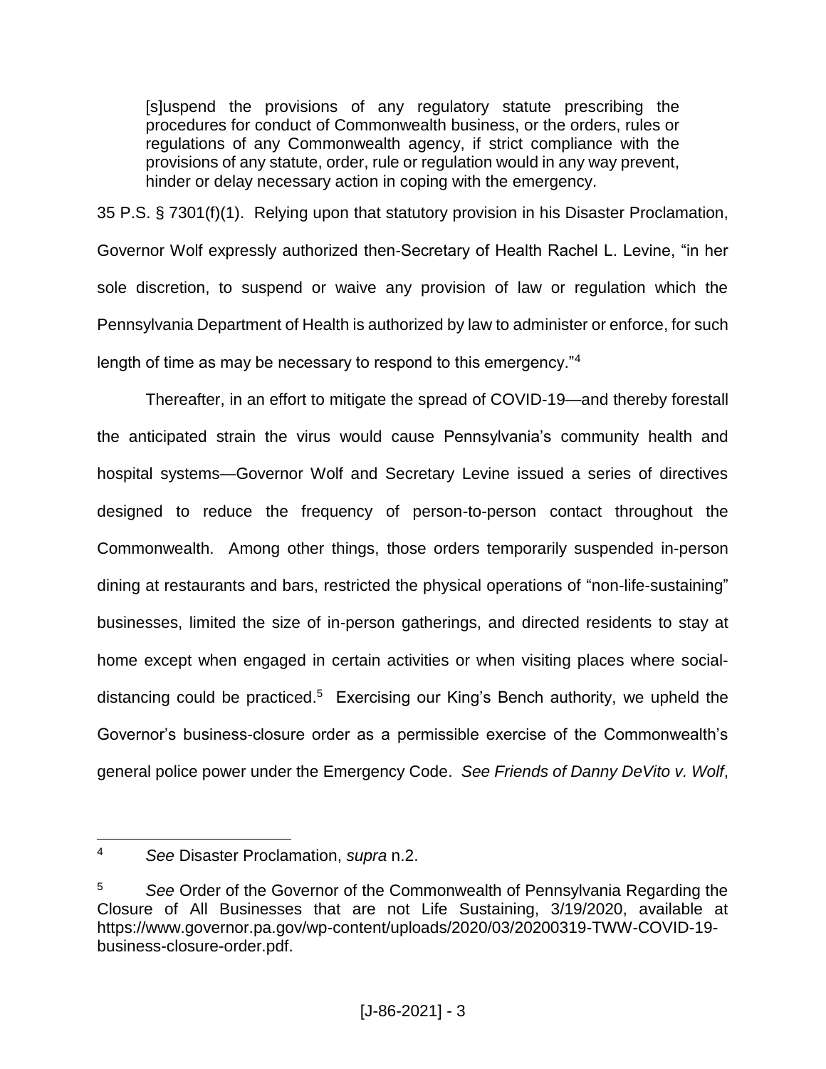> [s]uspend the provisions of any regulatory statute prescribing the procedures for conduct of Commonwealth business, or the orders, rules or regulations of any Commonwealth agency, if strict compliance with the provisions of any statute, order, rule or regulation would in any way prevent, hinder or delay necessary action in coping with the emergency.

35 P.S. § 7301(f)(1). Relying upon that statutory provision in his Disaster Proclamation, Governor Wolf expressly authorized then-Secretary of Health Rachel L. Levine, "in her sole discretion, to suspend or waive any provision of law or regulation which the Pennsylvania Department of Health is authorized by law to administer or enforce, for such length of time as may be necessary to respond to this emergency."[4]

Thereafter, in an effort to mitigate the spread of COVID-19—and thereby forestall the anticipated strain the virus would cause Pennsylvania's community health and hospital systems—Governor Wolf and Secretary Levine issued a series of directives designed to reduce the frequency of person-to-person contact throughout the Commonwealth. Among other things, those orders temporarily suspended in-person dining at restaurants and bars, restricted the physical operations of "non-life-sustaining" businesses, limited the size of in-person gatherings, and directed residents to stay at home except when engaged in certain activities or when visiting places where social-distancing could be practiced.[5] Exercising our King's Bench authority, we upheld the Governor's business-closure order as a permissible exercise of the Commonwealth's general police power under the Emergency Code. *See Friends of Danny DeVito v. Wolf*,

---

[4] *See* Disaster Proclamation, *supra* n.2.

[5] *See* Order of the Governor of the Commonwealth of Pennsylvania Regarding the Closure of All Businesses that are not Life Sustaining, 3/19/2020, available at https://www.governor.pa.gov/wp-content/uploads/2020/03/20200319-TWW-COVID-19-business-closure-order.pdf.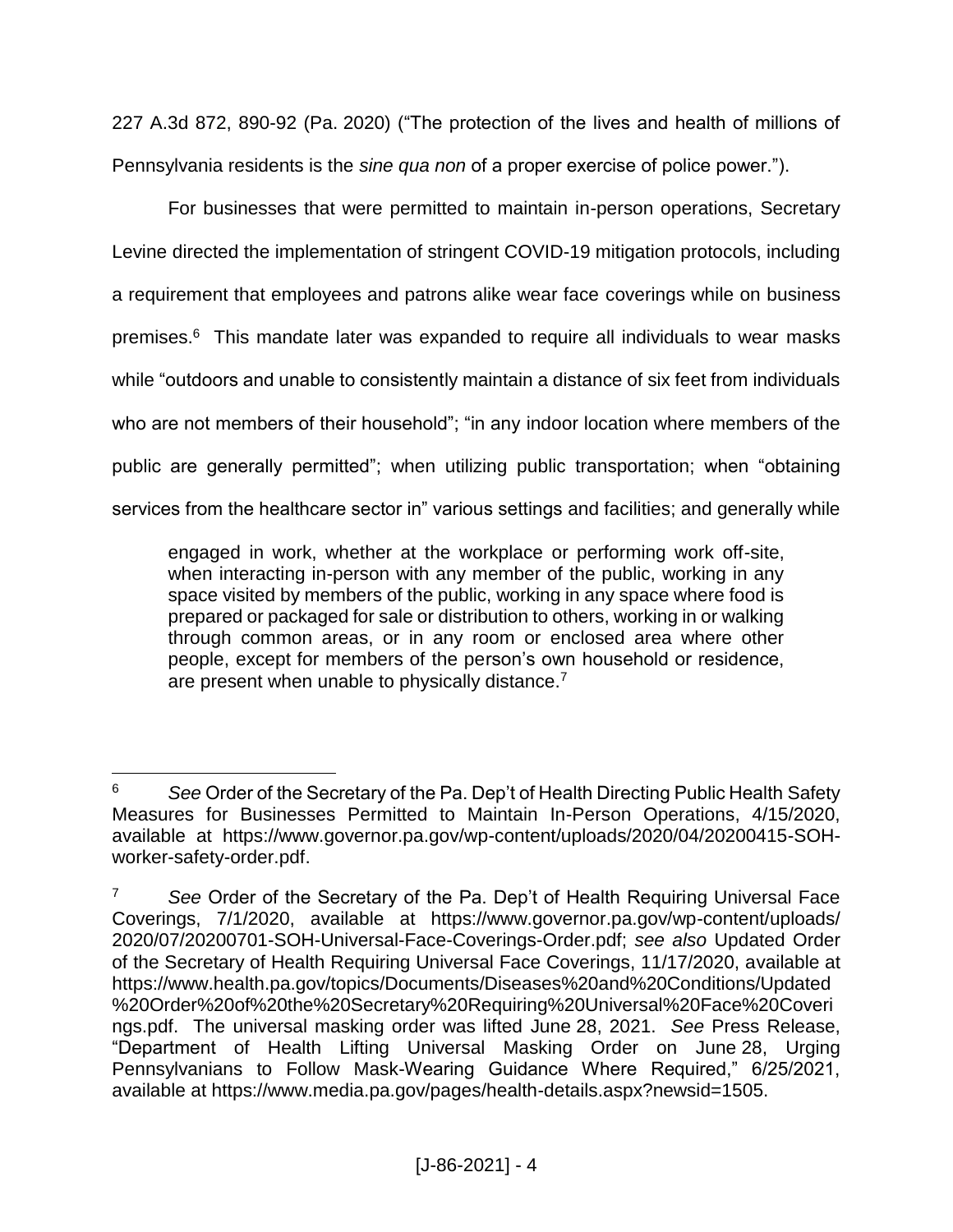227 A.3d 872, 890-92 (Pa. 2020) ("The protection of the lives and health of millions of Pennsylvania residents is the *sine qua non* of a proper exercise of police power.").

For businesses that were permitted to maintain in-person operations, Secretary Levine directed the implementation of stringent COVID-19 mitigation protocols, including a requirement that employees and patrons alike wear face coverings while on business premises.[6] This mandate later was expanded to require all individuals to wear masks while "outdoors and unable to consistently maintain a distance of six feet from individuals who are not members of their household"; "in any indoor location where members of the public are generally permitted"; when utilizing public transportation; when "obtaining services from the healthcare sector in" various settings and facilities; and generally while

> engaged in work, whether at the workplace or performing work off-site, when interacting in-person with any member of the public, working in any space visited by members of the public, working in any space where food is prepared or packaged for sale or distribution to others, working in or walking through common areas, or in any room or enclosed area where other people, except for members of the person's own household or residence, are present when unable to physically distance.[7]

---

[6] *See* Order of the Secretary of the Pa. Dep't of Health Directing Public Health Safety Measures for Businesses Permitted to Maintain In-Person Operations, 4/15/2020, available at https://www.governor.pa.gov/wp-content/uploads/2020/04/20200415-SOH-worker-safety-order.pdf.

[7] *See* Order of the Secretary of the Pa. Dep't of Health Requiring Universal Face Coverings, 7/1/2020, available at https://www.governor.pa.gov/wp-content/uploads/2020/07/20200701-SOH-Universal-Face-Coverings-Order.pdf; *see also* Updated Order of the Secretary of Health Requiring Universal Face Coverings, 11/17/2020, available at https://www.health.pa.gov/topics/Documents/Diseases%20and%20Conditions/Updated%20Order%20of%20the%20Secretary%20Requiring%20Universal%20Face%20Coverings.pdf. The universal masking order was lifted June 28, 2021. *See* Press Release, "Department of Health Lifting Universal Masking Order on June 28, Urging Pennsylvanians to Follow Mask-Wearing Guidance Where Required," 6/25/2021, available at https://www.media.pa.gov/pages/health-details.aspx?newsid=1505.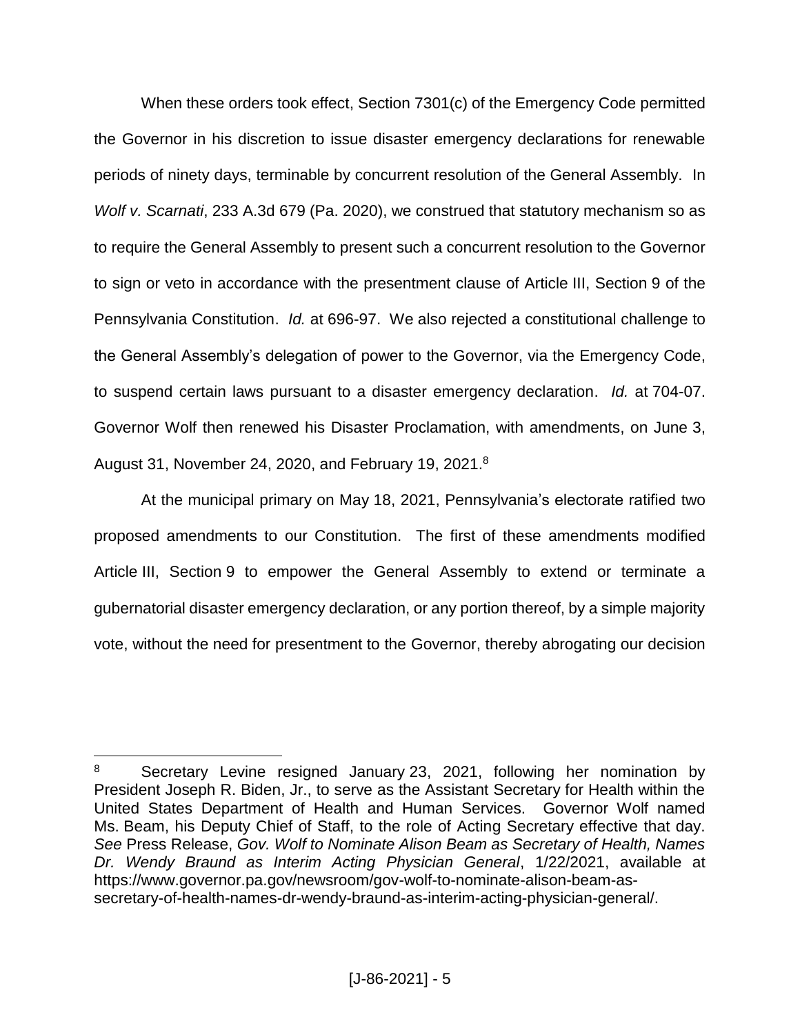When these orders took effect, Section 7301(c) of the Emergency Code permitted the Governor in his discretion to issue disaster emergency declarations for renewable periods of ninety days, terminable by concurrent resolution of the General Assembly. In *Wolf v. Scarnati*, 233 A.3d 679 (Pa. 2020), we construed that statutory mechanism so as to require the General Assembly to present such a concurrent resolution to the Governor to sign or veto in accordance with the presentment clause of Article III, Section 9 of the Pennsylvania Constitution. *Id.* at 696-97. We also rejected a constitutional challenge to the General Assembly's delegation of power to the Governor, via the Emergency Code, to suspend certain laws pursuant to a disaster emergency declaration. *Id.* at 704-07. Governor Wolf then renewed his Disaster Proclamation, with amendments, on June 3, August 31, November 24, 2020, and February 19, 2021.[8]

At the municipal primary on May 18, 2021, Pennsylvania's electorate ratified two proposed amendments to our Constitution. The first of these amendments modified Article III, Section 9 to empower the General Assembly to extend or terminate a gubernatorial disaster emergency declaration, or any portion thereof, by a simple majority vote, without the need for presentment to the Governor, thereby abrogating our decision

---

[8] Secretary Levine resigned January 23, 2021, following her nomination by President Joseph R. Biden, Jr., to serve as the Assistant Secretary for Health within the United States Department of Health and Human Services. Governor Wolf named Ms. Beam, his Deputy Chief of Staff, to the role of Acting Secretary effective that day. *See* Press Release, *Gov. Wolf to Nominate Alison Beam as Secretary of Health, Names Dr. Wendy Braund as Interim Acting Physician General*, 1/22/2021, available at https://www.governor.pa.gov/newsroom/gov-wolf-to-nominate-alison-beam-as-secretary-of-health-names-dr-wendy-braund-as-interim-acting-physician-general/.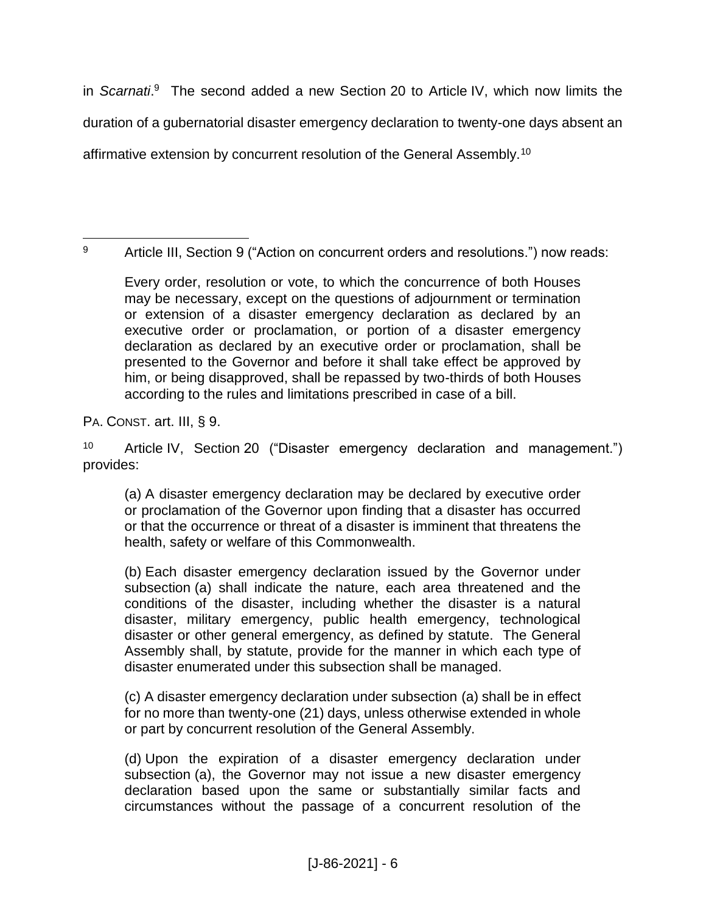in *Scarnati*.[9] The second added a new Section 20 to Article IV, which now limits the duration of a gubernatorial disaster emergency declaration to twenty-one days absent an affirmative extension by concurrent resolution of the General Assembly.[10]

---

[9] Article III, Section 9 ("Action on concurrent orders and resolutions.") now reads:

> Every order, resolution or vote, to which the concurrence of both Houses may be necessary, except on the questions of adjournment or termination or extension of a disaster emergency declaration as declared by an executive order or proclamation, or portion of a disaster emergency declaration as declared by an executive order or proclamation, shall be presented to the Governor and before it shall take effect be approved by him, or being disapproved, shall be repassed by two-thirds of both Houses according to the rules and limitations prescribed in case of a bill.

PA. CONST. art. III, § 9.

[10] Article IV, Section 20 ("Disaster emergency declaration and management.") provides:

> (a) A disaster emergency declaration may be declared by executive order or proclamation of the Governor upon finding that a disaster has occurred or that the occurrence or threat of a disaster is imminent that threatens the health, safety or welfare of this Commonwealth.
>
> (b) Each disaster emergency declaration issued by the Governor under subsection (a) shall indicate the nature, each area threatened and the conditions of the disaster, including whether the disaster is a natural disaster, military emergency, public health emergency, technological disaster or other general emergency, as defined by statute. The General Assembly shall, by statute, provide for the manner in which each type of disaster enumerated under this subsection shall be managed.
>
> (c) A disaster emergency declaration under subsection (a) shall be in effect for no more than twenty-one (21) days, unless otherwise extended in whole or part by concurrent resolution of the General Assembly.
>
> (d) Upon the expiration of a disaster emergency declaration under subsection (a), the Governor may not issue a new disaster emergency declaration based upon the same or substantially similar facts and circumstances without the passage of a concurrent resolution of the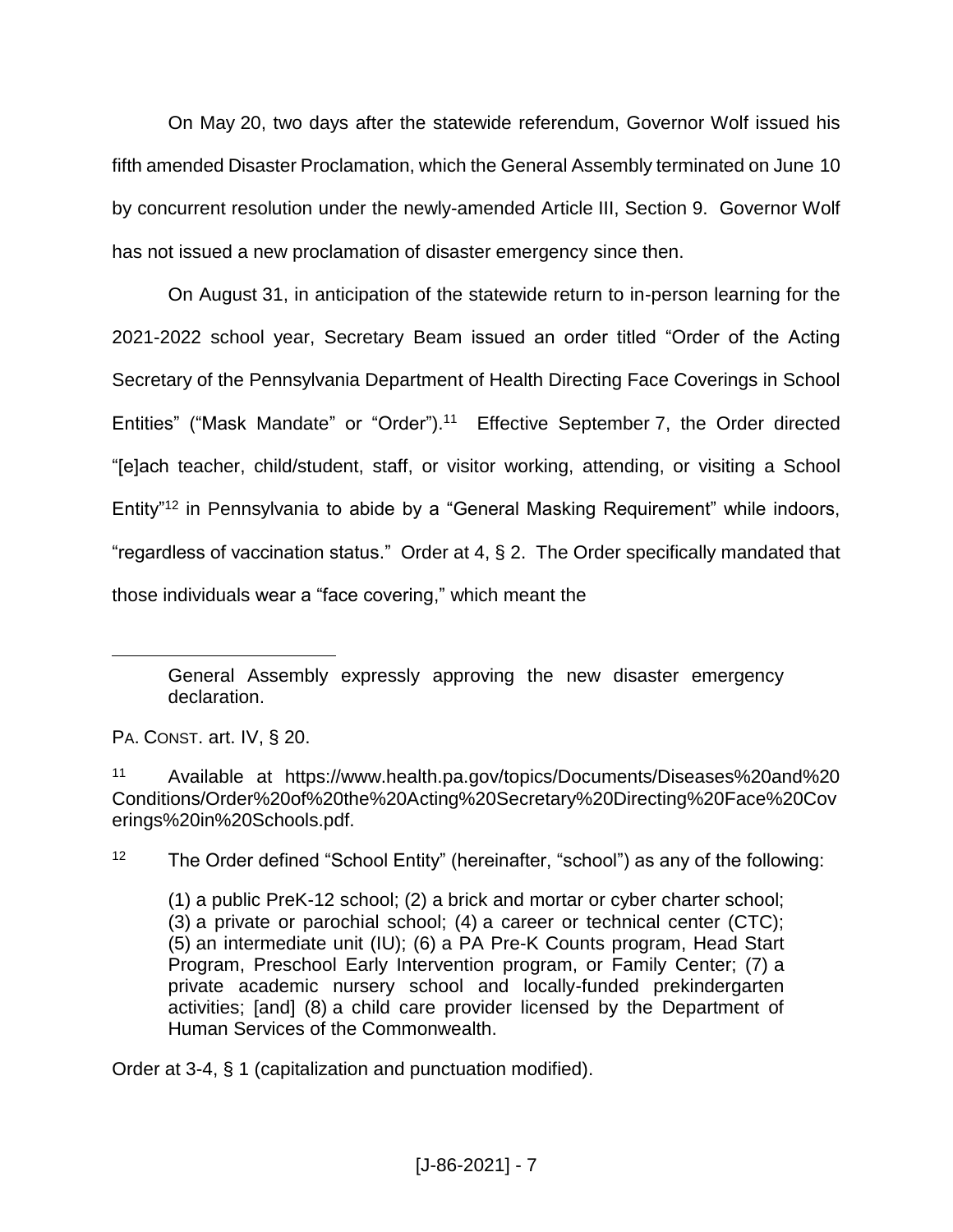On May 20, two days after the statewide referendum, Governor Wolf issued his fifth amended Disaster Proclamation, which the General Assembly terminated on June 10 by concurrent resolution under the newly-amended Article III, Section 9. Governor Wolf has not issued a new proclamation of disaster emergency since then.

On August 31, in anticipation of the statewide return to in-person learning for the 2021-2022 school year, Secretary Beam issued an order titled "Order of the Acting Secretary of the Pennsylvania Department of Health Directing Face Coverings in School Entities" ("Mask Mandate" or "Order").[11] Effective September 7, the Order directed "[e]ach teacher, child/student, staff, or visitor working, attending, or visiting a School Entity"[12] in Pennsylvania to abide by a "General Masking Requirement" while indoors, "regardless of vaccination status." Order at 4, § 2. The Order specifically mandated that those individuals wear a "face covering," which meant the

---

> General Assembly expressly approving the new disaster emergency declaration.

PA. CONST. art. IV, § 20.

[11] Available at https://www.health.pa.gov/topics/Documents/Diseases%20and%20Conditions/Order%20of%20the%20Acting%20Secretary%20Directing%20Face%20Coverings%20in%20Schools.pdf.

[12] The Order defined "School Entity" (hereinafter, "school") as any of the following:

> (1) a public PreK-12 school; (2) a brick and mortar or cyber charter school; (3) a private or parochial school; (4) a career or technical center (CTC); (5) an intermediate unit (IU); (6) a PA Pre-K Counts program, Head Start Program, Preschool Early Intervention program, or Family Center; (7) a private academic nursery school and locally-funded prekindergarten activities; [and] (8) a child care provider licensed by the Department of Human Services of the Commonwealth.

Order at 3-4, § 1 (capitalization and punctuation modified).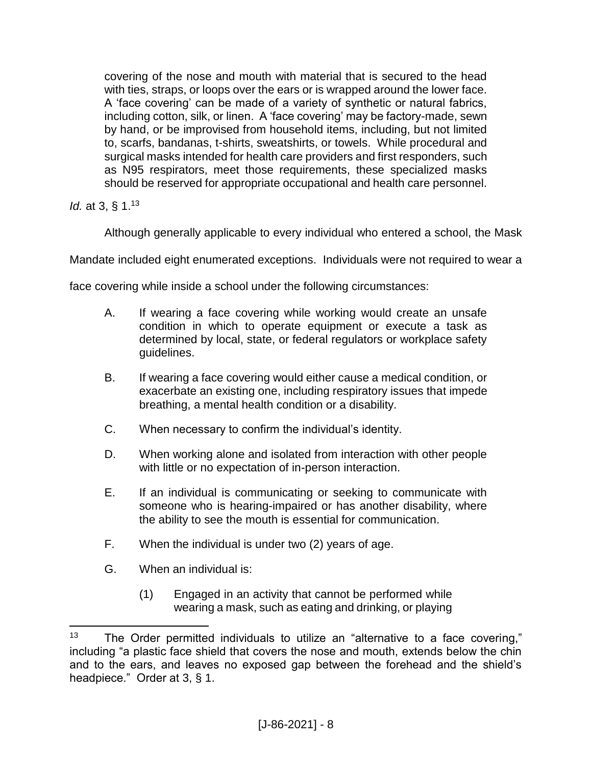> covering of the nose and mouth with material that is secured to the head with ties, straps, or loops over the ears or is wrapped around the lower face. A 'face covering' can be made of a variety of synthetic or natural fabrics, including cotton, silk, or linen. A 'face covering' may be factory-made, sewn by hand, or be improvised from household items, including, but not limited to, scarfs, bandanas, t-shirts, sweatshirts, or towels. While procedural and surgical masks intended for health care providers and first responders, such as N95 respirators, meet those requirements, these specialized masks should be reserved for appropriate occupational and health care personnel.

*Id.* at 3, § 1.[13]

Although generally applicable to every individual who entered a school, the Mask Mandate included eight enumerated exceptions. Individuals were not required to wear a face covering while inside a school under the following circumstances:

> A. If wearing a face covering while working would create an unsafe condition in which to operate equipment or execute a task as determined by local, state, or federal regulators or workplace safety guidelines.
>
> B. If wearing a face covering would either cause a medical condition, or exacerbate an existing one, including respiratory issues that impede breathing, a mental health condition or a disability.
>
> C. When necessary to confirm the individual's identity.
>
> D. When working alone and isolated from interaction with other people with little or no expectation of in-person interaction.
>
> E. If an individual is communicating or seeking to communicate with someone who is hearing-impaired or has another disability, where the ability to see the mouth is essential for communication.
>
> F. When the individual is under two (2) years of age.
>
> G. When an individual is:
>
> (1) Engaged in an activity that cannot be performed while wearing a mask, such as eating and drinking, or playing

[13] The Order permitted individuals to utilize an "alternative to a face covering," including "a plastic face shield that covers the nose and mouth, extends below the chin and to the ears, and leaves no exposed gap between the forehead and the shield's headpiece." Order at 3, § 1.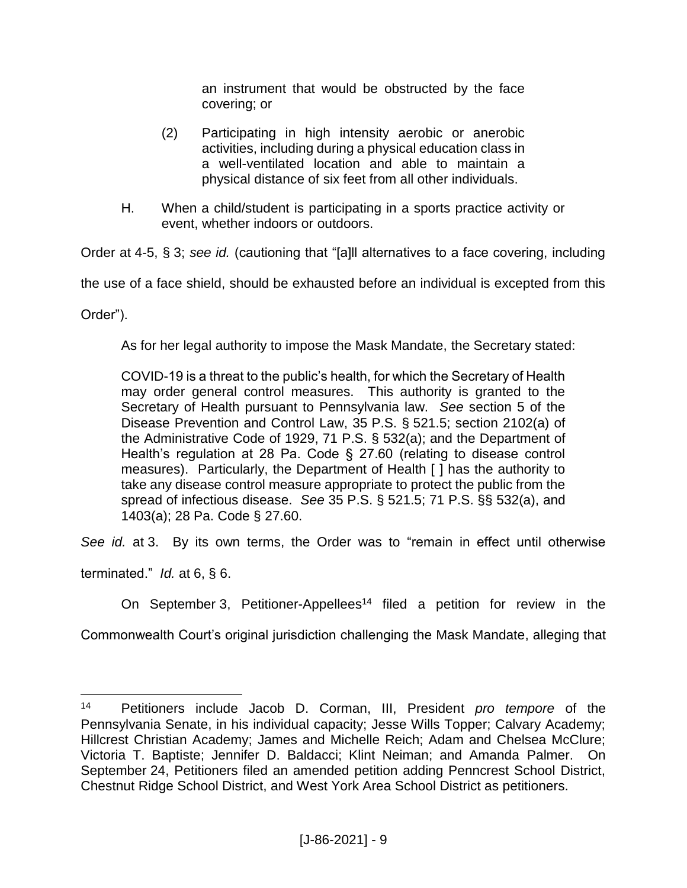an instrument that would be obstructed by the face covering; or

(2) Participating in high intensity aerobic or anerobic activities, including during a physical education class in a well-ventilated location and able to maintain a physical distance of six feet from all other individuals.

H. When a child/student is participating in a sports practice activity or event, whether indoors or outdoors.

Order at 4-5, § 3; *see id.* (cautioning that "[a]ll alternatives to a face covering, including the use of a face shield, should be exhausted before an individual is excepted from this Order").

As for her legal authority to impose the Mask Mandate, the Secretary stated:

> COVID-19 is a threat to the public's health, for which the Secretary of Health may order general control measures. This authority is granted to the Secretary of Health pursuant to Pennsylvania law. *See* section 5 of the Disease Prevention and Control Law, 35 P.S. § 521.5; section 2102(a) of the Administrative Code of 1929, 71 P.S. § 532(a); and the Department of Health's regulation at 28 Pa. Code § 27.60 (relating to disease control measures). Particularly, the Department of Health [ ] has the authority to take any disease control measure appropriate to protect the public from the spread of infectious disease. *See* 35 P.S. § 521.5; 71 P.S. §§ 532(a), and 1403(a); 28 Pa. Code § 27.60.

*See id.* at 3. By its own terms, the Order was to "remain in effect until otherwise terminated." *Id.* at 6, § 6.

On September 3, Petitioner-Appellees[14] filed a petition for review in the Commonwealth Court's original jurisdiction challenging the Mask Mandate, alleging that

---

[14] Petitioners include Jacob D. Corman, III, President *pro tempore* of the Pennsylvania Senate, in his individual capacity; Jesse Wills Topper; Calvary Academy; Hillcrest Christian Academy; James and Michelle Reich; Adam and Chelsea McClure; Victoria T. Baptiste; Jennifer D. Baldacci; Klint Neiman; and Amanda Palmer. On September 24, Petitioners filed an amended petition adding Penncrest School District, Chestnut Ridge School District, and West York Area School District as petitioners.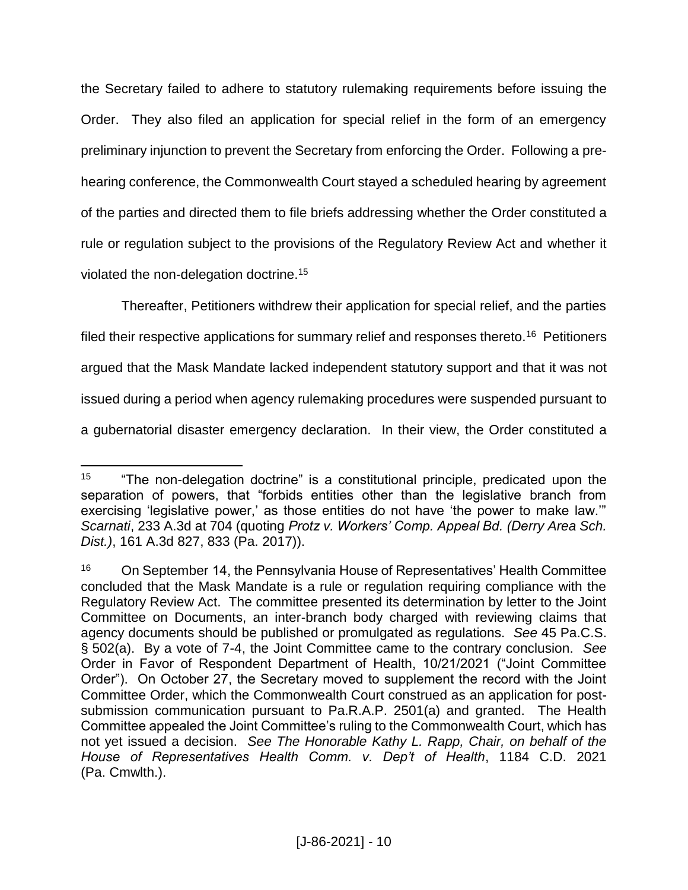the Secretary failed to adhere to statutory rulemaking requirements before issuing the Order. They also filed an application for special relief in the form of an emergency preliminary injunction to prevent the Secretary from enforcing the Order. Following a pre-hearing conference, the Commonwealth Court stayed a scheduled hearing by agreement of the parties and directed them to file briefs addressing whether the Order constituted a rule or regulation subject to the provisions of the Regulatory Review Act and whether it violated the non-delegation doctrine.[15]

Thereafter, Petitioners withdrew their application for special relief, and the parties filed their respective applications for summary relief and responses thereto.[16] Petitioners argued that the Mask Mandate lacked independent statutory support and that it was not issued during a period when agency rulemaking procedures were suspended pursuant to a gubernatorial disaster emergency declaration. In their view, the Order constituted a

---

[15] "The non-delegation doctrine" is a constitutional principle, predicated upon the separation of powers, that "forbids entities other than the legislative branch from exercising 'legislative power,' as those entities do not have 'the power to make law.'" *Scarnati*, 233 A.3d at 704 (quoting *Protz v. Workers' Comp. Appeal Bd. (Derry Area Sch. Dist.)*, 161 A.3d 827, 833 (Pa. 2017)).

[16] On September 14, the Pennsylvania House of Representatives' Health Committee concluded that the Mask Mandate is a rule or regulation requiring compliance with the Regulatory Review Act. The committee presented its determination by letter to the Joint Committee on Documents, an inter-branch body charged with reviewing claims that agency documents should be published or promulgated as regulations. *See* 45 Pa.C.S. § 502(a). By a vote of 7-4, the Joint Committee came to the contrary conclusion. *See* Order in Favor of Respondent Department of Health, 10/21/2021 ("Joint Committee Order"). On October 27, the Secretary moved to supplement the record with the Joint Committee Order, which the Commonwealth Court construed as an application for post-submission communication pursuant to Pa.R.A.P. 2501(a) and granted. The Health Committee appealed the Joint Committee's ruling to the Commonwealth Court, which has not yet issued a decision. *See The Honorable Kathy L. Rapp, Chair, on behalf of the House of Representatives Health Comm. v. Dep't of Health*, 1184 C.D. 2021 (Pa. Cmwlth.).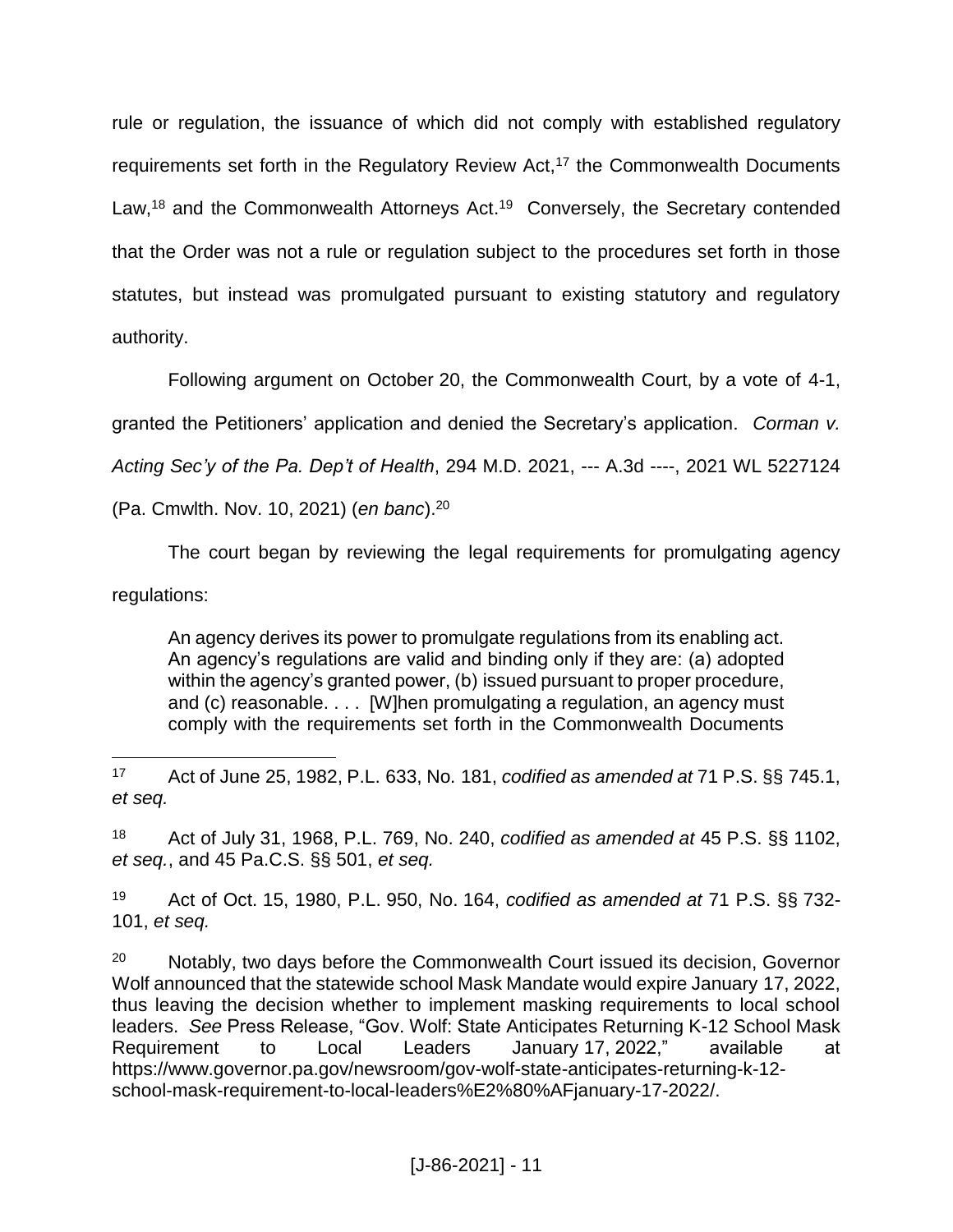rule or regulation, the issuance of which did not comply with established regulatory requirements set forth in the Regulatory Review Act,[17] the Commonwealth Documents Law,[18] and the Commonwealth Attorneys Act.[19] Conversely, the Secretary contended that the Order was not a rule or regulation subject to the procedures set forth in those statutes, but instead was promulgated pursuant to existing statutory and regulatory authority.

Following argument on October 20, the Commonwealth Court, by a vote of 4-1, granted the Petitioners' application and denied the Secretary's application. *Corman v. Acting Sec'y of the Pa. Dep't of Health*, 294 M.D. 2021, --- A.3d ----, 2021 WL 5227124 (Pa. Cmwlth. Nov. 10, 2021) (*en banc*).[20]

The court began by reviewing the legal requirements for promulgating agency regulations:

> An agency derives its power to promulgate regulations from its enabling act. An agency's regulations are valid and binding only if they are: (a) adopted within the agency's granted power, (b) issued pursuant to proper procedure, and (c) reasonable. . . . [W]hen promulgating a regulation, an agency must comply with the requirements set forth in the Commonwealth Documents

---

[17] Act of June 25, 1982, P.L. 633, No. 181, *codified as amended at* 71 P.S. §§ 745.1, *et seq.*

[18] Act of July 31, 1968, P.L. 769, No. 240, *codified as amended at* 45 P.S. §§ 1102, *et seq.*, and 45 Pa.C.S. §§ 501, *et seq.*

[19] Act of Oct. 15, 1980, P.L. 950, No. 164, *codified as amended at* 71 P.S. §§ 732-101, *et seq.*

[20] Notably, two days before the Commonwealth Court issued its decision, Governor Wolf announced that the statewide school Mask Mandate would expire January 17, 2022, thus leaving the decision whether to implement masking requirements to local school leaders. *See* Press Release, "Gov. Wolf: State Anticipates Returning K-12 School Mask Requirement to Local Leaders January 17, 2022," available at https://www.governor.pa.gov/newsroom/gov-wolf-state-anticipates-returning-k-12-school-mask-requirement-to-local-leaders%E2%80%AFjanuary-17-2022/.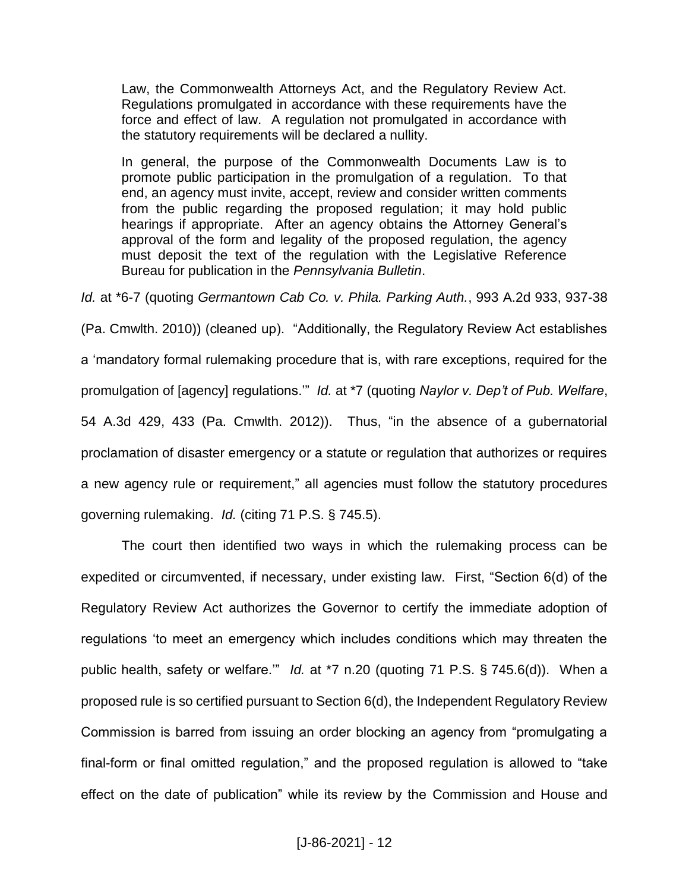> Law, the Commonwealth Attorneys Act, and the Regulatory Review Act. Regulations promulgated in accordance with these requirements have the force and effect of law. A regulation not promulgated in accordance with the statutory requirements will be declared a nullity.
>
> In general, the purpose of the Commonwealth Documents Law is to promote public participation in the promulgation of a regulation. To that end, an agency must invite, accept, review and consider written comments from the public regarding the proposed regulation; it may hold public hearings if appropriate. After an agency obtains the Attorney General's approval of the form and legality of the proposed regulation, the agency must deposit the text of the regulation with the Legislative Reference Bureau for publication in the *Pennsylvania Bulletin*.

*Id.* at *6-7 (quoting *Germantown Cab Co. v. Phila. Parking Auth.*, 993 A.2d 933, 937-38 (Pa. Cmwlth. 2010)) (cleaned up). "Additionally, the Regulatory Review Act establishes a 'mandatory formal rulemaking procedure that is, with rare exceptions, required for the promulgation of [agency] regulations.'" *Id.* at *7 (quoting *Naylor v. Dep't of Pub. Welfare*, 54 A.3d 429, 433 (Pa. Cmwlth. 2012)). Thus, "in the absence of a gubernatorial proclamation of disaster emergency or a statute or regulation that authorizes or requires a new agency rule or requirement," all agencies must follow the statutory procedures governing rulemaking. *Id.* (citing 71 P.S. § 745.5).

The court then identified two ways in which the rulemaking process can be expedited or circumvented, if necessary, under existing law. First, "Section 6(d) of the Regulatory Review Act authorizes the Governor to certify the immediate adoption of regulations 'to meet an emergency which includes conditions which may threaten the public health, safety or welfare.'" *Id.* at *7 n.20 (quoting 71 P.S. § 745.6(d)). When a proposed rule is so certified pursuant to Section 6(d), the Independent Regulatory Review Commission is barred from issuing an order blocking an agency from "promulgating a final-form or final omitted regulation," and the proposed regulation is allowed to "take effect on the date of publication" while its review by the Commission and House and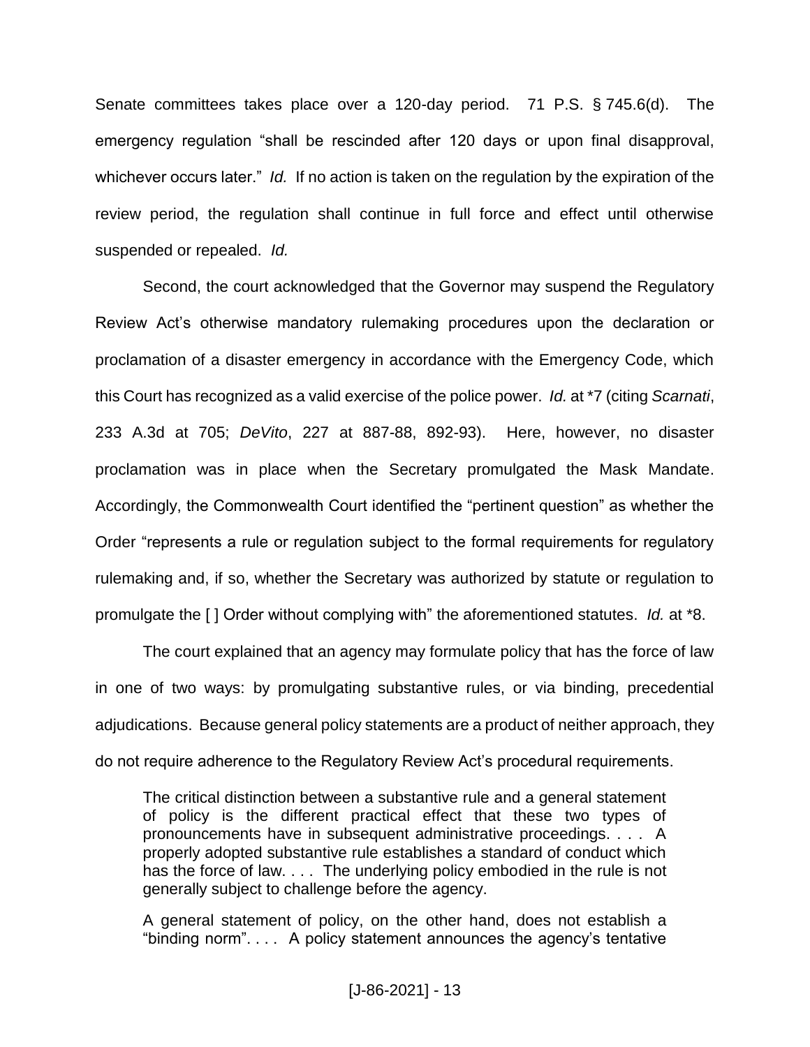Senate committees takes place over a 120-day period. 71 P.S. § 745.6(d). The emergency regulation "shall be rescinded after 120 days or upon final disapproval, whichever occurs later." *Id.* If no action is taken on the regulation by the expiration of the review period, the regulation shall continue in full force and effect until otherwise suspended or repealed. *Id.*

Second, the court acknowledged that the Governor may suspend the Regulatory Review Act's otherwise mandatory rulemaking procedures upon the declaration or proclamation of a disaster emergency in accordance with the Emergency Code, which this Court has recognized as a valid exercise of the police power. *Id.* at *7 (citing *Scarnati*, 233 A.3d at 705; *DeVito*, 227 at 887-88, 892-93). Here, however, no disaster proclamation was in place when the Secretary promulgated the Mask Mandate. Accordingly, the Commonwealth Court identified the "pertinent question" as whether the Order "represents a rule or regulation subject to the formal requirements for regulatory rulemaking and, if so, whether the Secretary was authorized by statute or regulation to promulgate the [ ] Order without complying with" the aforementioned statutes. *Id.* at *8.

The court explained that an agency may formulate policy that has the force of law in one of two ways: by promulgating substantive rules, or via binding, precedential adjudications. Because general policy statements are a product of neither approach, they do not require adherence to the Regulatory Review Act's procedural requirements.

> The critical distinction between a substantive rule and a general statement of policy is the different practical effect that these two types of pronouncements have in subsequent administrative proceedings. . . . A properly adopted substantive rule establishes a standard of conduct which has the force of law. . . . The underlying policy embodied in the rule is not generally subject to challenge before the agency.
>
> A general statement of policy, on the other hand, does not establish a "binding norm". . . . A policy statement announces the agency's tentative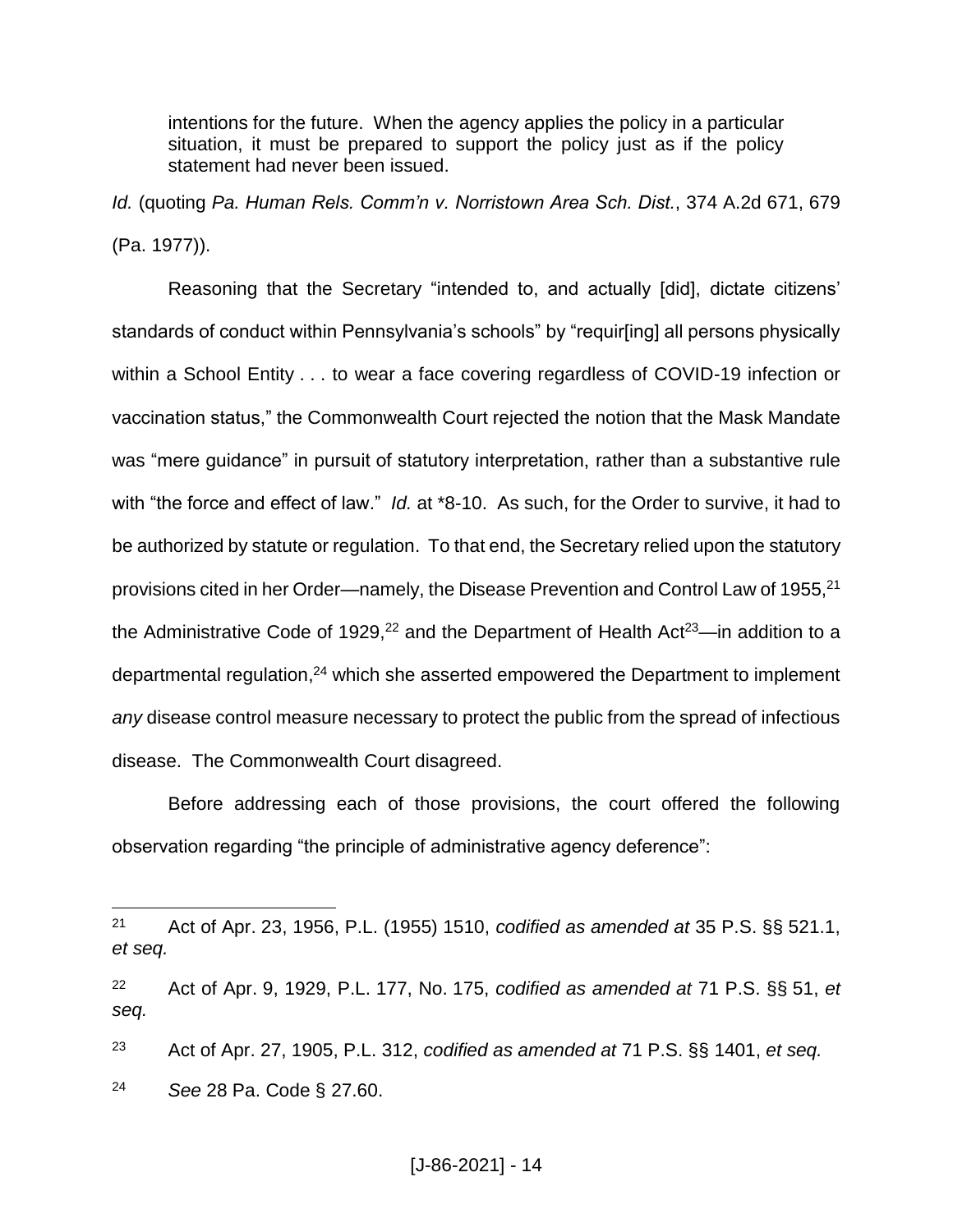> intentions for the future. When the agency applies the policy in a particular situation, it must be prepared to support the policy just as if the policy statement had never been issued.

*Id.* (quoting *Pa. Human Rels. Comm'n v. Norristown Area Sch. Dist.*, 374 A.2d 671, 679 (Pa. 1977)).

Reasoning that the Secretary "intended to, and actually [did], dictate citizens' standards of conduct within Pennsylvania's schools" by "requir[ing] all persons physically within a School Entity . . . to wear a face covering regardless of COVID-19 infection or vaccination status," the Commonwealth Court rejected the notion that the Mask Mandate was "mere guidance" in pursuit of statutory interpretation, rather than a substantive rule with "the force and effect of law." *Id.* at *8-10. As such, for the Order to survive, it had to be authorized by statute or regulation. To that end, the Secretary relied upon the statutory provisions cited in her Order—namely, the Disease Prevention and Control Law of 1955,[21] the Administrative Code of 1929,[22] and the Department of Health Act[23]—in addition to a departmental regulation,[24] which she asserted empowered the Department to implement *any* disease control measure necessary to protect the public from the spread of infectious disease. The Commonwealth Court disagreed.

Before addressing each of those provisions, the court offered the following observation regarding "the principle of administrative agency deference":

---

[21] Act of Apr. 23, 1956, P.L. (1955) 1510, *codified as amended at* 35 P.S. §§ 521.1, *et seq.*

[22] Act of Apr. 9, 1929, P.L. 177, No. 175, *codified as amended at* 71 P.S. §§ 51, *et seq.*

[23] Act of Apr. 27, 1905, P.L. 312, *codified as amended at* 71 P.S. §§ 1401, *et seq.*

[24] *See* 28 Pa. Code § 27.60.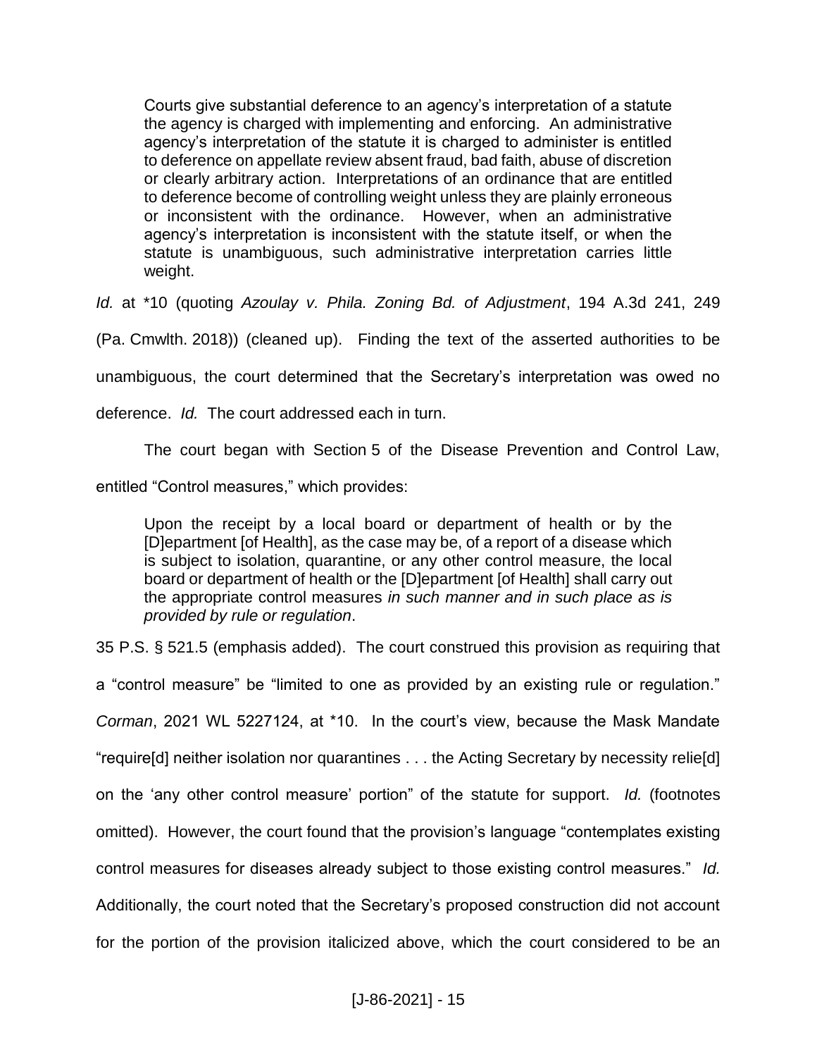> Courts give substantial deference to an agency's interpretation of a statute the agency is charged with implementing and enforcing. An administrative agency's interpretation of the statute it is charged to administer is entitled to deference on appellate review absent fraud, bad faith, abuse of discretion or clearly arbitrary action. Interpretations of an ordinance that are entitled to deference become of controlling weight unless they are plainly erroneous or inconsistent with the ordinance. However, when an administrative agency's interpretation is inconsistent with the statute itself, or when the statute is unambiguous, such administrative interpretation carries little weight.

*Id.* at *10 (quoting *Azoulay v. Phila. Zoning Bd. of Adjustment*, 194 A.3d 241, 249 (Pa. Cmwlth. 2018)) (cleaned up). Finding the text of the asserted authorities to be unambiguous, the court determined that the Secretary's interpretation was owed no deference. *Id.* The court addressed each in turn.

The court began with Section 5 of the Disease Prevention and Control Law, entitled "Control measures," which provides:

> Upon the receipt by a local board or department of health or by the [D]epartment [of Health], as the case may be, of a report of a disease which is subject to isolation, quarantine, or any other control measure, the local board or department of health or the [D]epartment [of Health] shall carry out the appropriate control measures *in such manner and in such place as is provided by rule or regulation*.

35 P.S. § 521.5 (emphasis added). The court construed this provision as requiring that a "control measure" be "limited to one as provided by an existing rule or regulation." *Corman*, 2021 WL 5227124, at *10. In the court's view, because the Mask Mandate "require[d] neither isolation nor quarantines . . . the Acting Secretary by necessity relie[d] on the 'any other control measure' portion" of the statute for support. *Id.* (footnotes omitted). However, the court found that the provision's language "contemplates existing control measures for diseases already subject to those existing control measures." *Id.* Additionally, the court noted that the Secretary's proposed construction did not account for the portion of the provision italicized above, which the court considered to be an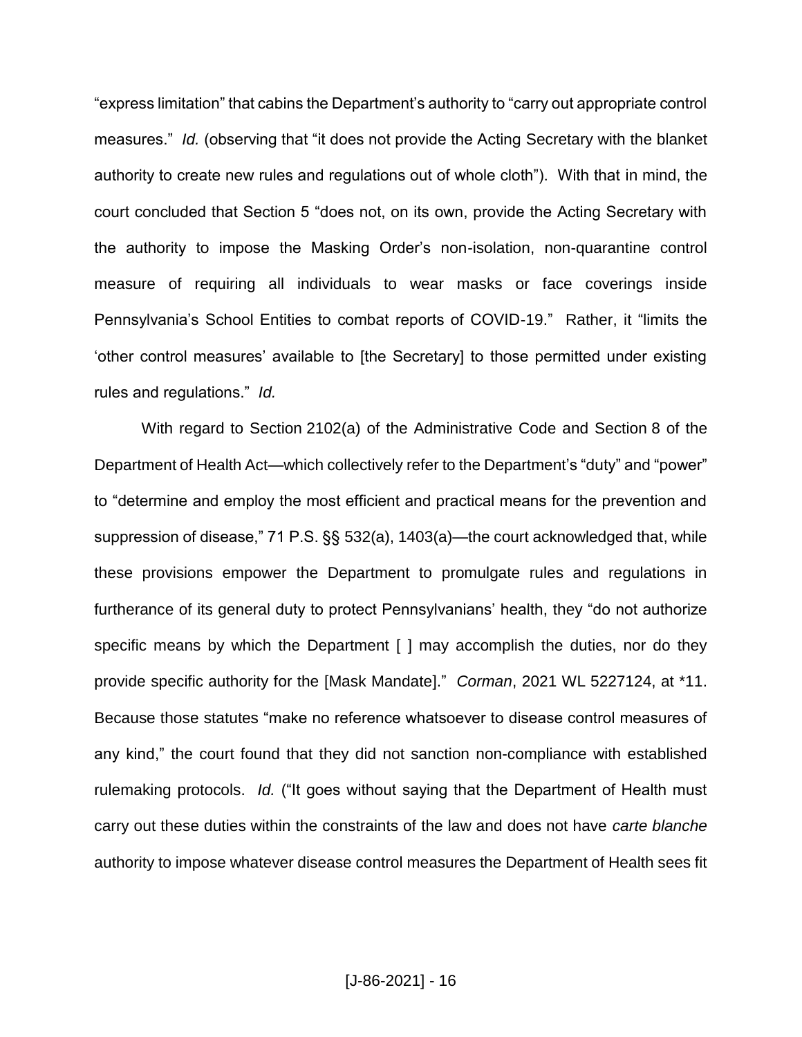"express limitation" that cabins the Department's authority to "carry out appropriate control measures." *Id.* (observing that "it does not provide the Acting Secretary with the blanket authority to create new rules and regulations out of whole cloth"). With that in mind, the court concluded that Section 5 "does not, on its own, provide the Acting Secretary with the authority to impose the Masking Order's non-isolation, non-quarantine control measure of requiring all individuals to wear masks or face coverings inside Pennsylvania's School Entities to combat reports of COVID-19." Rather, it "limits the 'other control measures' available to [the Secretary] to those permitted under existing rules and regulations." *Id.*

With regard to Section 2102(a) of the Administrative Code and Section 8 of the Department of Health Act—which collectively refer to the Department's "duty" and "power" to "determine and employ the most efficient and practical means for the prevention and suppression of disease," 71 P.S. §§ 532(a), 1403(a)—the court acknowledged that, while these provisions empower the Department to promulgate rules and regulations in furtherance of its general duty to protect Pennsylvanians' health, they "do not authorize specific means by which the Department [ ] may accomplish the duties, nor do they provide specific authority for the [Mask Mandate]." *Corman*, 2021 WL 5227124, at *11. Because those statutes "make no reference whatsoever to disease control measures of any kind," the court found that they did not sanction non-compliance with established rulemaking protocols. *Id.* ("It goes without saying that the Department of Health must carry out these duties within the constraints of the law and does not have *carte blanche* authority to impose whatever disease control measures the Department of Health sees fit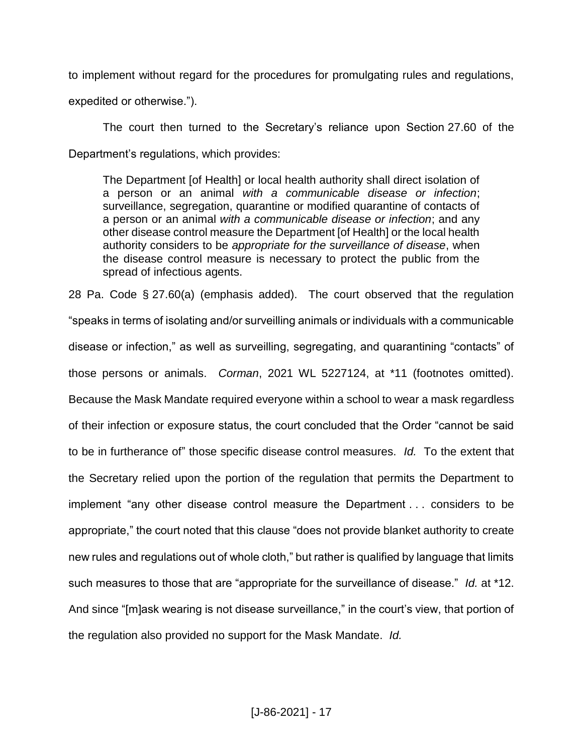to implement without regard for the procedures for promulgating rules and regulations, expedited or otherwise.").

The court then turned to the Secretary's reliance upon Section 27.60 of the Department's regulations, which provides:

> The Department [of Health] or local health authority shall direct isolation of a person or an animal *with a communicable disease or infection*; surveillance, segregation, quarantine or modified quarantine of contacts of a person or an animal *with a communicable disease or infection*; and any other disease control measure the Department [of Health] or the local health authority considers to be *appropriate for the surveillance of disease*, when the disease control measure is necessary to protect the public from the spread of infectious agents.

28 Pa. Code § 27.60(a) (emphasis added). The court observed that the regulation "speaks in terms of isolating and/or surveilling animals or individuals with a communicable disease or infection," as well as surveilling, segregating, and quarantining "contacts" of those persons or animals. *Corman*, 2021 WL 5227124, at *11 (footnotes omitted). Because the Mask Mandate required everyone within a school to wear a mask regardless of their infection or exposure status, the court concluded that the Order "cannot be said to be in furtherance of" those specific disease control measures. *Id.* To the extent that the Secretary relied upon the portion of the regulation that permits the Department to implement "any other disease control measure the Department . . . considers to be appropriate," the court noted that this clause "does not provide blanket authority to create new rules and regulations out of whole cloth," but rather is qualified by language that limits such measures to those that are "appropriate for the surveillance of disease." *Id.* at *12. And since "[m]ask wearing is not disease surveillance," in the court's view, that portion of the regulation also provided no support for the Mask Mandate. *Id.*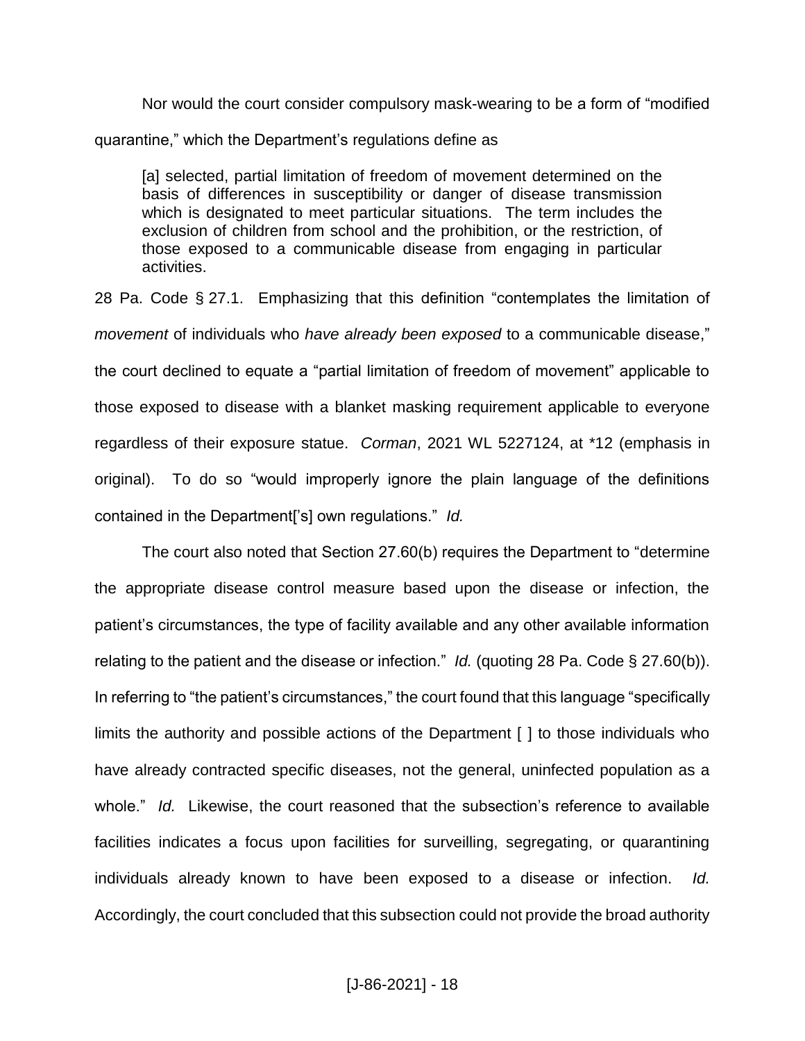Nor would the court consider compulsory mask-wearing to be a form of "modified quarantine," which the Department's regulations define as

> [a] selected, partial limitation of freedom of movement determined on the basis of differences in susceptibility or danger of disease transmission which is designated to meet particular situations. The term includes the exclusion of children from school and the prohibition, or the restriction, of those exposed to a communicable disease from engaging in particular activities.

28 Pa. Code § 27.1. Emphasizing that this definition "contemplates the limitation of *movement* of individuals who *have already been exposed* to a communicable disease," the court declined to equate a "partial limitation of freedom of movement" applicable to those exposed to disease with a blanket masking requirement applicable to everyone regardless of their exposure statue. *Corman*, 2021 WL 5227124, at *12 (emphasis in original). To do so "would improperly ignore the plain language of the definitions contained in the Department['s] own regulations." *Id.*

The court also noted that Section 27.60(b) requires the Department to "determine the appropriate disease control measure based upon the disease or infection, the patient's circumstances, the type of facility available and any other available information relating to the patient and the disease or infection." *Id.* (quoting 28 Pa. Code § 27.60(b)). In referring to "the patient's circumstances," the court found that this language "specifically limits the authority and possible actions of the Department [ ] to those individuals who have already contracted specific diseases, not the general, uninfected population as a whole." *Id.* Likewise, the court reasoned that the subsection's reference to available facilities indicates a focus upon facilities for surveilling, segregating, or quarantining individuals already known to have been exposed to a disease or infection. *Id.* Accordingly, the court concluded that this subsection could not provide the broad authority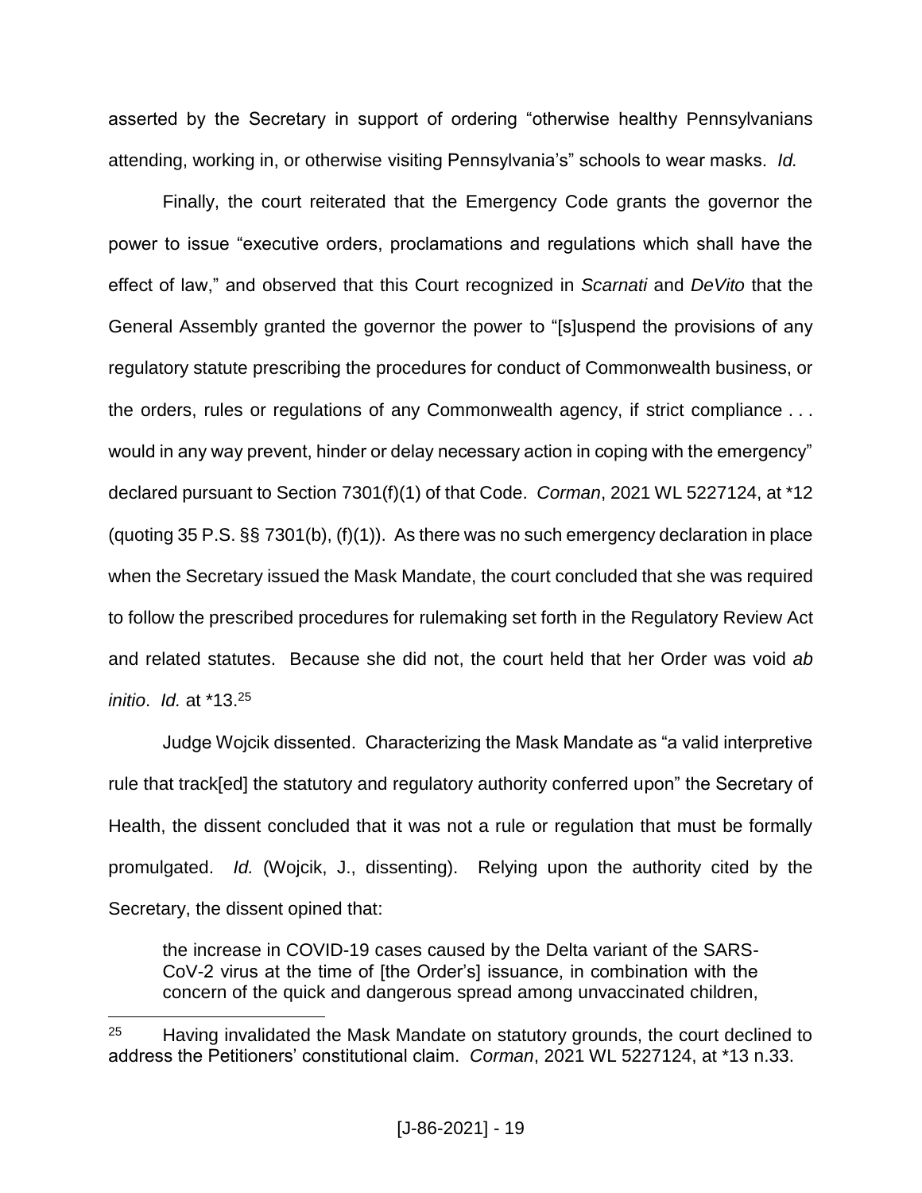asserted by the Secretary in support of ordering "otherwise healthy Pennsylvanians attending, working in, or otherwise visiting Pennsylvania's" schools to wear masks. *Id.*

Finally, the court reiterated that the Emergency Code grants the governor the power to issue "executive orders, proclamations and regulations which shall have the effect of law," and observed that this Court recognized in *Scarnati* and *DeVito* that the General Assembly granted the governor the power to "[s]uspend the provisions of any regulatory statute prescribing the procedures for conduct of Commonwealth business, or the orders, rules or regulations of any Commonwealth agency, if strict compliance . . . would in any way prevent, hinder or delay necessary action in coping with the emergency" declared pursuant to Section 7301(f)(1) of that Code. *Corman*, 2021 WL 5227124, at *12 (quoting 35 P.S. §§ 7301(b), (f)(1)). As there was no such emergency declaration in place when the Secretary issued the Mask Mandate, the court concluded that she was required to follow the prescribed procedures for rulemaking set forth in the Regulatory Review Act and related statutes. Because she did not, the court held that her Order was void *ab initio*. *Id.* at *13.[25]

Judge Wojcik dissented. Characterizing the Mask Mandate as "a valid interpretive rule that track[ed] the statutory and regulatory authority conferred upon" the Secretary of Health, the dissent concluded that it was not a rule or regulation that must be formally promulgated. *Id.* (Wojcik, J., dissenting). Relying upon the authority cited by the Secretary, the dissent opined that:

> the increase in COVID-19 cases caused by the Delta variant of the SARS-CoV-2 virus at the time of [the Order's] issuance, in combination with the concern of the quick and dangerous spread among unvaccinated children,

---

[25] Having invalidated the Mask Mandate on statutory grounds, the court declined to address the Petitioners' constitutional claim. *Corman*, 2021 WL 5227124, at *13 n.33.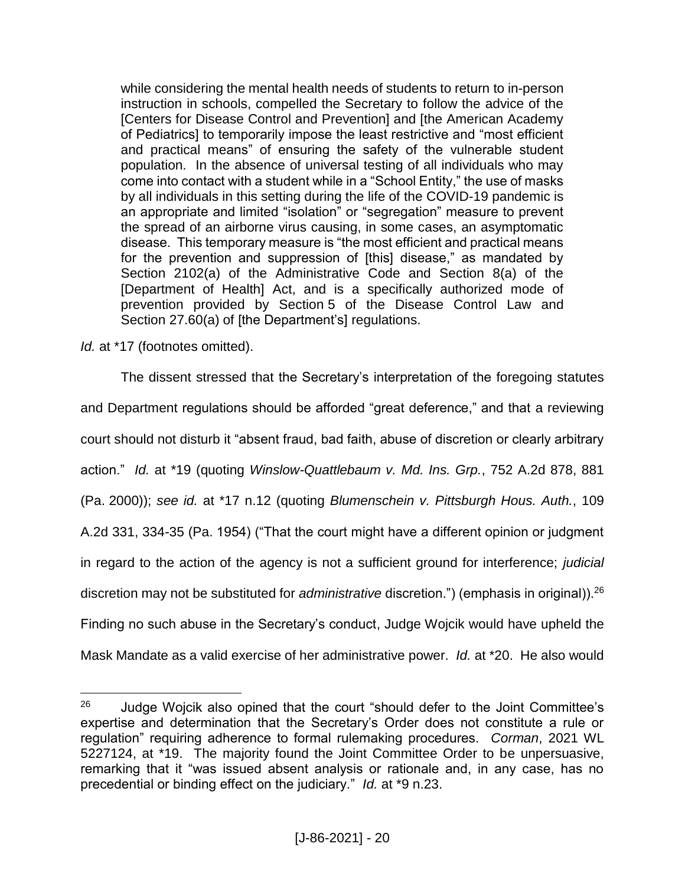> while considering the mental health needs of students to return to in-person instruction in schools, compelled the Secretary to follow the advice of the [Centers for Disease Control and Prevention] and [the American Academy of Pediatrics] to temporarily impose the least restrictive and "most efficient and practical means" of ensuring the safety of the vulnerable student population. In the absence of universal testing of all individuals who may come into contact with a student while in a "School Entity," the use of masks by all individuals in this setting during the life of the COVID-19 pandemic is an appropriate and limited "isolation" or "segregation" measure to prevent the spread of an airborne virus causing, in some cases, an asymptomatic disease. This temporary measure is "the most efficient and practical means for the prevention and suppression of [this] disease," as mandated by Section 2102(a) of the Administrative Code and Section 8(a) of the [Department of Health] Act, and is a specifically authorized mode of prevention provided by Section 5 of the Disease Control Law and Section 27.60(a) of [the Department's] regulations.

*Id.* at *17 (footnotes omitted).

The dissent stressed that the Secretary's interpretation of the foregoing statutes and Department regulations should be afforded "great deference," and that a reviewing court should not disturb it "absent fraud, bad faith, abuse of discretion or clearly arbitrary action." *Id.* at *19 (quoting *Winslow-Quattlebaum v. Md. Ins. Grp.*, 752 A.2d 878, 881 (Pa. 2000)); *see id.* at *17 n.12 (quoting *Blumenschein v. Pittsburgh Hous. Auth.*, 109 A.2d 331, 334-35 (Pa. 1954) ("That the court might have a different opinion or judgment in regard to the action of the agency is not a sufficient ground for interference; *judicial* discretion may not be substituted for *administrative* discretion.") (emphasis in original)).[26] Finding no such abuse in the Secretary's conduct, Judge Wojcik would have upheld the Mask Mandate as a valid exercise of her administrative power. *Id.* at *20. He also would

---

[26] Judge Wojcik also opined that the court "should defer to the Joint Committee's expertise and determination that the Secretary's Order does not constitute a rule or regulation" requiring adherence to formal rulemaking procedures. *Corman*, 2021 WL 5227124, at *19. The majority found the Joint Committee Order to be unpersuasive, remarking that it "was issued absent analysis or rationale and, in any case, has no precedential or binding effect on the judiciary." *Id.* at *9 n.23.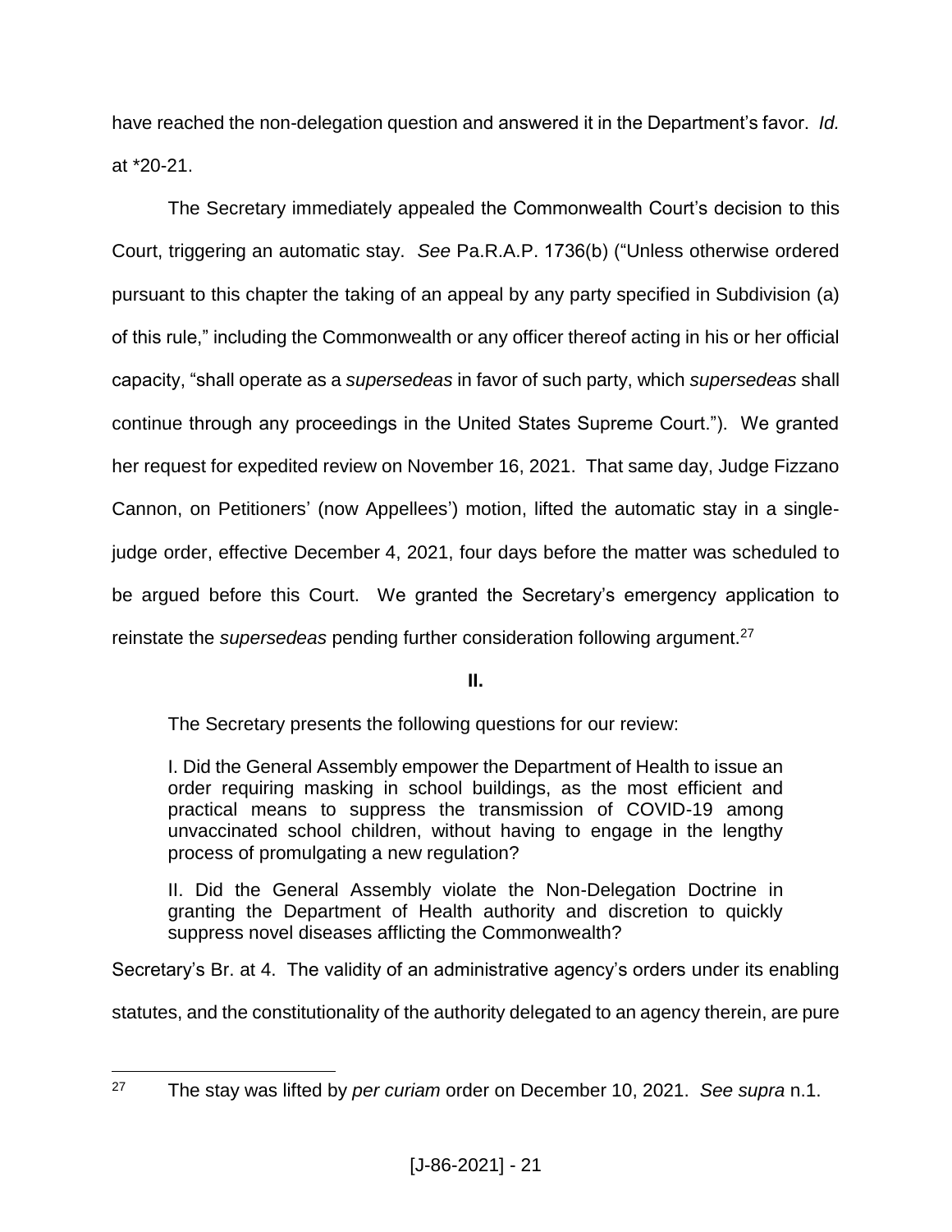have reached the non-delegation question and answered it in the Department's favor. *Id.* at *20-21.

The Secretary immediately appealed the Commonwealth Court's decision to this Court, triggering an automatic stay. *See* Pa.R.A.P. 1736(b) ("Unless otherwise ordered pursuant to this chapter the taking of an appeal by any party specified in Subdivision (a) of this rule," including the Commonwealth or any officer thereof acting in his or her official capacity, "shall operate as a *supersedeas* in favor of such party, which *supersedeas* shall continue through any proceedings in the United States Supreme Court."). We granted her request for expedited review on November 16, 2021. That same day, Judge Fizzano Cannon, on Petitioners' (now Appellees') motion, lifted the automatic stay in a single-judge order, effective December 4, 2021, four days before the matter was scheduled to be argued before this Court. We granted the Secretary's emergency application to reinstate the *supersedeas* pending further consideration following argument.[27]

**II.**

The Secretary presents the following questions for our review:

> I. Did the General Assembly empower the Department of Health to issue an order requiring masking in school buildings, as the most efficient and practical means to suppress the transmission of COVID-19 among unvaccinated school children, without having to engage in the lengthy process of promulgating a new regulation?
>
> II. Did the General Assembly violate the Non-Delegation Doctrine in granting the Department of Health authority and discretion to quickly suppress novel diseases afflicting the Commonwealth?

Secretary's Br. at 4. The validity of an administrative agency's orders under its enabling statutes, and the constitutionality of the authority delegated to an agency therein, are pure

---

[27] The stay was lifted by *per curiam* order on December 10, 2021. *See supra* n.1.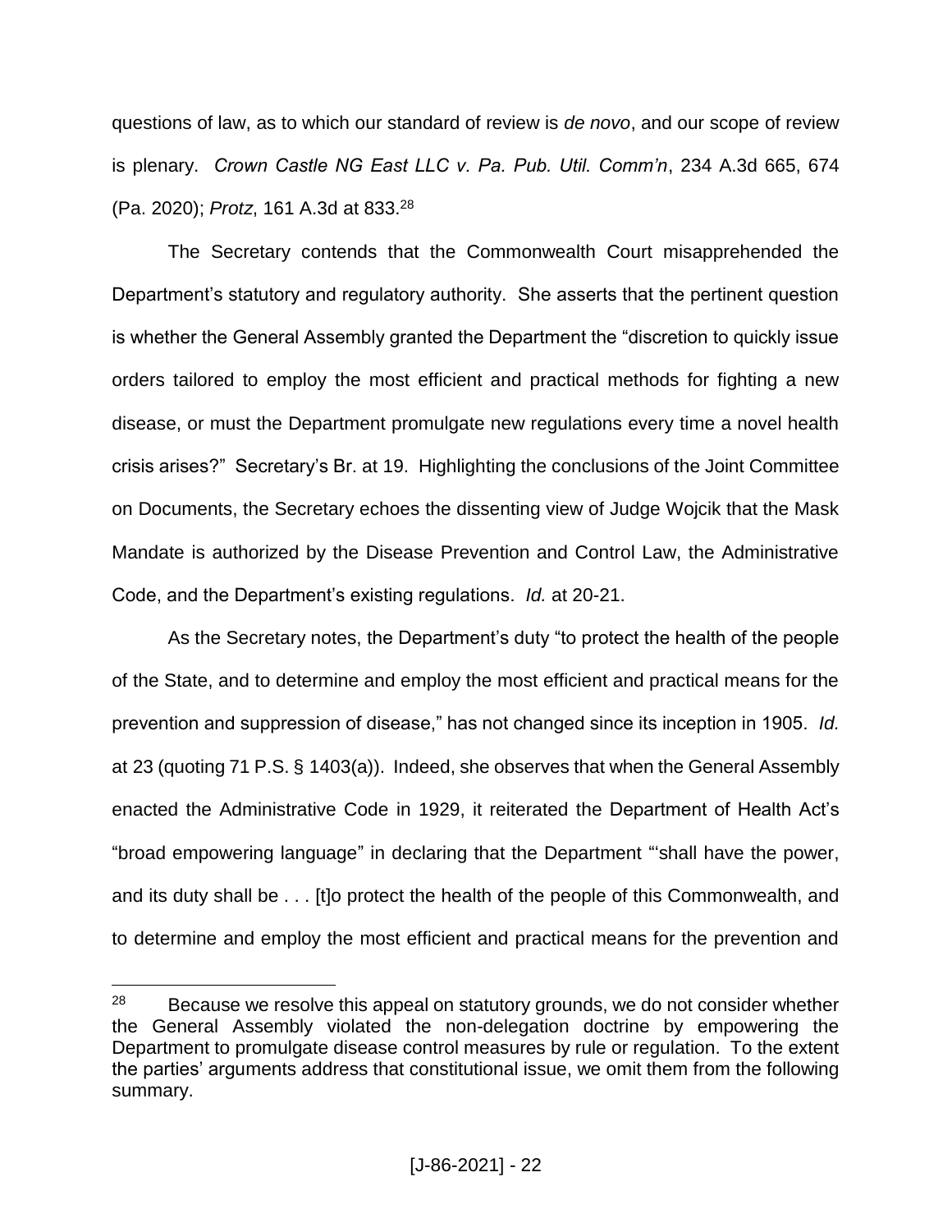questions of law, as to which our standard of review is *de novo*, and our scope of review is plenary. *Crown Castle NG East LLC v. Pa. Pub. Util. Comm'n*, 234 A.3d 665, 674 (Pa. 2020); *Protz*, 161 A.3d at 833.[28]

The Secretary contends that the Commonwealth Court misapprehended the Department's statutory and regulatory authority. She asserts that the pertinent question is whether the General Assembly granted the Department the "discretion to quickly issue orders tailored to employ the most efficient and practical methods for fighting a new disease, or must the Department promulgate new regulations every time a novel health crisis arises?" Secretary's Br. at 19. Highlighting the conclusions of the Joint Committee on Documents, the Secretary echoes the dissenting view of Judge Wojcik that the Mask Mandate is authorized by the Disease Prevention and Control Law, the Administrative Code, and the Department's existing regulations. *Id.* at 20-21.

As the Secretary notes, the Department's duty "to protect the health of the people of the State, and to determine and employ the most efficient and practical means for the prevention and suppression of disease," has not changed since its inception in 1905. *Id.* at 23 (quoting 71 P.S. § 1403(a)). Indeed, she observes that when the General Assembly enacted the Administrative Code in 1929, it reiterated the Department of Health Act's "broad empowering language" in declaring that the Department "'shall have the power, and its duty shall be . . . [t]o protect the health of the people of this Commonwealth, and to determine and employ the most efficient and practical means for the prevention and

---

[28] Because we resolve this appeal on statutory grounds, we do not consider whether the General Assembly violated the non-delegation doctrine by empowering the Department to promulgate disease control measures by rule or regulation. To the extent the parties' arguments address that constitutional issue, we omit them from the following summary.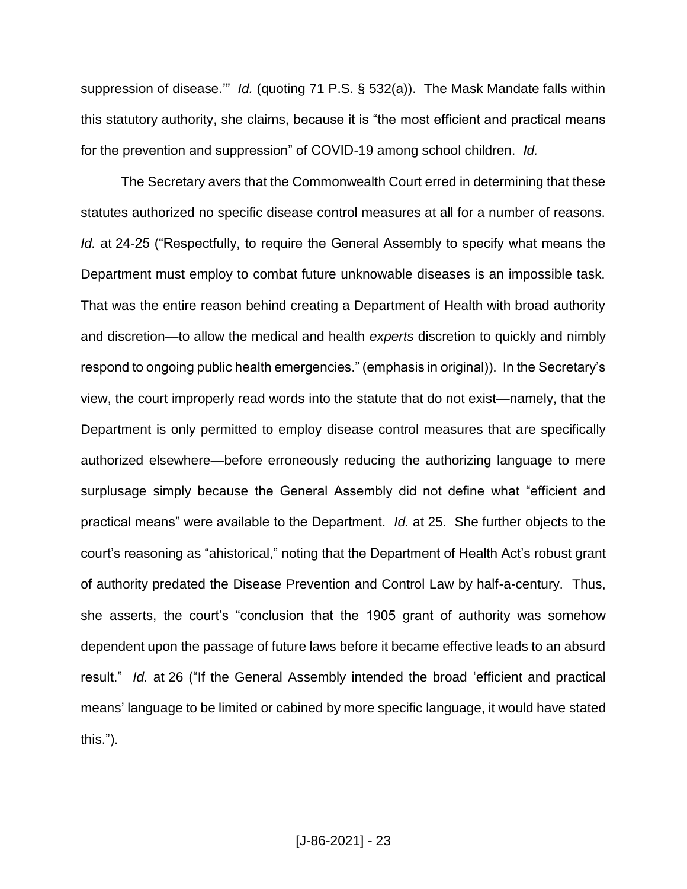suppression of disease.'" *Id.* (quoting 71 P.S. § 532(a)). The Mask Mandate falls within this statutory authority, she claims, because it is "the most efficient and practical means for the prevention and suppression" of COVID-19 among school children. *Id.*

The Secretary avers that the Commonwealth Court erred in determining that these statutes authorized no specific disease control measures at all for a number of reasons. *Id.* at 24-25 ("Respectfully, to require the General Assembly to specify what means the Department must employ to combat future unknowable diseases is an impossible task. That was the entire reason behind creating a Department of Health with broad authority and discretion—to allow the medical and health *experts* discretion to quickly and nimbly respond to ongoing public health emergencies." (emphasis in original)). In the Secretary's view, the court improperly read words into the statute that do not exist—namely, that the Department is only permitted to employ disease control measures that are specifically authorized elsewhere—before erroneously reducing the authorizing language to mere surplusage simply because the General Assembly did not define what "efficient and practical means" were available to the Department. *Id.* at 25. She further objects to the court's reasoning as "ahistorical," noting that the Department of Health Act's robust grant of authority predated the Disease Prevention and Control Law by half-a-century. Thus, she asserts, the court's "conclusion that the 1905 grant of authority was somehow dependent upon the passage of future laws before it became effective leads to an absurd result." *Id.* at 26 ("If the General Assembly intended the broad 'efficient and practical means' language to be limited or cabined by more specific language, it would have stated this.").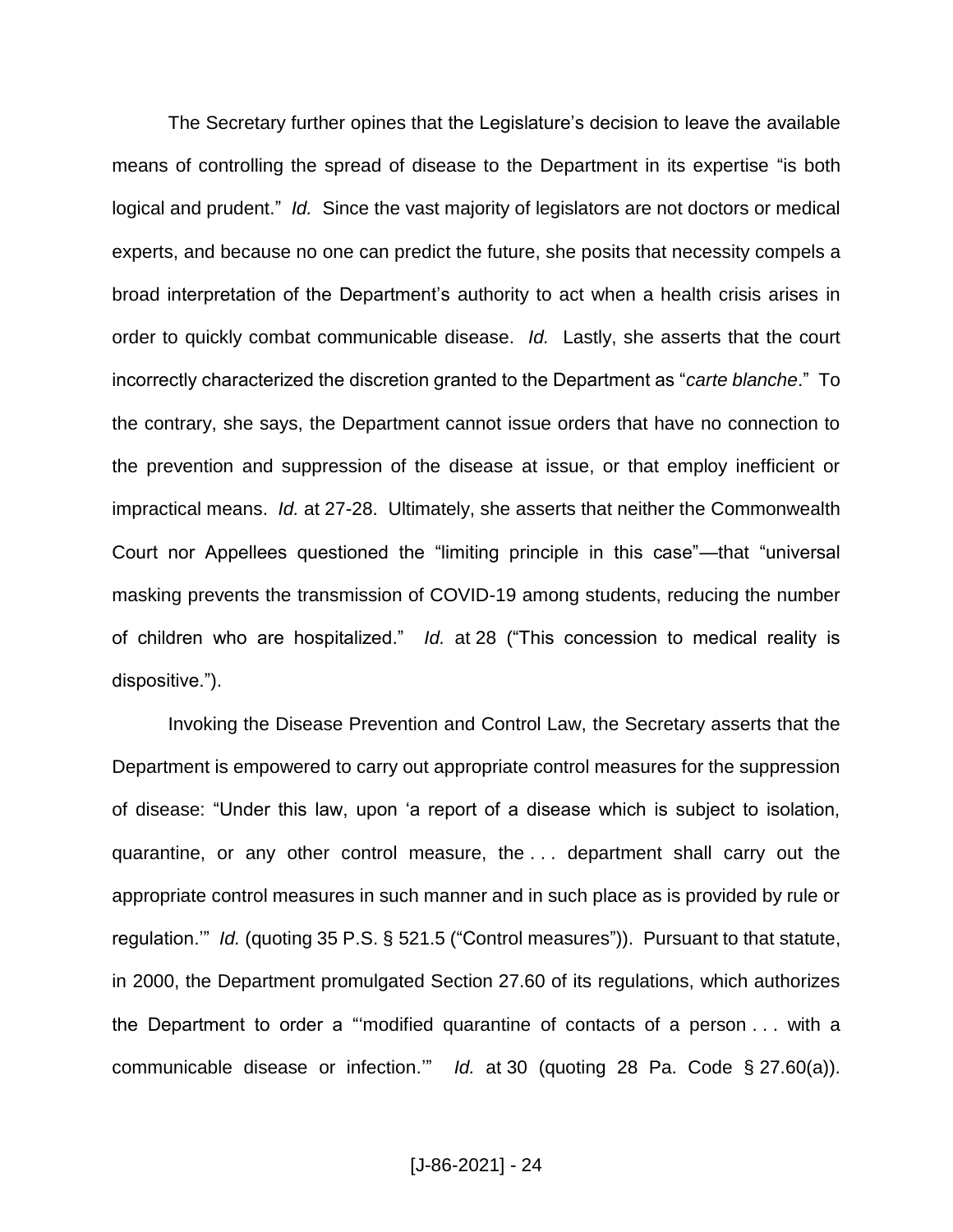The Secretary further opines that the Legislature's decision to leave the available means of controlling the spread of disease to the Department in its expertise "is both logical and prudent." *Id.* Since the vast majority of legislators are not doctors or medical experts, and because no one can predict the future, she posits that necessity compels a broad interpretation of the Department's authority to act when a health crisis arises in order to quickly combat communicable disease. *Id.* Lastly, she asserts that the court incorrectly characterized the discretion granted to the Department as "*carte blanche*." To the contrary, she says, the Department cannot issue orders that have no connection to the prevention and suppression of the disease at issue, or that employ inefficient or impractical means. *Id.* at 27-28. Ultimately, she asserts that neither the Commonwealth Court nor Appellees questioned the "limiting principle in this case"—that "universal masking prevents the transmission of COVID-19 among students, reducing the number of children who are hospitalized." *Id.* at 28 ("This concession to medical reality is dispositive.").

Invoking the Disease Prevention and Control Law, the Secretary asserts that the Department is empowered to carry out appropriate control measures for the suppression of disease: "Under this law, upon 'a report of a disease which is subject to isolation, quarantine, or any other control measure, the . . . department shall carry out the appropriate control measures in such manner and in such place as is provided by rule or regulation.'" *Id.* (quoting 35 P.S. § 521.5 ("Control measures")). Pursuant to that statute, in 2000, the Department promulgated Section 27.60 of its regulations, which authorizes the Department to order a "'modified quarantine of contacts of a person . . . with a communicable disease or infection.'" *Id.* at 30 (quoting 28 Pa. Code § 27.60(a)).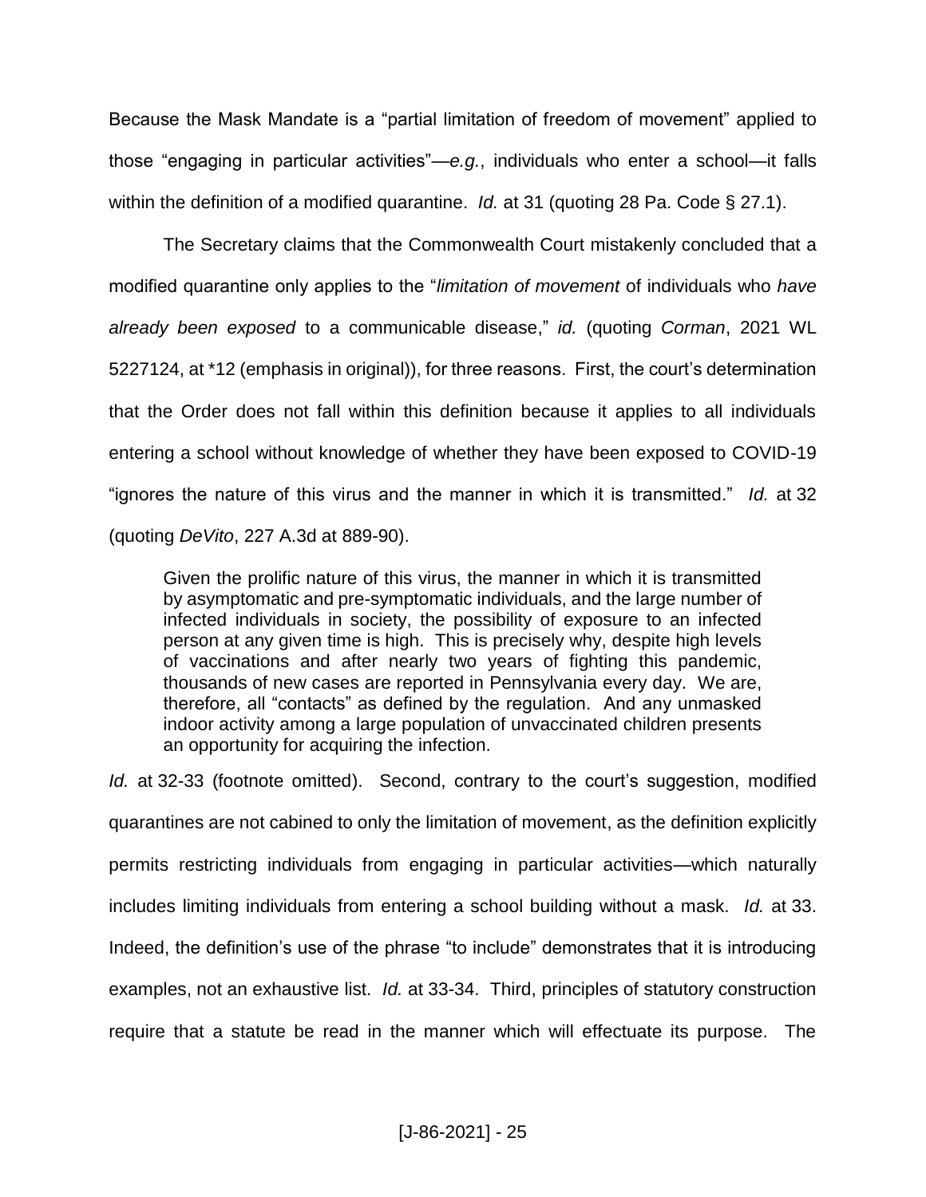Because the Mask Mandate is a "partial limitation of freedom of movement" applied to those "engaging in particular activities"—*e.g.*, individuals who enter a school—it falls within the definition of a modified quarantine. *Id.* at 31 (quoting 28 Pa. Code § 27.1).

The Secretary claims that the Commonwealth Court mistakenly concluded that a modified quarantine only applies to the "*limitation of movement* of individuals who *have already been exposed* to a communicable disease," *id.* (quoting *Corman*, 2021 WL 5227124, at *12 (emphasis in original)), for three reasons. First, the court's determination that the Order does not fall within this definition because it applies to all individuals entering a school without knowledge of whether they have been exposed to COVID-19 "ignores the nature of this virus and the manner in which it is transmitted." *Id.* at 32 (quoting *DeVito*, 227 A.3d at 889-90).

> Given the prolific nature of this virus, the manner in which it is transmitted by asymptomatic and pre-symptomatic individuals, and the large number of infected individuals in society, the possibility of exposure to an infected person at any given time is high. This is precisely why, despite high levels of vaccinations and after nearly two years of fighting this pandemic, thousands of new cases are reported in Pennsylvania every day. We are, therefore, all "contacts" as defined by the regulation. And any unmasked indoor activity among a large population of unvaccinated children presents an opportunity for acquiring the infection.

*Id.* at 32-33 (footnote omitted). Second, contrary to the court's suggestion, modified quarantines are not cabined to only the limitation of movement, as the definition explicitly permits restricting individuals from engaging in particular activities—which naturally includes limiting individuals from entering a school building without a mask. *Id.* at 33. Indeed, the definition's use of the phrase "to include" demonstrates that it is introducing examples, not an exhaustive list. *Id.* at 33-34. Third, principles of statutory construction require that a statute be read in the manner which will effectuate its purpose. The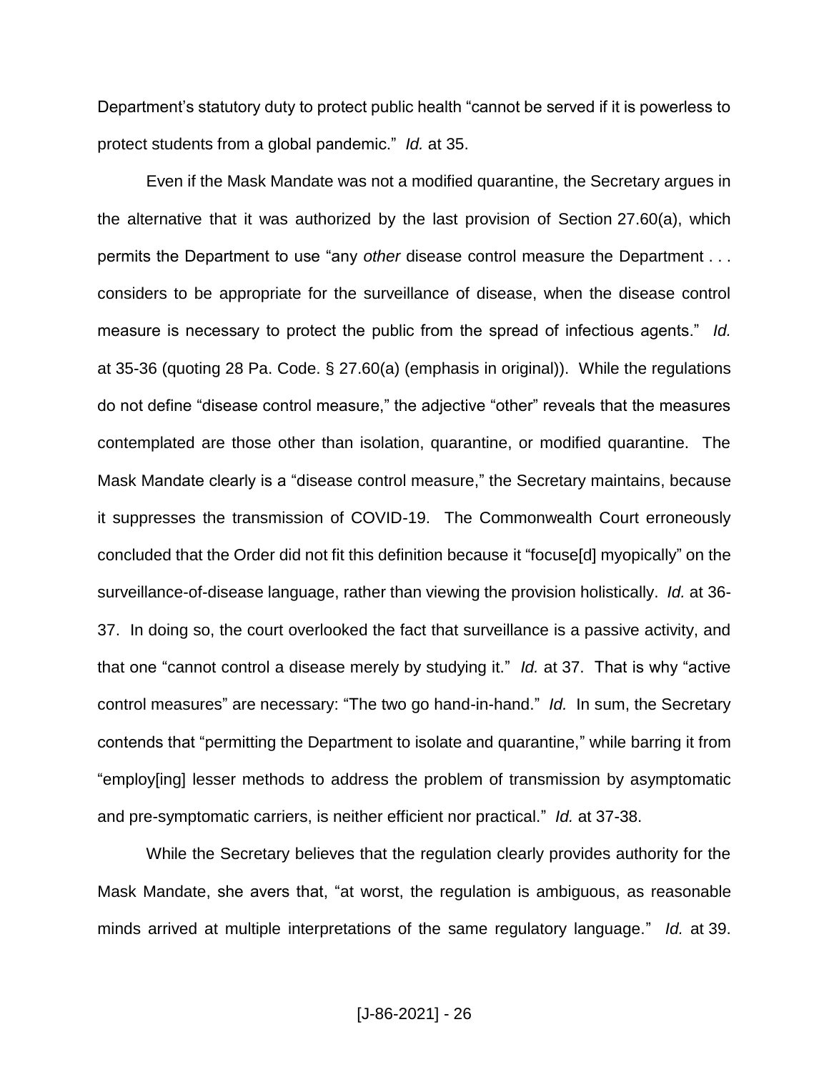Department's statutory duty to protect public health "cannot be served if it is powerless to protect students from a global pandemic." *Id.* at 35.

Even if the Mask Mandate was not a modified quarantine, the Secretary argues in the alternative that it was authorized by the last provision of Section 27.60(a), which permits the Department to use "any *other* disease control measure the Department . . . considers to be appropriate for the surveillance of disease, when the disease control measure is necessary to protect the public from the spread of infectious agents." *Id.* at 35-36 (quoting 28 Pa. Code. § 27.60(a) (emphasis in original)). While the regulations do not define "disease control measure," the adjective "other" reveals that the measures contemplated are those other than isolation, quarantine, or modified quarantine. The Mask Mandate clearly is a "disease control measure," the Secretary maintains, because it suppresses the transmission of COVID-19. The Commonwealth Court erroneously concluded that the Order did not fit this definition because it "focuse[d] myopically" on the surveillance-of-disease language, rather than viewing the provision holistically. *Id.* at 36-37. In doing so, the court overlooked the fact that surveillance is a passive activity, and that one "cannot control a disease merely by studying it." *Id.* at 37. That is why "active control measures" are necessary: "The two go hand-in-hand." *Id.* In sum, the Secretary contends that "permitting the Department to isolate and quarantine," while barring it from "employ[ing] lesser methods to address the problem of transmission by asymptomatic and pre-symptomatic carriers, is neither efficient nor practical." *Id.* at 37-38.

While the Secretary believes that the regulation clearly provides authority for the Mask Mandate, she avers that, "at worst, the regulation is ambiguous, as reasonable minds arrived at multiple interpretations of the same regulatory language." *Id.* at 39.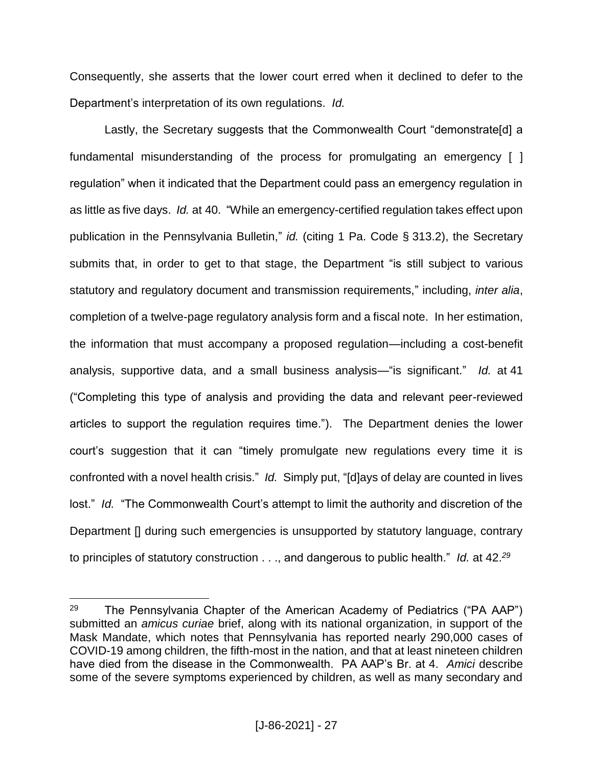Consequently, she asserts that the lower court erred when it declined to defer to the Department's interpretation of its own regulations. *Id.*

Lastly, the Secretary suggests that the Commonwealth Court "demonstrate[d] a fundamental misunderstanding of the process for promulgating an emergency [ ] regulation" when it indicated that the Department could pass an emergency regulation in as little as five days. *Id.* at 40. "While an emergency-certified regulation takes effect upon publication in the Pennsylvania Bulletin," *id.* (citing 1 Pa. Code § 313.2), the Secretary submits that, in order to get to that stage, the Department "is still subject to various statutory and regulatory document and transmission requirements," including, *inter alia*, completion of a twelve-page regulatory analysis form and a fiscal note. In her estimation, the information that must accompany a proposed regulation—including a cost-benefit analysis, supportive data, and a small business analysis—"is significant." *Id.* at 41 ("Completing this type of analysis and providing the data and relevant peer-reviewed articles to support the regulation requires time."). The Department denies the lower court's suggestion that it can "timely promulgate new regulations every time it is confronted with a novel health crisis." *Id.* Simply put, "[d]ays of delay are counted in lives lost." *Id.* "The Commonwealth Court's attempt to limit the authority and discretion of the Department [] during such emergencies is unsupported by statutory language, contrary to principles of statutory construction . . ., and dangerous to public health." *Id.* at 42.[29]

---

[29] The Pennsylvania Chapter of the American Academy of Pediatrics ("PA AAP") submitted an *amicus curiae* brief, along with its national organization, in support of the Mask Mandate, which notes that Pennsylvania has reported nearly 290,000 cases of COVID-19 among children, the fifth-most in the nation, and that at least nineteen children have died from the disease in the Commonwealth. PA AAP's Br. at 4. *Amici* describe some of the severe symptoms experienced by children, as well as many secondary and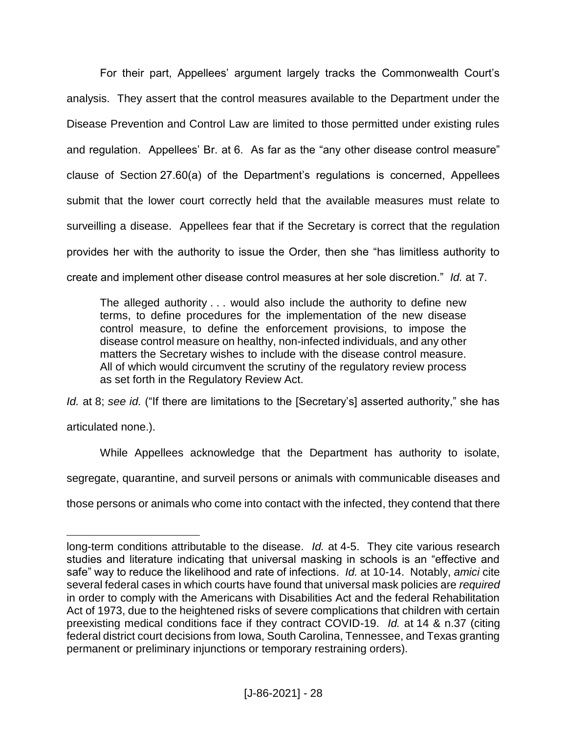For their part, Appellees' argument largely tracks the Commonwealth Court's analysis. They assert that the control measures available to the Department under the Disease Prevention and Control Law are limited to those permitted under existing rules and regulation. Appellees' Br. at 6. As far as the "any other disease control measure" clause of Section 27.60(a) of the Department's regulations is concerned, Appellees submit that the lower court correctly held that the available measures must relate to surveilling a disease. Appellees fear that if the Secretary is correct that the regulation provides her with the authority to issue the Order, then she "has limitless authority to create and implement other disease control measures at her sole discretion." *Id.* at 7.

> The alleged authority . . . would also include the authority to define new terms, to define procedures for the implementation of the new disease control measure, to define the enforcement provisions, to impose the disease control measure on healthy, non-infected individuals, and any other matters the Secretary wishes to include with the disease control measure. All of which would circumvent the scrutiny of the regulatory review process as set forth in the Regulatory Review Act.

*Id.* at 8; *see id.* ("If there are limitations to the [Secretary's] asserted authority," she has articulated none.).

While Appellees acknowledge that the Department has authority to isolate, segregate, quarantine, and surveil persons or animals with communicable diseases and those persons or animals who come into contact with the infected, they contend that there

long-term conditions attributable to the disease. *Id.* at 4-5. They cite various research studies and literature indicating that universal masking in schools is an "effective and safe" way to reduce the likelihood and rate of infections. *Id.* at 10-14. Notably, *amici* cite several federal cases in which courts have found that universal mask policies are *required* in order to comply with the Americans with Disabilities Act and the federal Rehabilitation Act of 1973, due to the heightened risks of severe complications that children with certain preexisting medical conditions face if they contract COVID-19. *Id.* at 14 & n.37 (citing federal district court decisions from Iowa, South Carolina, Tennessee, and Texas granting permanent or preliminary injunctions or temporary restraining orders).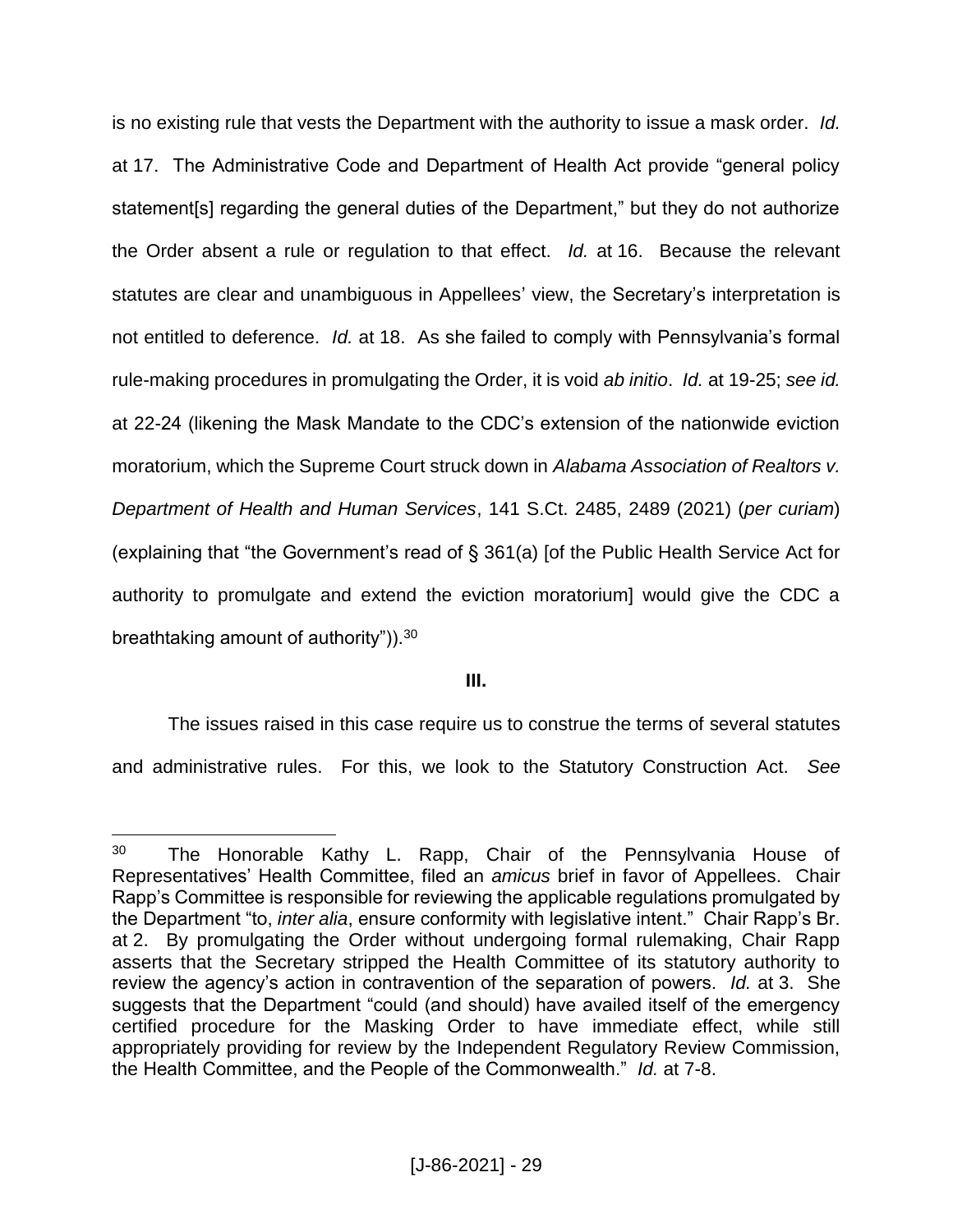is no existing rule that vests the Department with the authority to issue a mask order. *Id.* at 17. The Administrative Code and Department of Health Act provide "general policy statement[s] regarding the general duties of the Department," but they do not authorize the Order absent a rule or regulation to that effect. *Id.* at 16. Because the relevant statutes are clear and unambiguous in Appellees' view, the Secretary's interpretation is not entitled to deference. *Id.* at 18. As she failed to comply with Pennsylvania's formal rule-making procedures in promulgating the Order, it is void *ab initio*. *Id.* at 19-25; *see id.* at 22-24 (likening the Mask Mandate to the CDC's extension of the nationwide eviction moratorium, which the Supreme Court struck down in *Alabama Association of Realtors v. Department of Health and Human Services*, 141 S.Ct. 2485, 2489 (2021) (*per curiam*) (explaining that "the Government's read of § 361(a) [of the Public Health Service Act for authority to promulgate and extend the eviction moratorium] would give the CDC a breathtaking amount of authority")).[30]

## III.

The issues raised in this case require us to construe the terms of several statutes and administrative rules. For this, we look to the Statutory Construction Act. *See*

---

[30] The Honorable Kathy L. Rapp, Chair of the Pennsylvania House of Representatives' Health Committee, filed an *amicus* brief in favor of Appellees. Chair Rapp's Committee is responsible for reviewing the applicable regulations promulgated by the Department "to, *inter alia*, ensure conformity with legislative intent." Chair Rapp's Br. at 2. By promulgating the Order without undergoing formal rulemaking, Chair Rapp asserts that the Secretary stripped the Health Committee of its statutory authority to review the agency's action in contravention of the separation of powers. *Id.* at 3. She suggests that the Department "could (and should) have availed itself of the emergency certified procedure for the Masking Order to have immediate effect, while still appropriately providing for review by the Independent Regulatory Review Commission, the Health Committee, and the People of the Commonwealth." *Id.* at 7-8.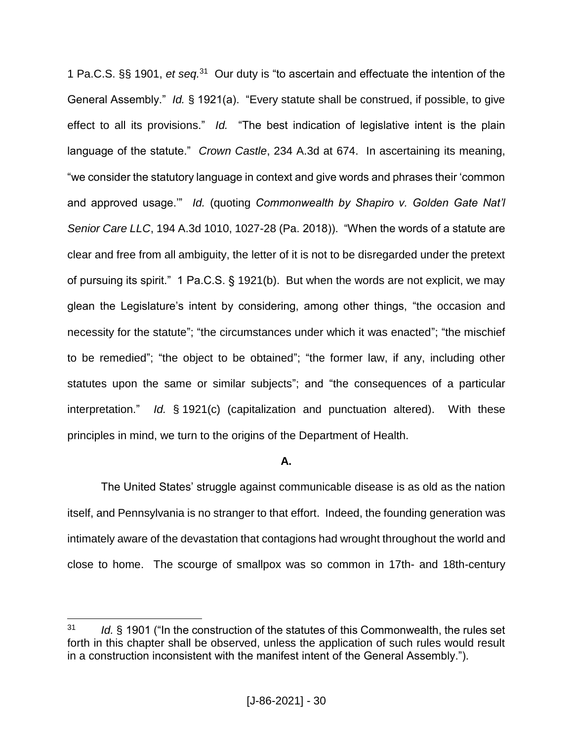1 Pa.C.S. §§ 1901, *et seq.*[31] Our duty is "to ascertain and effectuate the intention of the General Assembly." *Id.* § 1921(a). "Every statute shall be construed, if possible, to give effect to all its provisions." *Id.* "The best indication of legislative intent is the plain language of the statute." *Crown Castle*, 234 A.3d at 674. In ascertaining its meaning, "we consider the statutory language in context and give words and phrases their 'common and approved usage.'" *Id.* (quoting *Commonwealth by Shapiro v. Golden Gate Nat'l Senior Care LLC*, 194 A.3d 1010, 1027-28 (Pa. 2018)). "When the words of a statute are clear and free from all ambiguity, the letter of it is not to be disregarded under the pretext of pursuing its spirit." 1 Pa.C.S. § 1921(b). But when the words are not explicit, we may glean the Legislature's intent by considering, among other things, "the occasion and necessity for the statute"; "the circumstances under which it was enacted"; "the mischief to be remedied"; "the object to be obtained"; "the former law, if any, including other statutes upon the same or similar subjects"; and "the consequences of a particular interpretation." *Id.* § 1921(c) (capitalization and punctuation altered). With these principles in mind, we turn to the origins of the Department of Health.

**A.**

The United States' struggle against communicable disease is as old as the nation itself, and Pennsylvania is no stranger to that effort. Indeed, the founding generation was intimately aware of the devastation that contagions had wrought throughout the world and close to home. The scourge of smallpox was so common in 17th- and 18th-century

---

[31] *Id.* § 1901 ("In the construction of the statutes of this Commonwealth, the rules set forth in this chapter shall be observed, unless the application of such rules would result in a construction inconsistent with the manifest intent of the General Assembly.").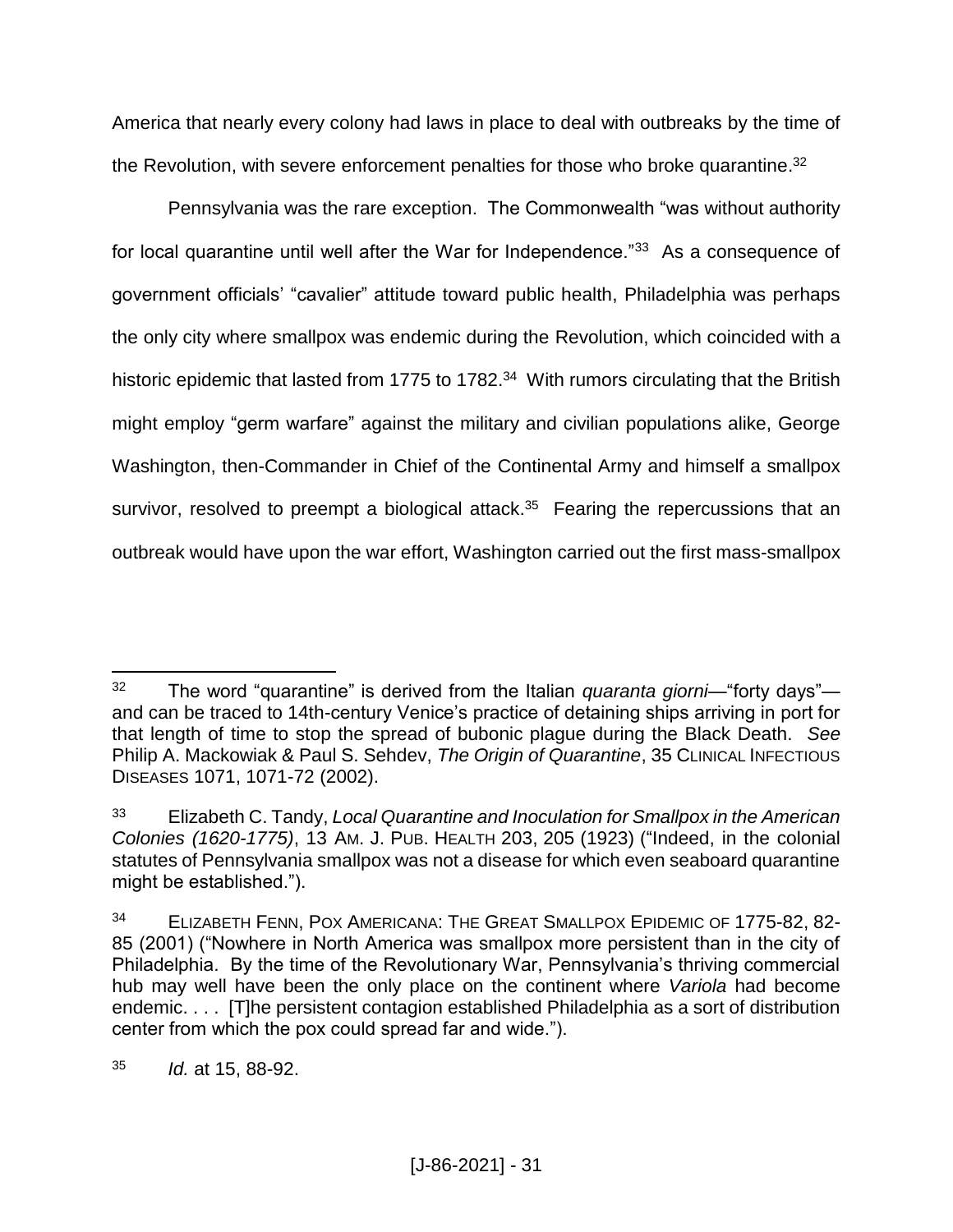America that nearly every colony had laws in place to deal with outbreaks by the time of the Revolution, with severe enforcement penalties for those who broke quarantine.[32]

Pennsylvania was the rare exception. The Commonwealth "was without authority for local quarantine until well after the War for Independence."[33] As a consequence of government officials' "cavalier" attitude toward public health, Philadelphia was perhaps the only city where smallpox was endemic during the Revolution, which coincided with a historic epidemic that lasted from 1775 to 1782.[34] With rumors circulating that the British might employ "germ warfare" against the military and civilian populations alike, George Washington, then-Commander in Chief of the Continental Army and himself a smallpox survivor, resolved to preempt a biological attack.[35] Fearing the repercussions that an outbreak would have upon the war effort, Washington carried out the first mass-smallpox

---

[32] The word "quarantine" is derived from the Italian *quaranta giorni*—"forty days"—and can be traced to 14th-century Venice's practice of detaining ships arriving in port for that length of time to stop the spread of bubonic plague during the Black Death. *See* Philip A. Mackowiak & Paul S. Sehdev, *The Origin of Quarantine*, 35 CLINICAL INFECTIOUS DISEASES 1071, 1071-72 (2002).

[33] Elizabeth C. Tandy, *Local Quarantine and Inoculation for Smallpox in the American Colonies (1620-1775)*, 13 AM. J. PUB. HEALTH 203, 205 (1923) ("Indeed, in the colonial statutes of Pennsylvania smallpox was not a disease for which even seaboard quarantine might be established.").

[34] ELIZABETH FENN, POX AMERICANA: THE GREAT SMALLPOX EPIDEMIC OF 1775-82, 82-85 (2001) ("Nowhere in North America was smallpox more persistent than in the city of Philadelphia. By the time of the Revolutionary War, Pennsylvania's thriving commercial hub may well have been the only place on the continent where *Variola* had become endemic. . . . [T]he persistent contagion established Philadelphia as a sort of distribution center from which the pox could spread far and wide.").

[35] *Id.* at 15, 88-92.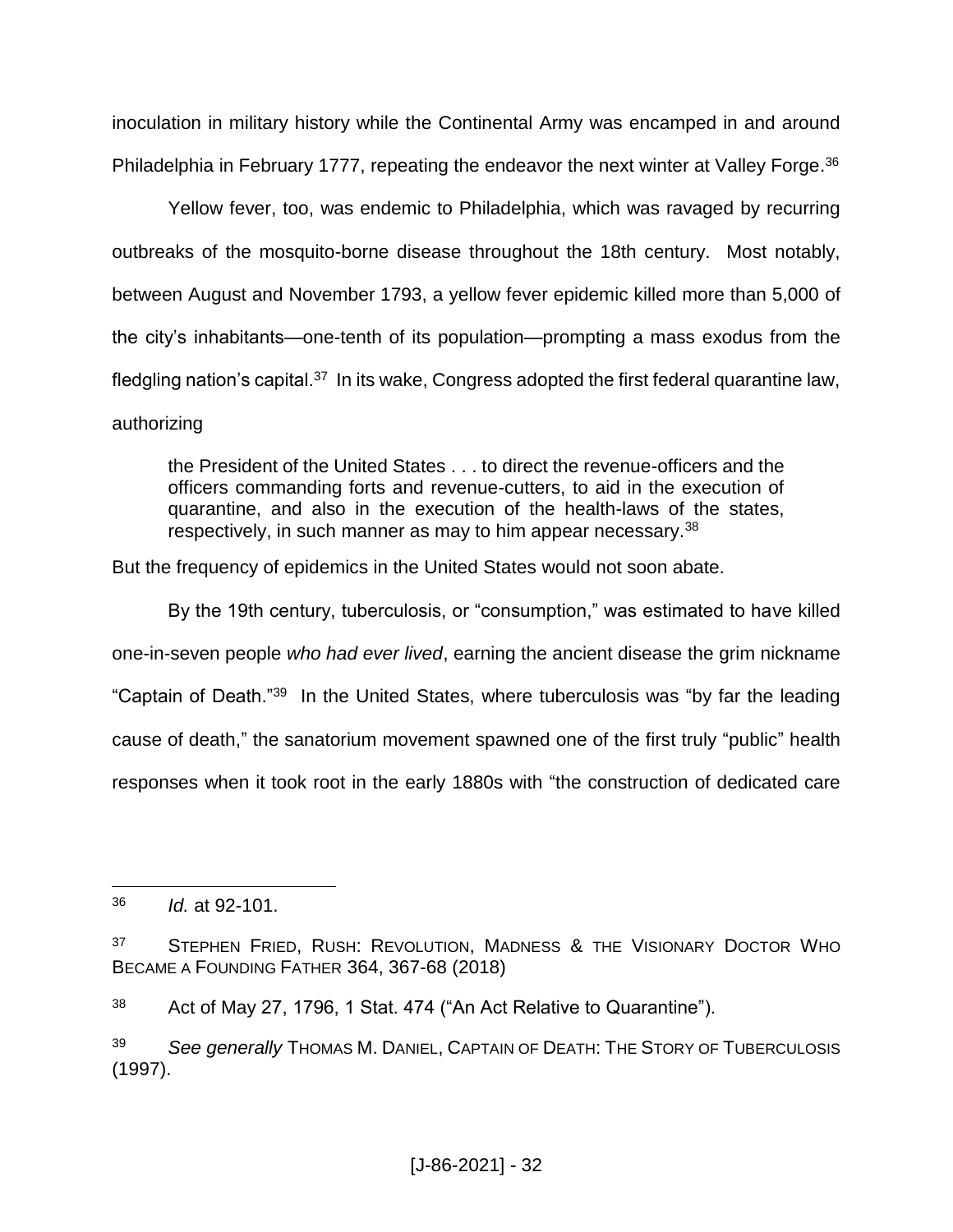inoculation in military history while the Continental Army was encamped in and around Philadelphia in February 1777, repeating the endeavor the next winter at Valley Forge.[36]

Yellow fever, too, was endemic to Philadelphia, which was ravaged by recurring outbreaks of the mosquito-borne disease throughout the 18th century. Most notably, between August and November 1793, a yellow fever epidemic killed more than 5,000 of the city's inhabitants—one-tenth of its population—prompting a mass exodus from the fledgling nation's capital.[37] In its wake, Congress adopted the first federal quarantine law, authorizing

> the President of the United States . . . to direct the revenue-officers and the officers commanding forts and revenue-cutters, to aid in the execution of quarantine, and also in the execution of the health-laws of the states, respectively, in such manner as may to him appear necessary.[38]

But the frequency of epidemics in the United States would not soon abate.

By the 19th century, tuberculosis, or "consumption," was estimated to have killed one-in-seven people *who had ever lived*, earning the ancient disease the grim nickname "Captain of Death."[39] In the United States, where tuberculosis was "by far the leading cause of death," the sanatorium movement spawned one of the first truly "public" health responses when it took root in the early 1880s with "the construction of dedicated care

---

[36] *Id.* at 92-101.

[37] STEPHEN FRIED, RUSH: REVOLUTION, MADNESS & THE VISIONARY DOCTOR WHO BECAME A FOUNDING FATHER 364, 367-68 (2018)

[38] Act of May 27, 1796, 1 Stat. 474 ("An Act Relative to Quarantine").

[39] *See generally* THOMAS M. DANIEL, CAPTAIN OF DEATH: THE STORY OF TUBERCULOSIS (1997).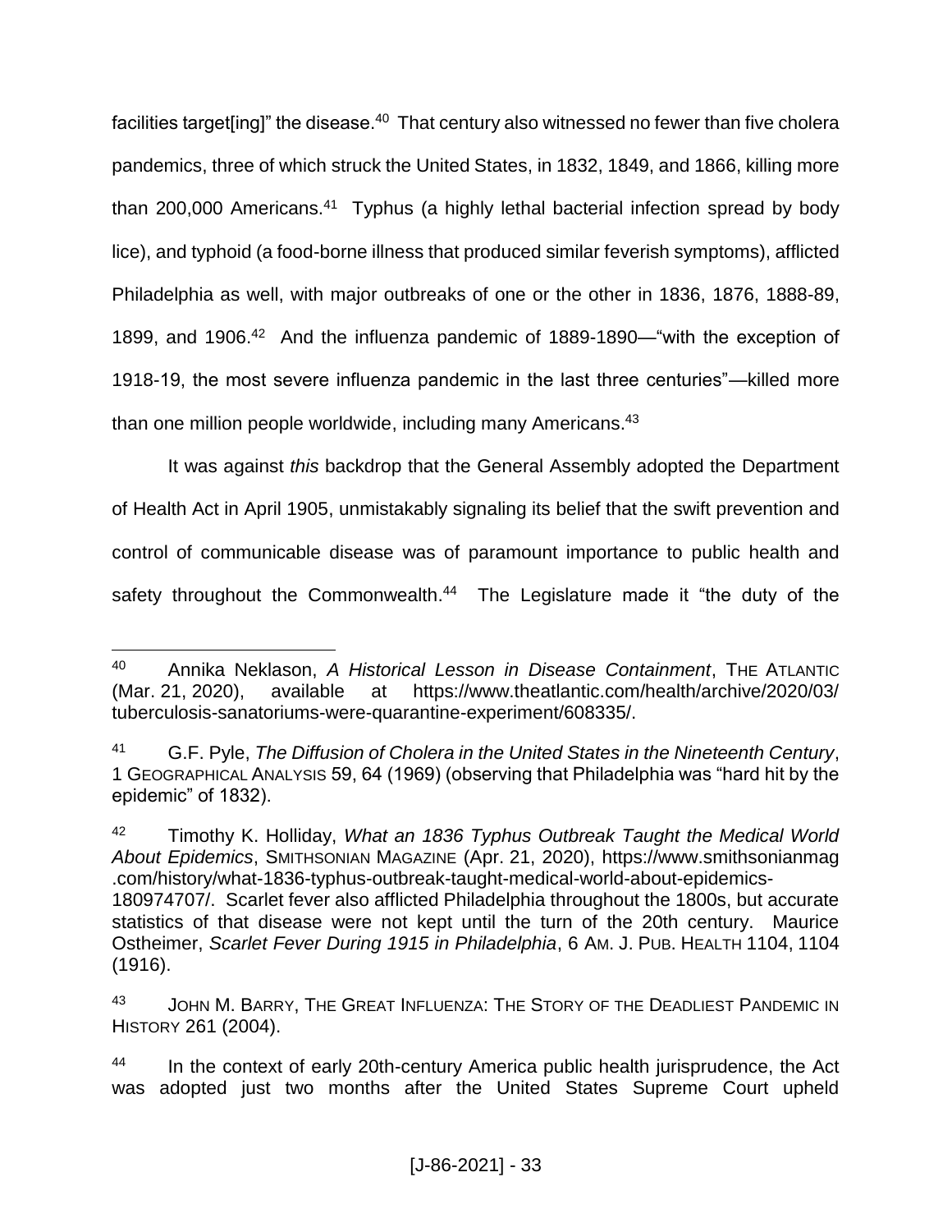facilities target[ing]" the disease.[40] That century also witnessed no fewer than five cholera pandemics, three of which struck the United States, in 1832, 1849, and 1866, killing more than 200,000 Americans.[41] Typhus (a highly lethal bacterial infection spread by body lice), and typhoid (a food-borne illness that produced similar feverish symptoms), afflicted Philadelphia as well, with major outbreaks of one or the other in 1836, 1876, 1888-89, 1899, and 1906.[42] And the influenza pandemic of 1889-1890—"with the exception of 1918-19, the most severe influenza pandemic in the last three centuries"—killed more than one million people worldwide, including many Americans.[43]

It was against *this* backdrop that the General Assembly adopted the Department of Health Act in April 1905, unmistakably signaling its belief that the swift prevention and control of communicable disease was of paramount importance to public health and safety throughout the Commonwealth.[44] The Legislature made it "the duty of the

---

[40] Annika Neklason, *A Historical Lesson in Disease Containment*, THE ATLANTIC (Mar. 21, 2020), available at https://www.theatlantic.com/health/archive/2020/03/tuberculosis-sanatoriums-were-quarantine-experiment/608335/.

[41] G.F. Pyle, *The Diffusion of Cholera in the United States in the Nineteenth Century*, 1 GEOGRAPHICAL ANALYSIS 59, 64 (1969) (observing that Philadelphia was "hard hit by the epidemic" of 1832).

[42] Timothy K. Holliday, *What an 1836 Typhus Outbreak Taught the Medical World About Epidemics*, SMITHSONIAN MAGAZINE (Apr. 21, 2020), https://www.smithsonianmag.com/history/what-1836-typhus-outbreak-taught-medical-world-about-epidemics-180974707/. Scarlet fever also afflicted Philadelphia throughout the 1800s, but accurate statistics of that disease were not kept until the turn of the 20th century. Maurice Ostheimer, *Scarlet Fever During 1915 in Philadelphia*, 6 AM. J. PUB. HEALTH 1104, 1104 (1916).

[43] JOHN M. BARRY, THE GREAT INFLUENZA: THE STORY OF THE DEADLIEST PANDEMIC IN HISTORY 261 (2004).

[44] In the context of early 20th-century America public health jurisprudence, the Act was adopted just two months after the United States Supreme Court upheld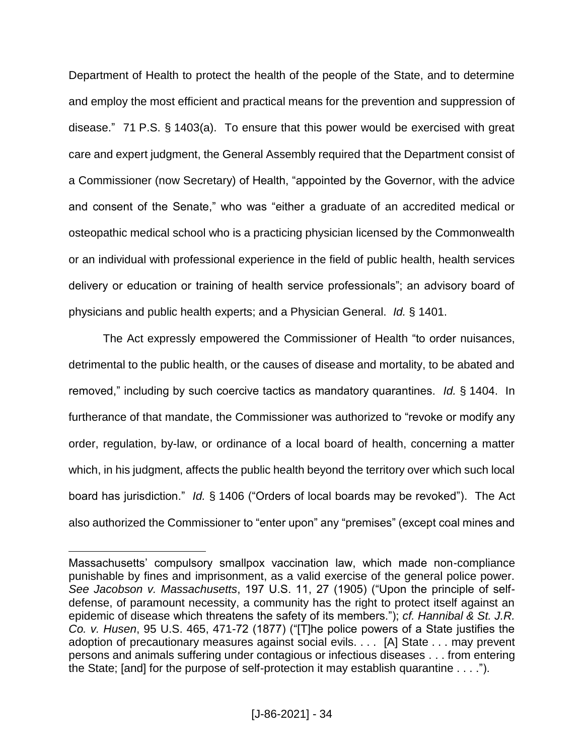Department of Health to protect the health of the people of the State, and to determine and employ the most efficient and practical means for the prevention and suppression of disease." 71 P.S. § 1403(a). To ensure that this power would be exercised with great care and expert judgment, the General Assembly required that the Department consist of a Commissioner (now Secretary) of Health, "appointed by the Governor, with the advice and consent of the Senate," who was "either a graduate of an accredited medical or osteopathic medical school who is a practicing physician licensed by the Commonwealth or an individual with professional experience in the field of public health, health services delivery or education or training of health service professionals"; an advisory board of physicians and public health experts; and a Physician General. *Id.* § 1401.

The Act expressly empowered the Commissioner of Health "to order nuisances, detrimental to the public health, or the causes of disease and mortality, to be abated and removed," including by such coercive tactics as mandatory quarantines. *Id.* § 1404. In furtherance of that mandate, the Commissioner was authorized to "revoke or modify any order, regulation, by-law, or ordinance of a local board of health, concerning a matter which, in his judgment, affects the public health beyond the territory over which such local board has jurisdiction." *Id.* § 1406 ("Orders of local boards may be revoked"). The Act also authorized the Commissioner to "enter upon" any "premises" (except coal mines and

---

Massachusetts' compulsory smallpox vaccination law, which made non-compliance punishable by fines and imprisonment, as a valid exercise of the general police power. *See Jacobson v. Massachusetts*, 197 U.S. 11, 27 (1905) ("Upon the principle of self-defense, of paramount necessity, a community has the right to protect itself against an epidemic of disease which threatens the safety of its members."); *cf. Hannibal & St. J.R. Co. v. Husen*, 95 U.S. 465, 471-72 (1877) ("[T]he police powers of a State justifies the adoption of precautionary measures against social evils. . . . [A] State . . . may prevent persons and animals suffering under contagious or infectious diseases . . . from entering the State; [and] for the purpose of self-protection it may establish quarantine . . . .").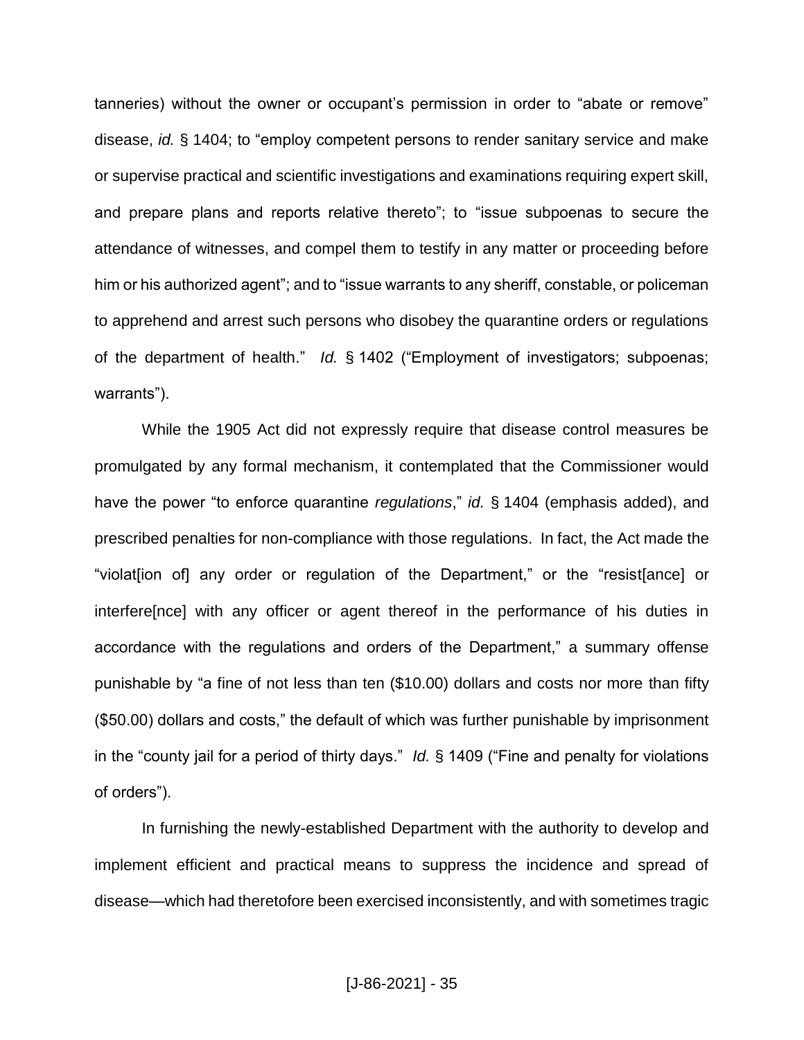tanneries) without the owner or occupant's permission in order to "abate or remove" disease, *id.* § 1404; to "employ competent persons to render sanitary service and make or supervise practical and scientific investigations and examinations requiring expert skill, and prepare plans and reports relative thereto"; to "issue subpoenas to secure the attendance of witnesses, and compel them to testify in any matter or proceeding before him or his authorized agent"; and to "issue warrants to any sheriff, constable, or policeman to apprehend and arrest such persons who disobey the quarantine orders or regulations of the department of health." *Id.* § 1402 ("Employment of investigators; subpoenas; warrants").

While the 1905 Act did not expressly require that disease control measures be promulgated by any formal mechanism, it contemplated that the Commissioner would have the power "to enforce quarantine *regulations*," *id.* § 1404 (emphasis added), and prescribed penalties for non-compliance with those regulations. In fact, the Act made the "violat[ion of] any order or regulation of the Department," or the "resist[ance] or interfere[nce] with any officer or agent thereof in the performance of his duties in accordance with the regulations and orders of the Department," a summary offense punishable by "a fine of not less than ten ($10.00) dollars and costs nor more than fifty ($50.00) dollars and costs," the default of which was further punishable by imprisonment in the "county jail for a period of thirty days." *Id.* § 1409 ("Fine and penalty for violations of orders").

In furnishing the newly-established Department with the authority to develop and implement efficient and practical means to suppress the incidence and spread of disease—which had theretofore been exercised inconsistently, and with sometimes tragic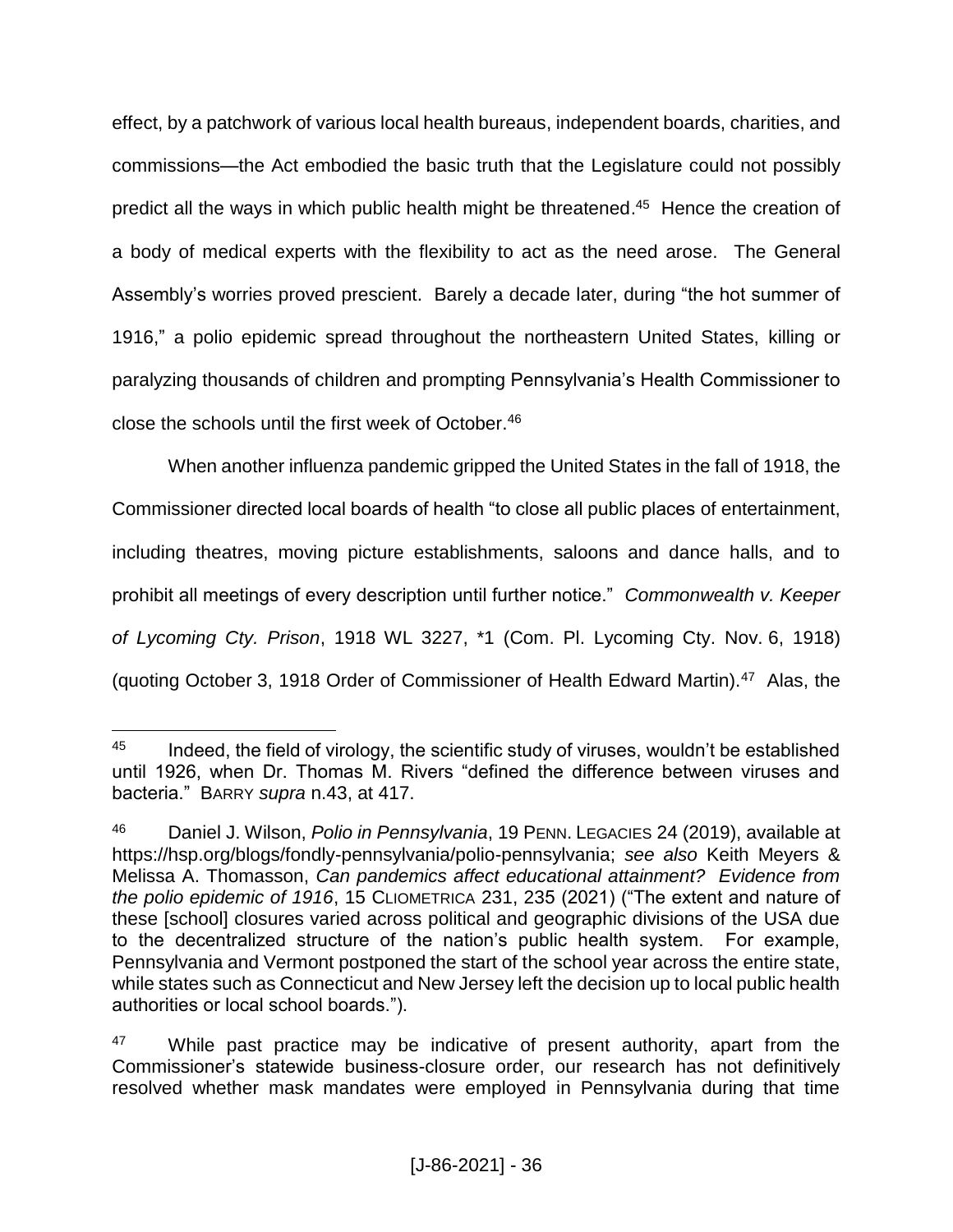effect, by a patchwork of various local health bureaus, independent boards, charities, and commissions—the Act embodied the basic truth that the Legislature could not possibly predict all the ways in which public health might be threatened.[45] Hence the creation of a body of medical experts with the flexibility to act as the need arose. The General Assembly's worries proved prescient. Barely a decade later, during "the hot summer of 1916," a polio epidemic spread throughout the northeastern United States, killing or paralyzing thousands of children and prompting Pennsylvania's Health Commissioner to close the schools until the first week of October.[46]

When another influenza pandemic gripped the United States in the fall of 1918, the Commissioner directed local boards of health "to close all public places of entertainment, including theatres, moving picture establishments, saloons and dance halls, and to prohibit all meetings of every description until further notice." *Commonwealth v. Keeper of Lycoming Cty. Prison*, 1918 WL 3227, *1 (Com. Pl. Lycoming Cty. Nov. 6, 1918) (quoting October 3, 1918 Order of Commissioner of Health Edward Martin).[47] Alas, the

---

[45] Indeed, the field of virology, the scientific study of viruses, wouldn't be established until 1926, when Dr. Thomas M. Rivers "defined the difference between viruses and bacteria." BARRY *supra* n.43, at 417.

[46] Daniel J. Wilson, *Polio in Pennsylvania*, 19 PENN. LEGACIES 24 (2019), available at https://hsp.org/blogs/fondly-pennsylvania/polio-pennsylvania; *see also* Keith Meyers & Melissa A. Thomasson, *Can pandemics affect educational attainment? Evidence from the polio epidemic of 1916*, 15 CLIOMETRICA 231, 235 (2021) ("The extent and nature of these [school] closures varied across political and geographic divisions of the USA due to the decentralized structure of the nation's public health system. For example, Pennsylvania and Vermont postponed the start of the school year across the entire state, while states such as Connecticut and New Jersey left the decision up to local public health authorities or local school boards.").

[47] While past practice may be indicative of present authority, apart from the Commissioner's statewide business-closure order, our research has not definitively resolved whether mask mandates were employed in Pennsylvania during that time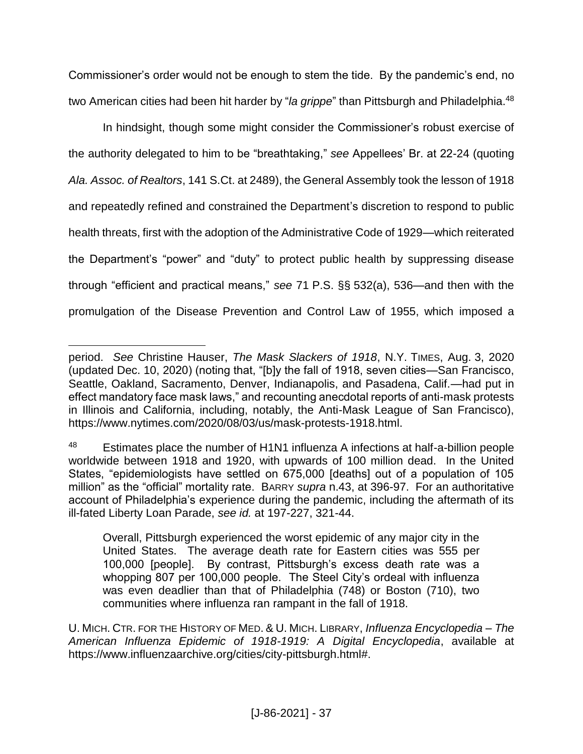Commissioner's order would not be enough to stem the tide. By the pandemic's end, no two American cities had been hit harder by "*la grippe*" than Pittsburgh and Philadelphia.[48]

In hindsight, though some might consider the Commissioner's robust exercise of the authority delegated to him to be "breathtaking," *see* Appellees' Br. at 22-24 (quoting *Ala. Assoc. of Realtors*, 141 S.Ct. at 2489), the General Assembly took the lesson of 1918 and repeatedly refined and constrained the Department's discretion to respond to public health threats, first with the adoption of the Administrative Code of 1929—which reiterated the Department's "power" and "duty" to protect public health by suppressing disease through "efficient and practical means," *see* 71 P.S. §§ 532(a), 536—and then with the promulgation of the Disease Prevention and Control Law of 1955, which imposed a

---

period. *See* Christine Hauser, *The Mask Slackers of 1918*, N.Y. TIMES, Aug. 3, 2020 (updated Dec. 10, 2020) (noting that, "[b]y the fall of 1918, seven cities—San Francisco, Seattle, Oakland, Sacramento, Denver, Indianapolis, and Pasadena, Calif.—had put in effect mandatory face mask laws," and recounting anecdotal reports of anti-mask protests in Illinois and California, including, notably, the Anti-Mask League of San Francisco), https://www.nytimes.com/2020/08/03/us/mask-protests-1918.html.

[48] Estimates place the number of H1N1 influenza A infections at half-a-billion people worldwide between 1918 and 1920, with upwards of 100 million dead. In the United States, "epidemiologists have settled on 675,000 [deaths] out of a population of 105 million" as the "official" mortality rate. BARRY *supra* n.43, at 396-97. For an authoritative account of Philadelphia's experience during the pandemic, including the aftermath of its ill-fated Liberty Loan Parade, *see id.* at 197-227, 321-44.

> Overall, Pittsburgh experienced the worst epidemic of any major city in the United States. The average death rate for Eastern cities was 555 per 100,000 [people]. By contrast, Pittsburgh's excess death rate was a whopping 807 per 100,000 people. The Steel City's ordeal with influenza was even deadlier than that of Philadelphia (748) or Boston (710), two communities where influenza ran rampant in the fall of 1918.

U. MICH. CTR. FOR THE HISTORY OF MED. & U. MICH. LIBRARY, *Influenza Encyclopedia – The American Influenza Epidemic of 1918-1919: A Digital Encyclopedia*, available at https://www.influenzaarchive.org/cities/city-pittsburgh.html#.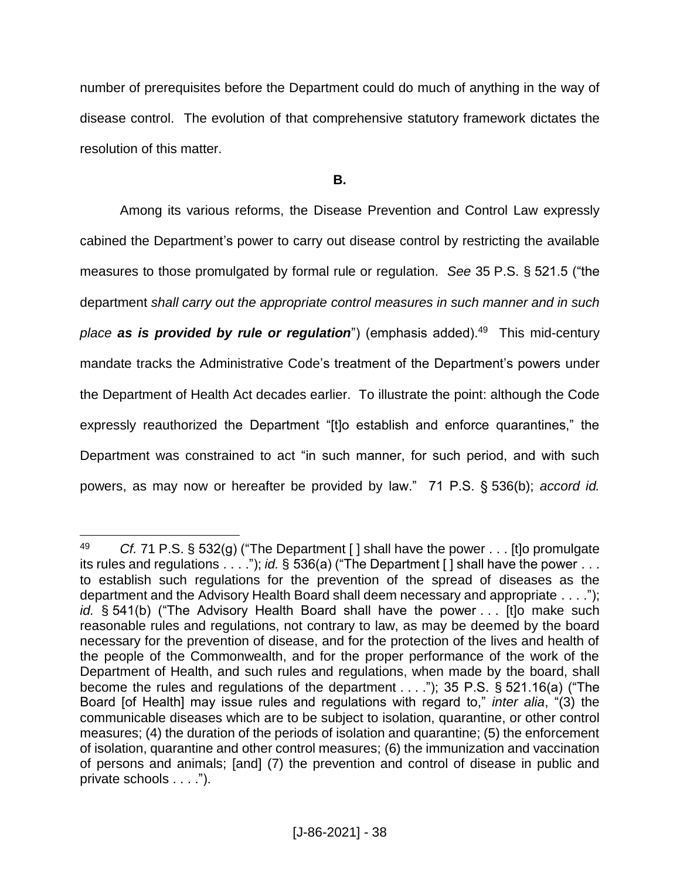number of prerequisites before the Department could do much of anything in the way of disease control. The evolution of that comprehensive statutory framework dictates the resolution of this matter.

**B.**

Among its various reforms, the Disease Prevention and Control Law expressly cabined the Department's power to carry out disease control by restricting the available measures to those promulgated by formal rule or regulation. *See* 35 P.S. § 521.5 ("the department *shall carry out the appropriate control measures in such manner and in such place **as is provided by rule or regulation***") (emphasis added).[49] This mid-century mandate tracks the Administrative Code's treatment of the Department's powers under the Department of Health Act decades earlier. To illustrate the point: although the Code expressly reauthorized the Department "[t]o establish and enforce quarantines," the Department was constrained to act "in such manner, for such period, and with such powers, as may now or hereafter be provided by law." 71 P.S. § 536(b); *accord id.*

---

[49] *Cf.* 71 P.S. § 532(g) ("The Department [ ] shall have the power . . . [t]o promulgate its rules and regulations . . . ."); *id.* § 536(a) ("The Department [ ] shall have the power . . . to establish such regulations for the prevention of the spread of diseases as the department and the Advisory Health Board shall deem necessary and appropriate . . . ."); *id.* § 541(b) ("The Advisory Health Board shall have the power . . . [t]o make such reasonable rules and regulations, not contrary to law, as may be deemed by the board necessary for the prevention of disease, and for the protection of the lives and health of the people of the Commonwealth, and for the proper performance of the work of the Department of Health, and such rules and regulations, when made by the board, shall become the rules and regulations of the department . . . ."); 35 P.S. § 521.16(a) ("The Board [of Health] may issue rules and regulations with regard to," *inter alia*, "(3) the communicable diseases which are to be subject to isolation, quarantine, or other control measures; (4) the duration of the periods of isolation and quarantine; (5) the enforcement of isolation, quarantine and other control measures; (6) the immunization and vaccination of persons and animals; [and] (7) the prevention and control of disease in public and private schools . . . .").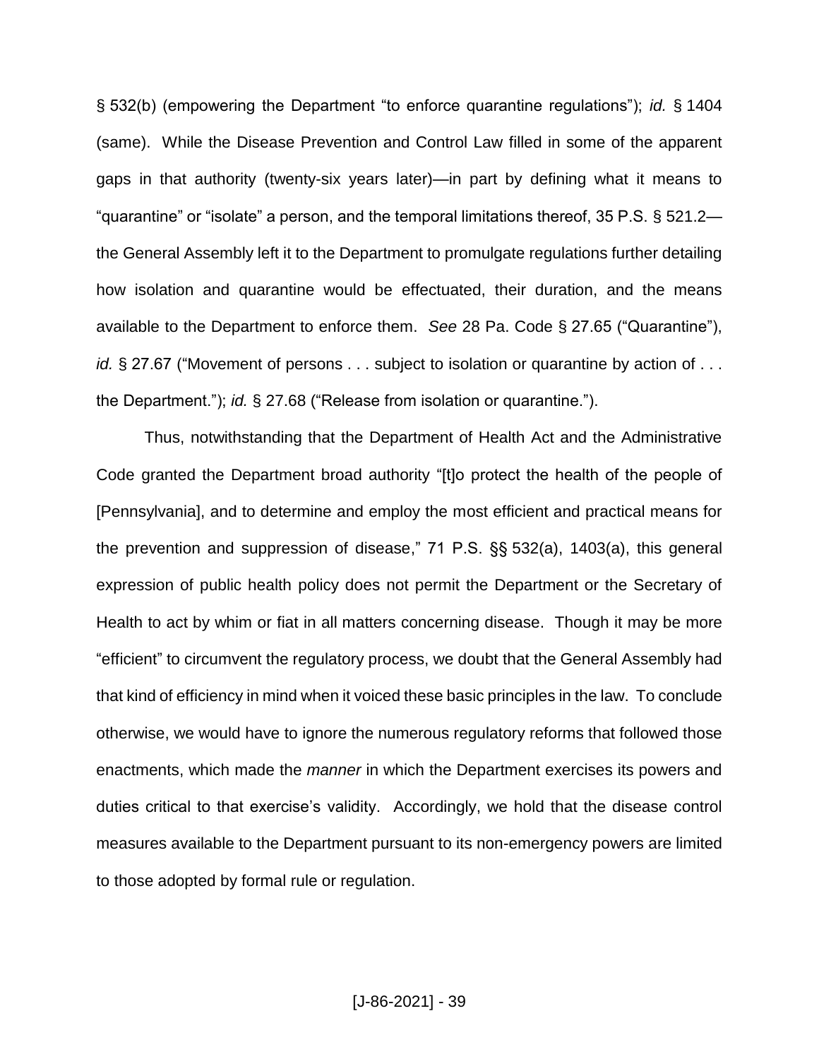§ 532(b) (empowering the Department "to enforce quarantine regulations"); *id.* § 1404 (same). While the Disease Prevention and Control Law filled in some of the apparent gaps in that authority (twenty-six years later)—in part by defining what it means to "quarantine" or "isolate" a person, and the temporal limitations thereof, 35 P.S. § 521.2—the General Assembly left it to the Department to promulgate regulations further detailing how isolation and quarantine would be effectuated, their duration, and the means available to the Department to enforce them. *See* 28 Pa. Code § 27.65 ("Quarantine"), *id.* § 27.67 ("Movement of persons . . . subject to isolation or quarantine by action of . . . the Department."); *id.* § 27.68 ("Release from isolation or quarantine.").

Thus, notwithstanding that the Department of Health Act and the Administrative Code granted the Department broad authority "[t]o protect the health of the people of [Pennsylvania], and to determine and employ the most efficient and practical means for the prevention and suppression of disease," 71 P.S. §§ 532(a), 1403(a), this general expression of public health policy does not permit the Department or the Secretary of Health to act by whim or fiat in all matters concerning disease. Though it may be more "efficient" to circumvent the regulatory process, we doubt that the General Assembly had that kind of efficiency in mind when it voiced these basic principles in the law. To conclude otherwise, we would have to ignore the numerous regulatory reforms that followed those enactments, which made the *manner* in which the Department exercises its powers and duties critical to that exercise's validity. Accordingly, we hold that the disease control measures available to the Department pursuant to its non-emergency powers are limited to those adopted by formal rule or regulation.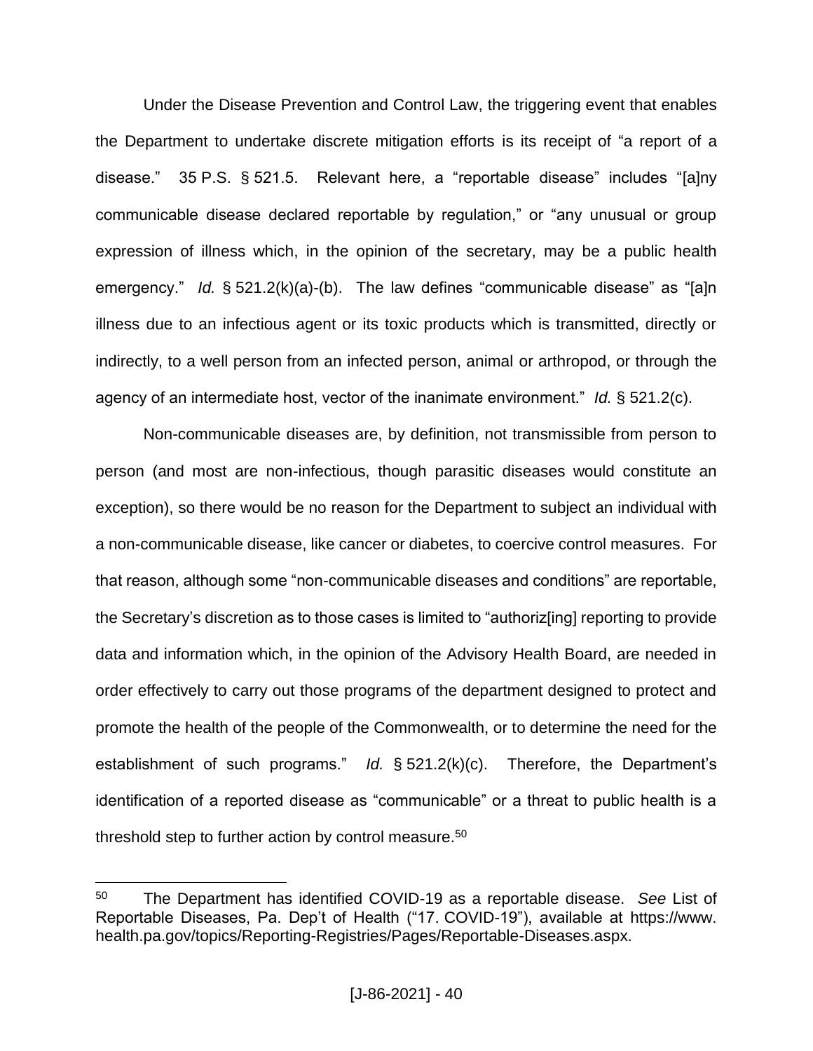Under the Disease Prevention and Control Law, the triggering event that enables the Department to undertake discrete mitigation efforts is its receipt of "a report of a disease." 35 P.S. § 521.5. Relevant here, a "reportable disease" includes "[a]ny communicable disease declared reportable by regulation," or "any unusual or group expression of illness which, in the opinion of the secretary, may be a public health emergency." *Id.* § 521.2(k)(a)-(b). The law defines "communicable disease" as "[a]n illness due to an infectious agent or its toxic products which is transmitted, directly or indirectly, to a well person from an infected person, animal or arthropod, or through the agency of an intermediate host, vector of the inanimate environment." *Id.* § 521.2(c).

Non-communicable diseases are, by definition, not transmissible from person to person (and most are non-infectious, though parasitic diseases would constitute an exception), so there would be no reason for the Department to subject an individual with a non-communicable disease, like cancer or diabetes, to coercive control measures. For that reason, although some "non-communicable diseases and conditions" are reportable, the Secretary's discretion as to those cases is limited to "authoriz[ing] reporting to provide data and information which, in the opinion of the Advisory Health Board, are needed in order effectively to carry out those programs of the department designed to protect and promote the health of the people of the Commonwealth, or to determine the need for the establishment of such programs." *Id.* § 521.2(k)(c). Therefore, the Department's identification of a reported disease as "communicable" or a threat to public health is a threshold step to further action by control measure.[50]

---

[50] The Department has identified COVID-19 as a reportable disease. *See* List of Reportable Diseases, Pa. Dep't of Health ("17. COVID-19"), available at https://www.health.pa.gov/topics/Reporting-Registries/Pages/Reportable-Diseases.aspx.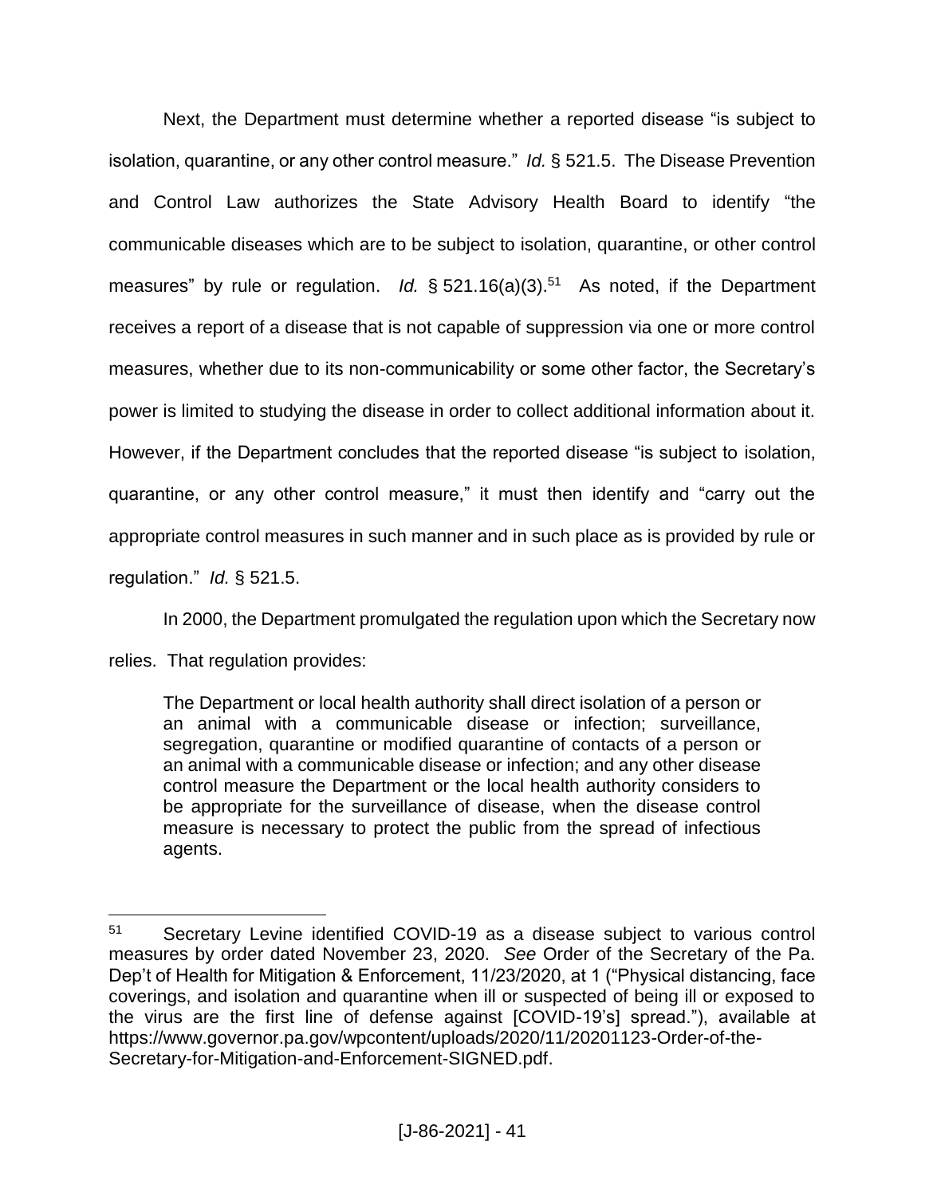Next, the Department must determine whether a reported disease "is subject to isolation, quarantine, or any other control measure." *Id.* § 521.5. The Disease Prevention and Control Law authorizes the State Advisory Health Board to identify "the communicable diseases which are to be subject to isolation, quarantine, or other control measures" by rule or regulation. *Id.* § 521.16(a)(3).[51] As noted, if the Department receives a report of a disease that is not capable of suppression via one or more control measures, whether due to its non-communicability or some other factor, the Secretary's power is limited to studying the disease in order to collect additional information about it. However, if the Department concludes that the reported disease "is subject to isolation, quarantine, or any other control measure," it must then identify and "carry out the appropriate control measures in such manner and in such place as is provided by rule or regulation." *Id.* § 521.5.

In 2000, the Department promulgated the regulation upon which the Secretary now relies. That regulation provides:

> The Department or local health authority shall direct isolation of a person or an animal with a communicable disease or infection; surveillance, segregation, quarantine or modified quarantine of contacts of a person or an animal with a communicable disease or infection; and any other disease control measure the Department or the local health authority considers to be appropriate for the surveillance of disease, when the disease control measure is necessary to protect the public from the spread of infectious agents.

---

[51] Secretary Levine identified COVID-19 as a disease subject to various control measures by order dated November 23, 2020. *See* Order of the Secretary of the Pa. Dep't of Health for Mitigation & Enforcement, 11/23/2020, at 1 ("Physical distancing, face coverings, and isolation and quarantine when ill or suspected of being ill or exposed to the virus are the first line of defense against [COVID-19's] spread."), available at https://www.governor.pa.gov/wpcontent/uploads/2020/11/20201123-Order-of-the-Secretary-for-Mitigation-and-Enforcement-SIGNED.pdf.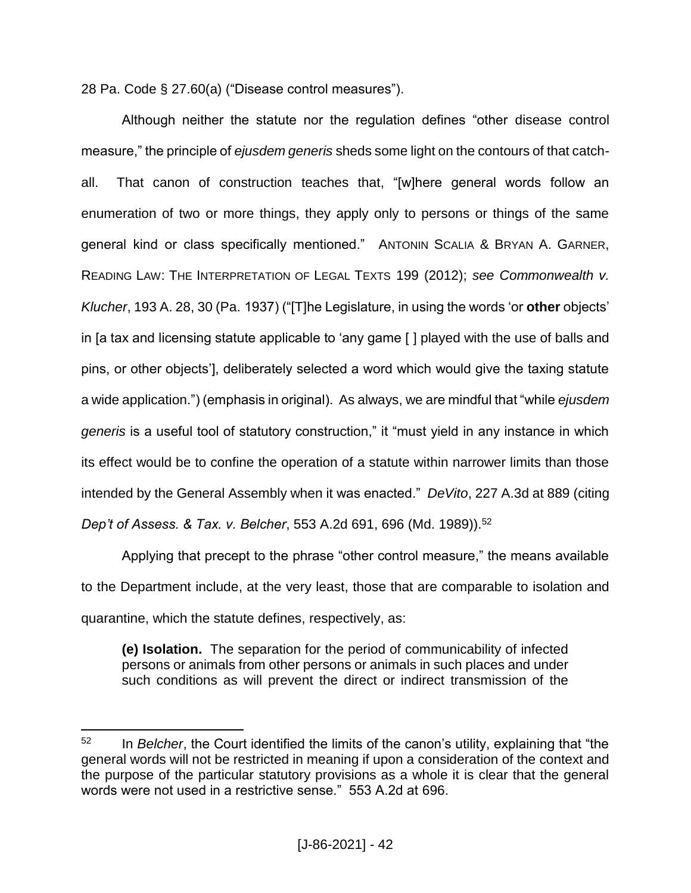28 Pa. Code § 27.60(a) ("Disease control measures").

Although neither the statute nor the regulation defines "other disease control measure," the principle of *ejusdem generis* sheds some light on the contours of that catch-all. That canon of construction teaches that, "[w]here general words follow an enumeration of two or more things, they apply only to persons or things of the same general kind or class specifically mentioned." ANTONIN SCALIA & BRYAN A. GARNER, READING LAW: THE INTERPRETATION OF LEGAL TEXTS 199 (2012); *see Commonwealth v. Klucher*, 193 A. 28, 30 (Pa. 1937) ("[T]he Legislature, in using the words 'or **other** objects' in [a tax and licensing statute applicable to 'any game [ ] played with the use of balls and pins, or other objects'], deliberately selected a word which would give the taxing statute a wide application.") (emphasis in original). As always, we are mindful that "while *ejusdem generis* is a useful tool of statutory construction," it "must yield in any instance in which its effect would be to confine the operation of a statute within narrower limits than those intended by the General Assembly when it was enacted." *DeVito*, 227 A.3d at 889 (citing *Dep't of Assess. & Tax. v. Belcher*, 553 A.2d 691, 696 (Md. 1989)).[52]

Applying that precept to the phrase "other control measure," the means available to the Department include, at the very least, those that are comparable to isolation and quarantine, which the statute defines, respectively, as:

> **(e) Isolation.** The separation for the period of communicability of infected persons or animals from other persons or animals in such places and under such conditions as will prevent the direct or indirect transmission of the

---

[52] In *Belcher*, the Court identified the limits of the canon's utility, explaining that "the general words will not be restricted in meaning if upon a consideration of the context and the purpose of the particular statutory provisions as a whole it is clear that the general words were not used in a restrictive sense." 553 A.2d at 696.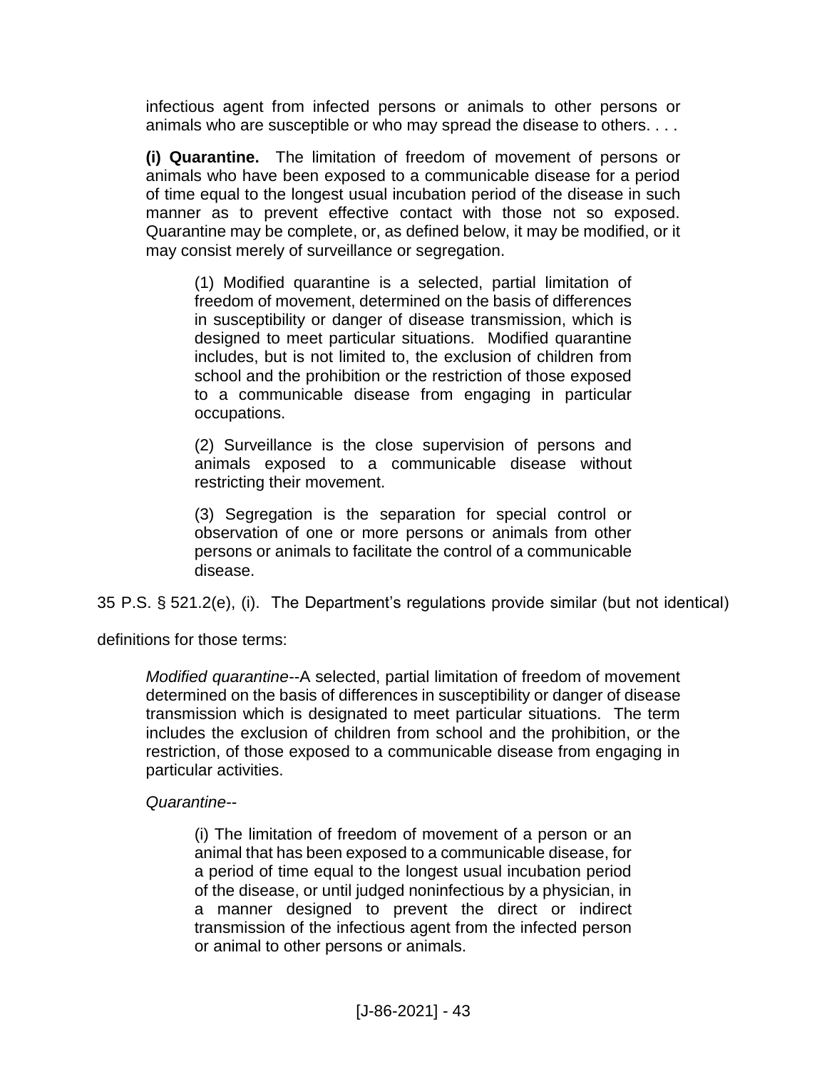infectious agent from infected persons or animals to other persons or animals who are susceptible or who may spread the disease to others. . . .

> **(i) Quarantine.** The limitation of freedom of movement of persons or animals who have been exposed to a communicable disease for a period of time equal to the longest usual incubation period of the disease in such manner as to prevent effective contact with those not so exposed. Quarantine may be complete, or, as defined below, it may be modified, or it may consist merely of surveillance or segregation.
>
> > (1) Modified quarantine is a selected, partial limitation of freedom of movement, determined on the basis of differences in susceptibility or danger of disease transmission, which is designed to meet particular situations. Modified quarantine includes, but is not limited to, the exclusion of children from school and the prohibition or the restriction of those exposed to a communicable disease from engaging in particular occupations.
> >
> > (2) Surveillance is the close supervision of persons and animals exposed to a communicable disease without restricting their movement.
> >
> > (3) Segregation is the separation for special control or observation of one or more persons or animals from other persons or animals to facilitate the control of a communicable disease.

35 P.S. § 521.2(e), (i). The Department's regulations provide similar (but not identical) definitions for those terms:

> *Modified quarantine*--A selected, partial limitation of freedom of movement determined on the basis of differences in susceptibility or danger of disease transmission which is designated to meet particular situations. The term includes the exclusion of children from school and the prohibition, or the restriction, of those exposed to a communicable disease from engaging in particular activities.
>
> *Quarantine*--
>
> > (i) The limitation of freedom of movement of a person or an animal that has been exposed to a communicable disease, for a period of time equal to the longest usual incubation period of the disease, or until judged noninfectious by a physician, in a manner designed to prevent the direct or indirect transmission of the infectious agent from the infected person or animal to other persons or animals.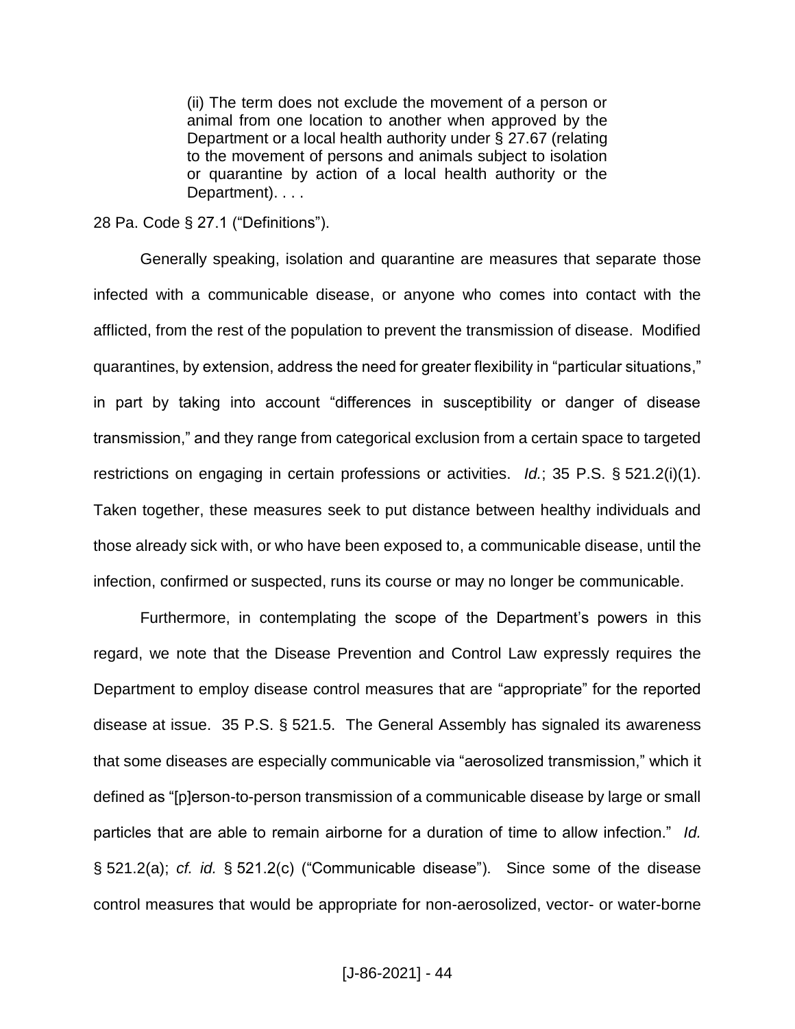> (ii) The term does not exclude the movement of a person or animal from one location to another when approved by the Department or a local health authority under § 27.67 (relating to the movement of persons and animals subject to isolation or quarantine by action of a local health authority or the Department). . . .

28 Pa. Code § 27.1 ("Definitions").

Generally speaking, isolation and quarantine are measures that separate those infected with a communicable disease, or anyone who comes into contact with the afflicted, from the rest of the population to prevent the transmission of disease. Modified quarantines, by extension, address the need for greater flexibility in "particular situations," in part by taking into account "differences in susceptibility or danger of disease transmission," and they range from categorical exclusion from a certain space to targeted restrictions on engaging in certain professions or activities. *Id.*; 35 P.S. § 521.2(i)(1). Taken together, these measures seek to put distance between healthy individuals and those already sick with, or who have been exposed to, a communicable disease, until the infection, confirmed or suspected, runs its course or may no longer be communicable.

Furthermore, in contemplating the scope of the Department's powers in this regard, we note that the Disease Prevention and Control Law expressly requires the Department to employ disease control measures that are "appropriate" for the reported disease at issue. 35 P.S. § 521.5. The General Assembly has signaled its awareness that some diseases are especially communicable via "aerosolized transmission," which it defined as "[p]erson-to-person transmission of a communicable disease by large or small particles that are able to remain airborne for a duration of time to allow infection." *Id.* § 521.2(a); *cf. id.* § 521.2(c) ("Communicable disease"). Since some of the disease control measures that would be appropriate for non-aerosolized, vector- or water-borne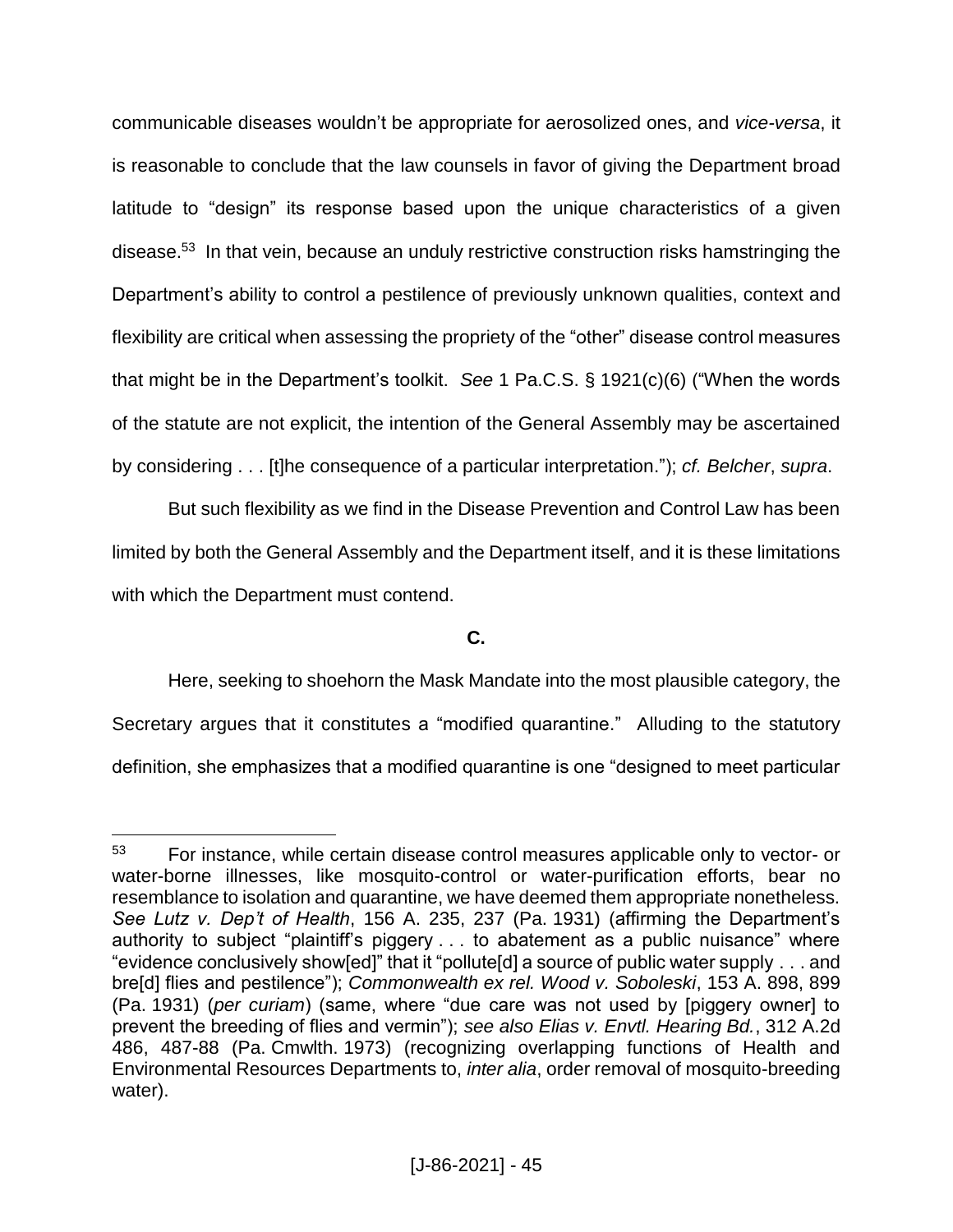communicable diseases wouldn't be appropriate for aerosolized ones, and *vice-versa*, it is reasonable to conclude that the law counsels in favor of giving the Department broad latitude to "design" its response based upon the unique characteristics of a given disease.[53] In that vein, because an unduly restrictive construction risks hamstringing the Department's ability to control a pestilence of previously unknown qualities, context and flexibility are critical when assessing the propriety of the "other" disease control measures that might be in the Department's toolkit. *See* 1 Pa.C.S. § 1921(c)(6) ("When the words of the statute are not explicit, the intention of the General Assembly may be ascertained by considering . . . [t]he consequence of a particular interpretation."); *cf. Belcher*, *supra*.

But such flexibility as we find in the Disease Prevention and Control Law has been limited by both the General Assembly and the Department itself, and it is these limitations with which the Department must contend.

**C.**

Here, seeking to shoehorn the Mask Mandate into the most plausible category, the Secretary argues that it constitutes a "modified quarantine." Alluding to the statutory definition, she emphasizes that a modified quarantine is one "designed to meet particular

---

[53] For instance, while certain disease control measures applicable only to vector- or water-borne illnesses, like mosquito-control or water-purification efforts, bear no resemblance to isolation and quarantine, we have deemed them appropriate nonetheless. *See Lutz v. Dep't of Health*, 156 A. 235, 237 (Pa. 1931) (affirming the Department's authority to subject "plaintiff's piggery . . . to abatement as a public nuisance" where "evidence conclusively show[ed]" that it "pollute[d] a source of public water supply . . . and bre[d] flies and pestilence"); *Commonwealth ex rel. Wood v. Soboleski*, 153 A. 898, 899 (Pa. 1931) (*per curiam*) (same, where "due care was not used by [piggery owner] to prevent the breeding of flies and vermin"); *see also Elias v. Envtl. Hearing Bd.*, 312 A.2d 486, 487-88 (Pa. Cmwlth. 1973) (recognizing overlapping functions of Health and Environmental Resources Departments to, *inter alia*, order removal of mosquito-breeding water).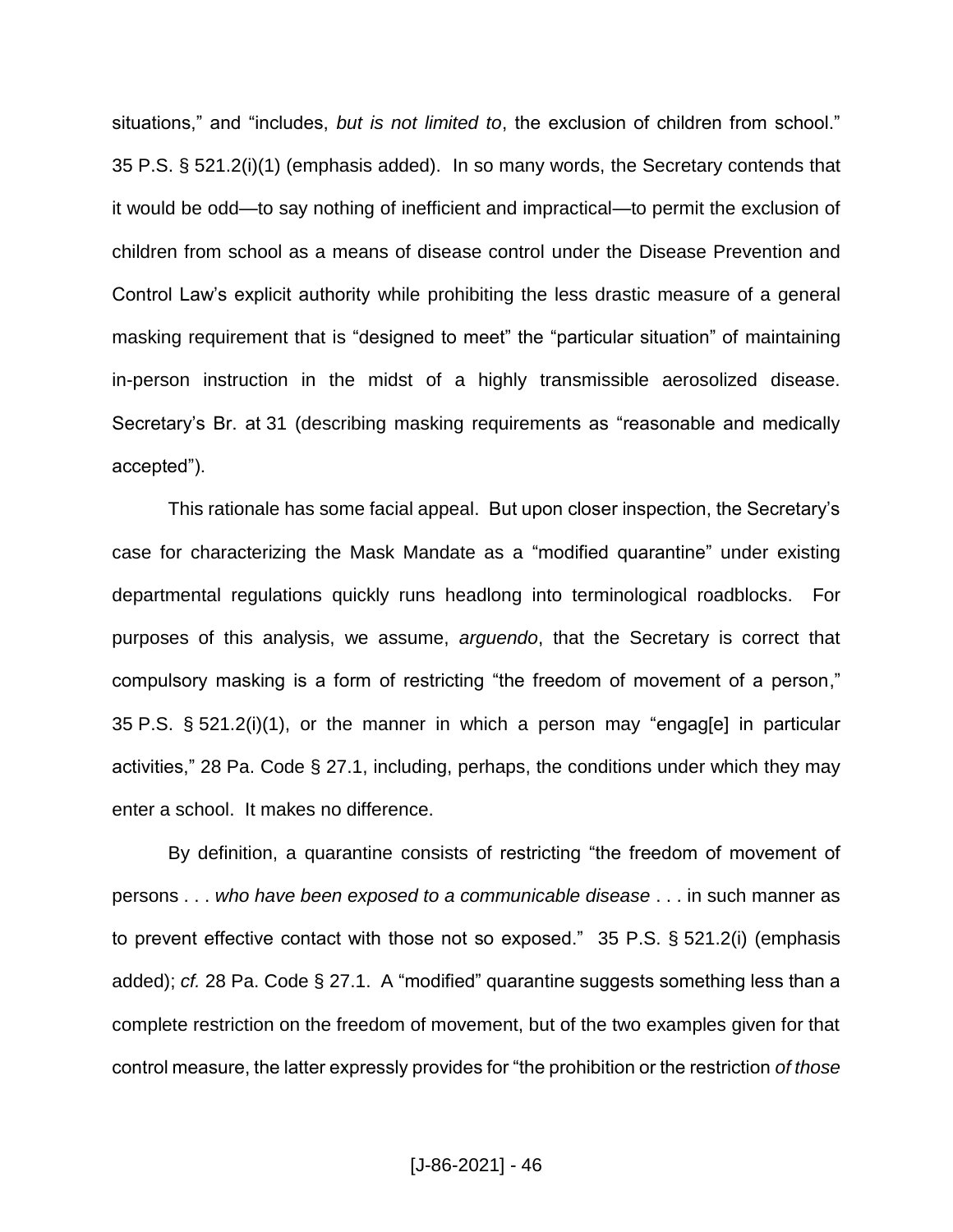situations," and "includes, *but is not limited to*, the exclusion of children from school." 35 P.S. § 521.2(i)(1) (emphasis added). In so many words, the Secretary contends that it would be odd—to say nothing of inefficient and impractical—to permit the exclusion of children from school as a means of disease control under the Disease Prevention and Control Law's explicit authority while prohibiting the less drastic measure of a general masking requirement that is "designed to meet" the "particular situation" of maintaining in-person instruction in the midst of a highly transmissible aerosolized disease. Secretary's Br. at 31 (describing masking requirements as "reasonable and medically accepted").

This rationale has some facial appeal. But upon closer inspection, the Secretary's case for characterizing the Mask Mandate as a "modified quarantine" under existing departmental regulations quickly runs headlong into terminological roadblocks. For purposes of this analysis, we assume, *arguendo*, that the Secretary is correct that compulsory masking is a form of restricting "the freedom of movement of a person," 35 P.S. § 521.2(i)(1), or the manner in which a person may "engag[e] in particular activities," 28 Pa. Code § 27.1, including, perhaps, the conditions under which they may enter a school. It makes no difference.

By definition, a quarantine consists of restricting "the freedom of movement of persons . . . *who have been exposed to a communicable disease* . . . in such manner as to prevent effective contact with those not so exposed." 35 P.S. § 521.2(i) (emphasis added); *cf.* 28 Pa. Code § 27.1. A "modified" quarantine suggests something less than a complete restriction on the freedom of movement, but of the two examples given for that control measure, the latter expressly provides for "the prohibition or the restriction *of those*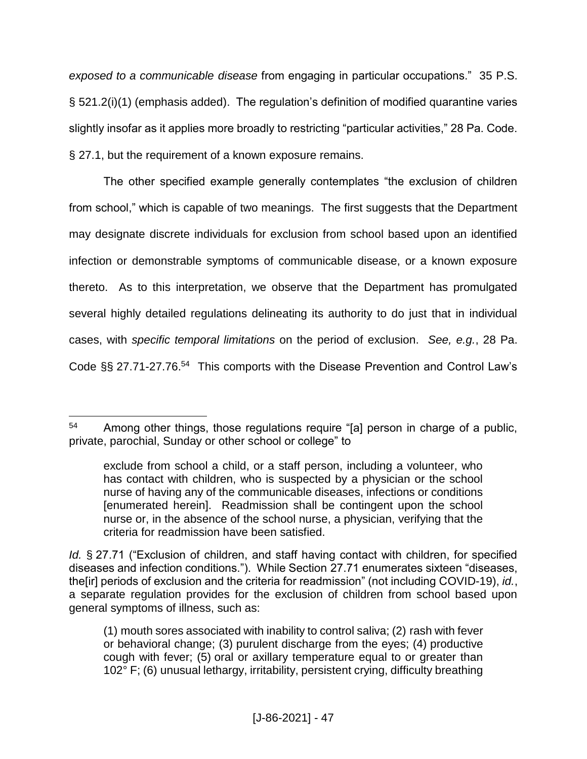*exposed to a communicable disease* from engaging in particular occupations." 35 P.S. § 521.2(i)(1) (emphasis added). The regulation's definition of modified quarantine varies slightly insofar as it applies more broadly to restricting "particular activities," 28 Pa. Code. § 27.1, but the requirement of a known exposure remains.

The other specified example generally contemplates "the exclusion of children from school," which is capable of two meanings. The first suggests that the Department may designate discrete individuals for exclusion from school based upon an identified infection or demonstrable symptoms of communicable disease, or a known exposure thereto. As to this interpretation, we observe that the Department has promulgated several highly detailed regulations delineating its authority to do just that in individual cases, with *specific temporal limitations* on the period of exclusion. *See, e.g.*, 28 Pa. Code §§ 27.71-27.76.[54] This comports with the Disease Prevention and Control Law's

---

[54] Among other things, those regulations require "[a] person in charge of a public, private, parochial, Sunday or other school or college" to

> exclude from school a child, or a staff person, including a volunteer, who has contact with children, who is suspected by a physician or the school nurse of having any of the communicable diseases, infections or conditions [enumerated herein]. Readmission shall be contingent upon the school nurse or, in the absence of the school nurse, a physician, verifying that the criteria for readmission have been satisfied.

*Id.* § 27.71 ("Exclusion of children, and staff having contact with children, for specified diseases and infection conditions."). While Section 27.71 enumerates sixteen "diseases, the[ir] periods of exclusion and the criteria for readmission" (not including COVID-19), *id.*, a separate regulation provides for the exclusion of children from school based upon general symptoms of illness, such as:

> (1) mouth sores associated with inability to control saliva; (2) rash with fever or behavioral change; (3) purulent discharge from the eyes; (4) productive cough with fever; (5) oral or axillary temperature equal to or greater than 102° F; (6) unusual lethargy, irritability, persistent crying, difficulty breathing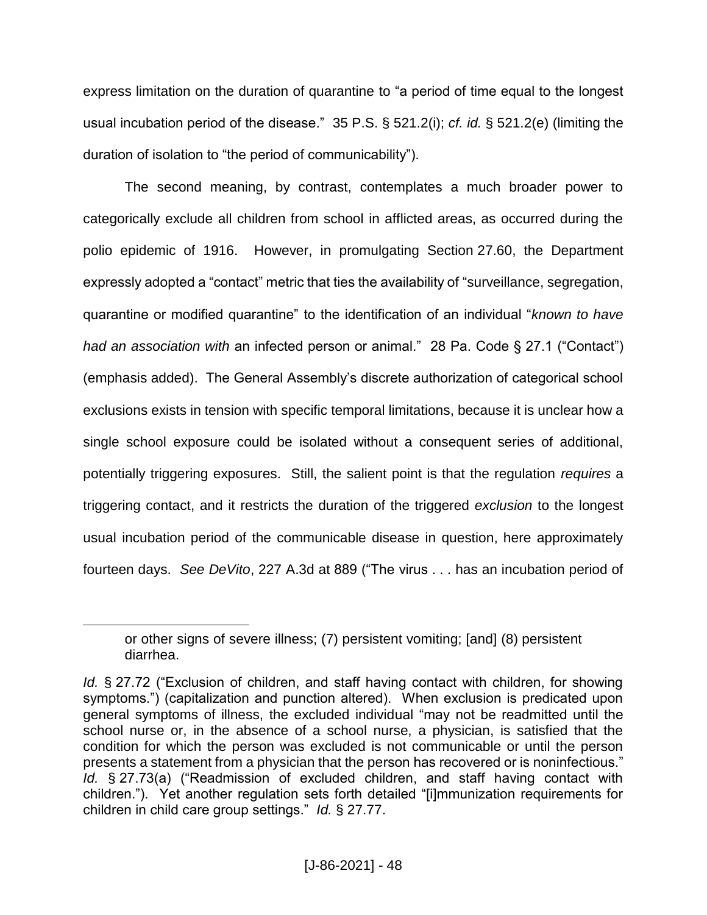express limitation on the duration of quarantine to "a period of time equal to the longest usual incubation period of the disease." 35 P.S. § 521.2(i); *cf. id.* § 521.2(e) (limiting the duration of isolation to "the period of communicability").

The second meaning, by contrast, contemplates a much broader power to categorically exclude all children from school in afflicted areas, as occurred during the polio epidemic of 1916. However, in promulgating Section 27.60, the Department expressly adopted a "contact" metric that ties the availability of "surveillance, segregation, quarantine or modified quarantine" to the identification of an individual "*known to have had an association with* an infected person or animal." 28 Pa. Code § 27.1 ("Contact") (emphasis added). The General Assembly's discrete authorization of categorical school exclusions exists in tension with specific temporal limitations, because it is unclear how a single school exposure could be isolated without a consequent series of additional, potentially triggering exposures. Still, the salient point is that the regulation *requires* a triggering contact, and it restricts the duration of the triggered *exclusion* to the longest usual incubation period of the communicable disease in question, here approximately fourteen days. *See DeVito*, 227 A.3d at 889 ("The virus . . . has an incubation period of

---

> or other signs of severe illness; (7) persistent vomiting; [and] (8) persistent diarrhea.

*Id.* § 27.72 ("Exclusion of children, and staff having contact with children, for showing symptoms.") (capitalization and punction altered). When exclusion is predicated upon general symptoms of illness, the excluded individual "may not be readmitted until the school nurse or, in the absence of a school nurse, a physician, is satisfied that the condition for which the person was excluded is not communicable or until the person presents a statement from a physician that the person has recovered or is noninfectious." *Id.* § 27.73(a) ("Readmission of excluded children, and staff having contact with children."). Yet another regulation sets forth detailed "[i]mmunization requirements for children in child care group settings." *Id.* § 27.77.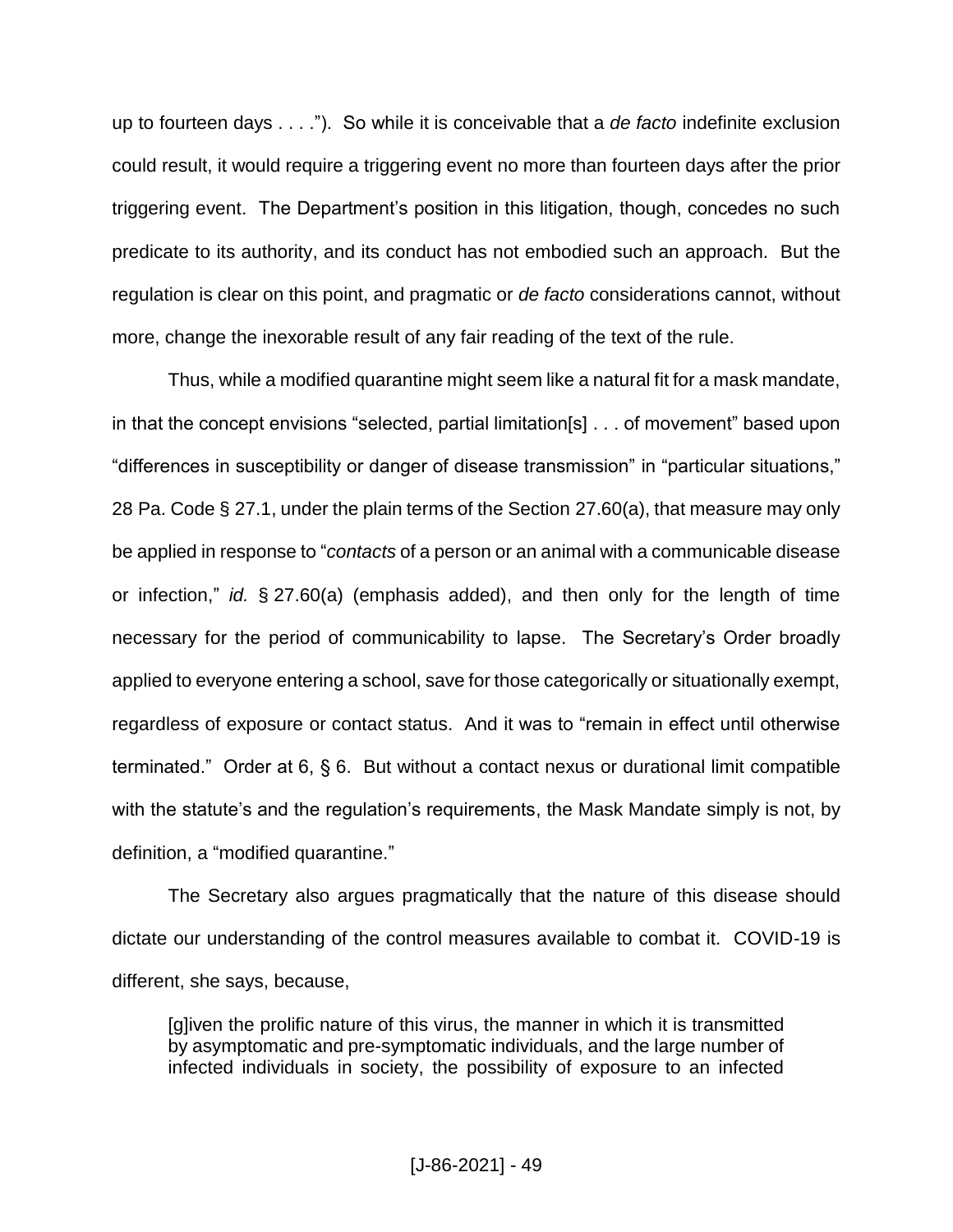up to fourteen days . . . ."). So while it is conceivable that a *de facto* indefinite exclusion could result, it would require a triggering event no more than fourteen days after the prior triggering event. The Department's position in this litigation, though, concedes no such predicate to its authority, and its conduct has not embodied such an approach. But the regulation is clear on this point, and pragmatic or *de facto* considerations cannot, without more, change the inexorable result of any fair reading of the text of the rule.

Thus, while a modified quarantine might seem like a natural fit for a mask mandate, in that the concept envisions "selected, partial limitation[s] . . . of movement" based upon "differences in susceptibility or danger of disease transmission" in "particular situations," 28 Pa. Code § 27.1, under the plain terms of the Section 27.60(a), that measure may only be applied in response to "*contacts* of a person or an animal with a communicable disease or infection," *id.* § 27.60(a) (emphasis added), and then only for the length of time necessary for the period of communicability to lapse. The Secretary's Order broadly applied to everyone entering a school, save for those categorically or situationally exempt, regardless of exposure or contact status. And it was to "remain in effect until otherwise terminated." Order at 6, § 6. But without a contact nexus or durational limit compatible with the statute's and the regulation's requirements, the Mask Mandate simply is not, by definition, a "modified quarantine."

The Secretary also argues pragmatically that the nature of this disease should dictate our understanding of the control measures available to combat it. COVID-19 is different, she says, because,

> [g]iven the prolific nature of this virus, the manner in which it is transmitted by asymptomatic and pre-symptomatic individuals, and the large number of infected individuals in society, the possibility of exposure to an infected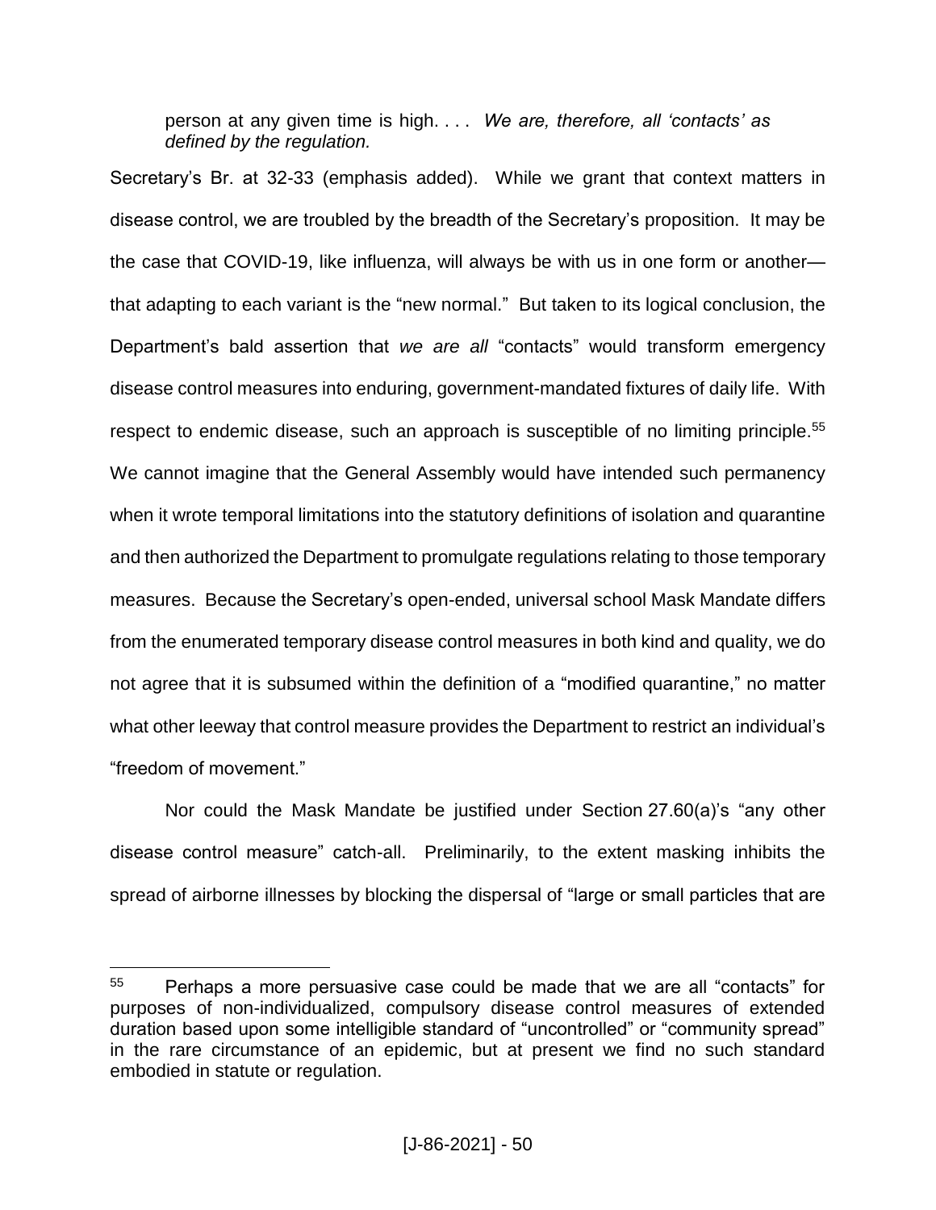> person at any given time is high. . . . *We are, therefore, all 'contacts' as defined by the regulation.*

Secretary's Br. at 32-33 (emphasis added). While we grant that context matters in disease control, we are troubled by the breadth of the Secretary's proposition. It may be the case that COVID-19, like influenza, will always be with us in one form or another—that adapting to each variant is the "new normal." But taken to its logical conclusion, the Department's bald assertion that *we are all* "contacts" would transform emergency disease control measures into enduring, government-mandated fixtures of daily life. With respect to endemic disease, such an approach is susceptible of no limiting principle.[55] We cannot imagine that the General Assembly would have intended such permanency when it wrote temporal limitations into the statutory definitions of isolation and quarantine and then authorized the Department to promulgate regulations relating to those temporary measures. Because the Secretary's open-ended, universal school Mask Mandate differs from the enumerated temporary disease control measures in both kind and quality, we do not agree that it is subsumed within the definition of a "modified quarantine," no matter what other leeway that control measure provides the Department to restrict an individual's "freedom of movement."

Nor could the Mask Mandate be justified under Section 27.60(a)'s "any other disease control measure" catch-all. Preliminarily, to the extent masking inhibits the spread of airborne illnesses by blocking the dispersal of "large or small particles that are

---

[55] Perhaps a more persuasive case could be made that we are all "contacts" for purposes of non-individualized, compulsory disease control measures of extended duration based upon some intelligible standard of "uncontrolled" or "community spread" in the rare circumstance of an epidemic, but at present we find no such standard embodied in statute or regulation.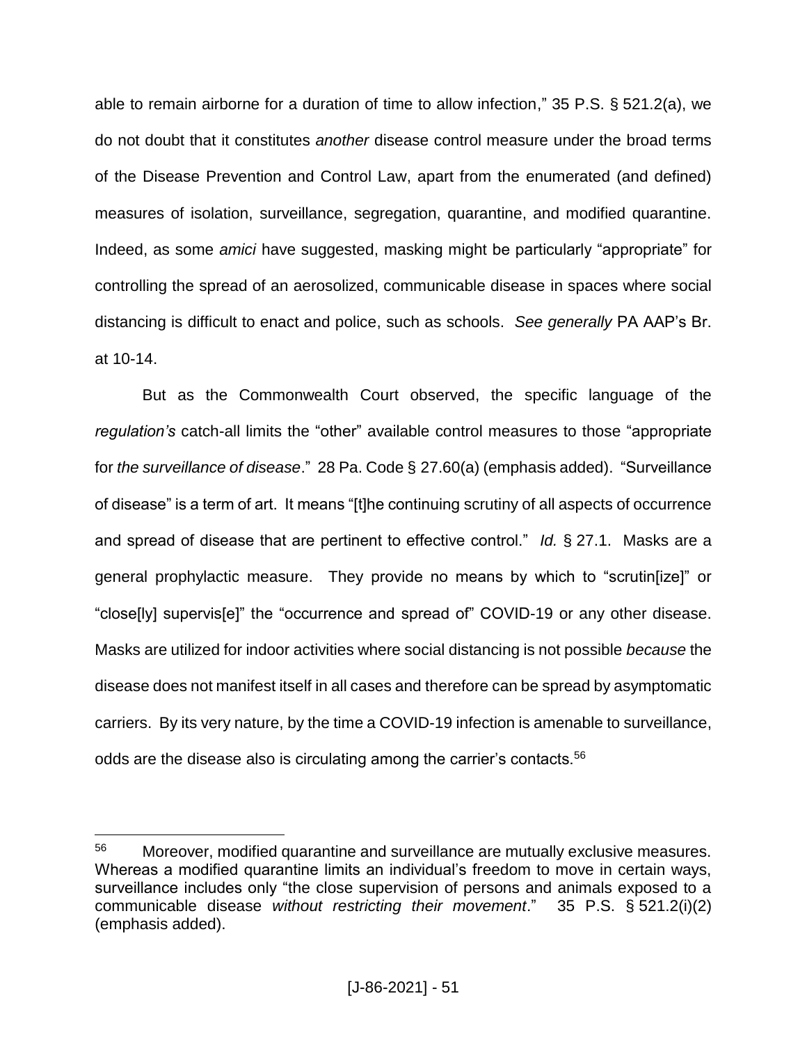able to remain airborne for a duration of time to allow infection," 35 P.S. § 521.2(a), we do not doubt that it constitutes *another* disease control measure under the broad terms of the Disease Prevention and Control Law, apart from the enumerated (and defined) measures of isolation, surveillance, segregation, quarantine, and modified quarantine. Indeed, as some *amici* have suggested, masking might be particularly "appropriate" for controlling the spread of an aerosolized, communicable disease in spaces where social distancing is difficult to enact and police, such as schools. *See generally* PA AAP's Br. at 10-14.

But as the Commonwealth Court observed, the specific language of the *regulation's* catch-all limits the "other" available control measures to those "appropriate for *the surveillance of disease*." 28 Pa. Code § 27.60(a) (emphasis added). "Surveillance of disease" is a term of art. It means "[t]he continuing scrutiny of all aspects of occurrence and spread of disease that are pertinent to effective control." *Id.* § 27.1. Masks are a general prophylactic measure. They provide no means by which to "scrutin[ize]" or "close[ly] supervis[e]" the "occurrence and spread of" COVID-19 or any other disease. Masks are utilized for indoor activities where social distancing is not possible *because* the disease does not manifest itself in all cases and therefore can be spread by asymptomatic carriers. By its very nature, by the time a COVID-19 infection is amenable to surveillance, odds are the disease also is circulating among the carrier's contacts.[56]

[56] Moreover, modified quarantine and surveillance are mutually exclusive measures. Whereas a modified quarantine limits an individual's freedom to move in certain ways, surveillance includes only "the close supervision of persons and animals exposed to a communicable disease *without restricting their movement*." 35 P.S. § 521.2(i)(2) (emphasis added).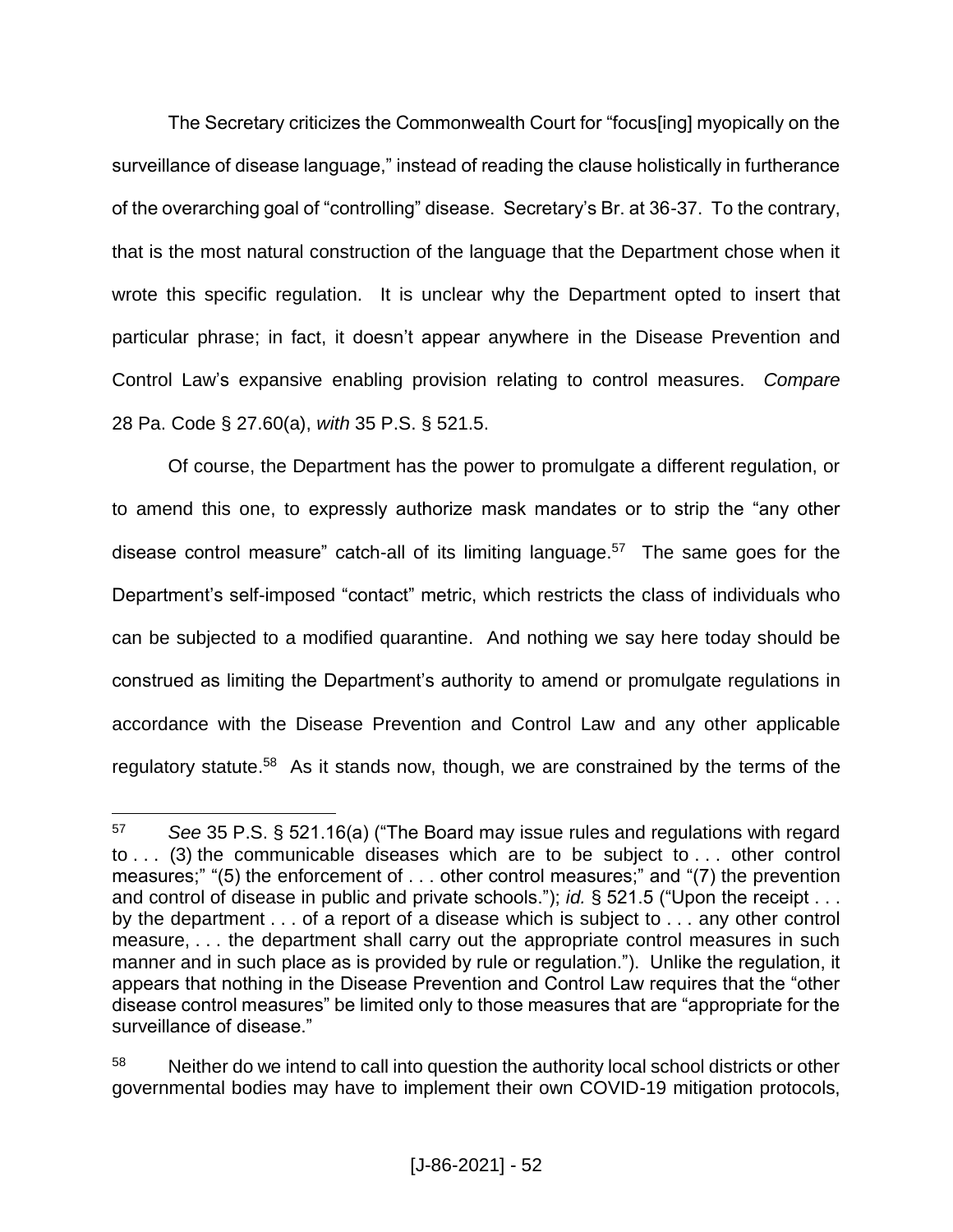The Secretary criticizes the Commonwealth Court for "focus[ing] myopically on the surveillance of disease language," instead of reading the clause holistically in furtherance of the overarching goal of "controlling" disease. Secretary's Br. at 36-37. To the contrary, that is the most natural construction of the language that the Department chose when it wrote this specific regulation. It is unclear why the Department opted to insert that particular phrase; in fact, it doesn't appear anywhere in the Disease Prevention and Control Law's expansive enabling provision relating to control measures. *Compare* 28 Pa. Code § 27.60(a), *with* 35 P.S. § 521.5.

Of course, the Department has the power to promulgate a different regulation, or to amend this one, to expressly authorize mask mandates or to strip the "any other disease control measure" catch-all of its limiting language.[57] The same goes for the Department's self-imposed "contact" metric, which restricts the class of individuals who can be subjected to a modified quarantine. And nothing we say here today should be construed as limiting the Department's authority to amend or promulgate regulations in accordance with the Disease Prevention and Control Law and any other applicable regulatory statute.[58] As it stands now, though, we are constrained by the terms of the

---

[57] *See* 35 P.S. § 521.16(a) ("The Board may issue rules and regulations with regard to . . . (3) the communicable diseases which are to be subject to . . . other control measures;" "(5) the enforcement of . . . other control measures;" and "(7) the prevention and control of disease in public and private schools."); *id.* § 521.5 ("Upon the receipt . . . by the department . . . of a report of a disease which is subject to . . . any other control measure, . . . the department shall carry out the appropriate control measures in such manner and in such place as is provided by rule or regulation."). Unlike the regulation, it appears that nothing in the Disease Prevention and Control Law requires that the "other disease control measures" be limited only to those measures that are "appropriate for the surveillance of disease."

[58] Neither do we intend to call into question the authority local school districts or other governmental bodies may have to implement their own COVID-19 mitigation protocols,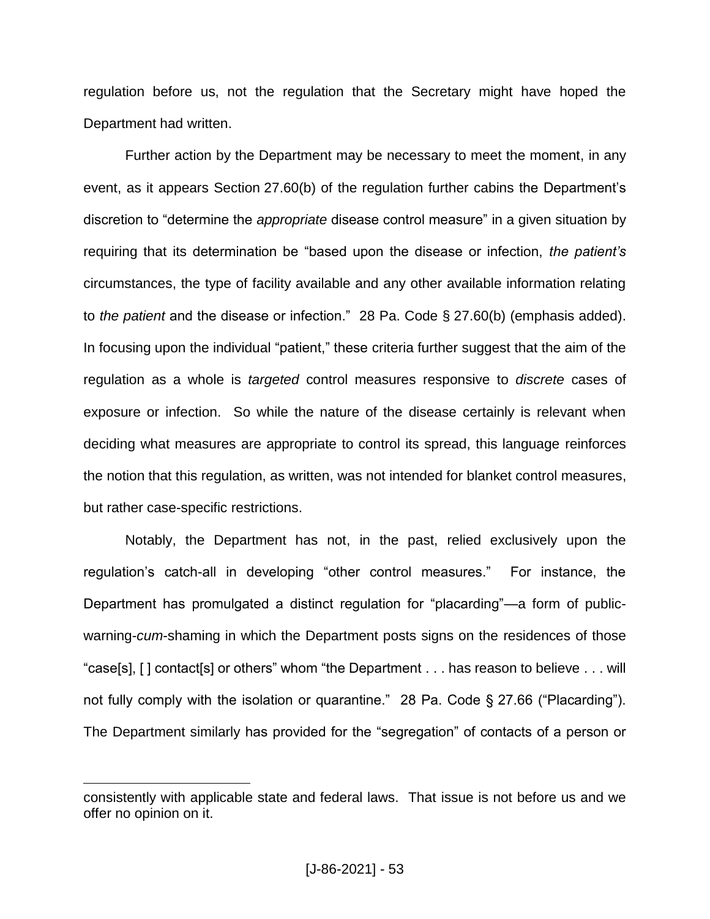regulation before us, not the regulation that the Secretary might have hoped the Department had written.

Further action by the Department may be necessary to meet the moment, in any event, as it appears Section 27.60(b) of the regulation further cabins the Department's discretion to "determine the *appropriate* disease control measure" in a given situation by requiring that its determination be "based upon the disease or infection, *the patient's* circumstances, the type of facility available and any other available information relating to *the patient* and the disease or infection." 28 Pa. Code § 27.60(b) (emphasis added). In focusing upon the individual "patient," these criteria further suggest that the aim of the regulation as a whole is *targeted* control measures responsive to *discrete* cases of exposure or infection. So while the nature of the disease certainly is relevant when deciding what measures are appropriate to control its spread, this language reinforces the notion that this regulation, as written, was not intended for blanket control measures, but rather case-specific restrictions.

Notably, the Department has not, in the past, relied exclusively upon the regulation's catch-all in developing "other control measures." For instance, the Department has promulgated a distinct regulation for "placarding"—a form of public-warning-*cum*-shaming in which the Department posts signs on the residences of those "case[s], [ ] contact[s] or others" whom "the Department . . . has reason to believe . . . will not fully comply with the isolation or quarantine." 28 Pa. Code § 27.66 ("Placarding"). The Department similarly has provided for the "segregation" of contacts of a person or

---

consistently with applicable state and federal laws. That issue is not before us and we offer no opinion on it.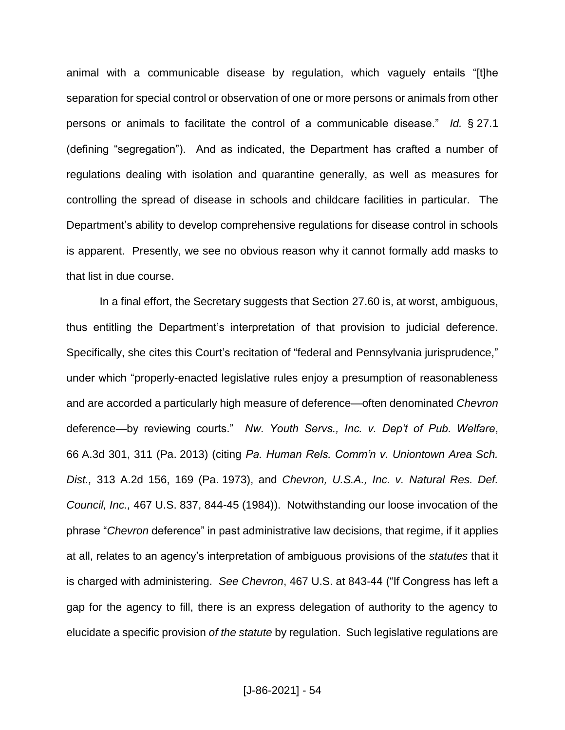animal with a communicable disease by regulation, which vaguely entails "[t]he separation for special control or observation of one or more persons or animals from other persons or animals to facilitate the control of a communicable disease." *Id.* § 27.1 (defining "segregation"). And as indicated, the Department has crafted a number of regulations dealing with isolation and quarantine generally, as well as measures for controlling the spread of disease in schools and childcare facilities in particular. The Department's ability to develop comprehensive regulations for disease control in schools is apparent. Presently, we see no obvious reason why it cannot formally add masks to that list in due course.

In a final effort, the Secretary suggests that Section 27.60 is, at worst, ambiguous, thus entitling the Department's interpretation of that provision to judicial deference. Specifically, she cites this Court's recitation of "federal and Pennsylvania jurisprudence," under which "properly-enacted legislative rules enjoy a presumption of reasonableness and are accorded a particularly high measure of deference—often denominated *Chevron* deference—by reviewing courts." *Nw. Youth Servs., Inc. v. Dep't of Pub. Welfare*, 66 A.3d 301, 311 (Pa. 2013) (citing *Pa. Human Rels. Comm'n v. Uniontown Area Sch. Dist.,* 313 A.2d 156, 169 (Pa. 1973), and *Chevron, U.S.A., Inc. v. Natural Res. Def. Council, Inc.,* 467 U.S. 837, 844-45 (1984)). Notwithstanding our loose invocation of the phrase "*Chevron* deference" in past administrative law decisions, that regime, if it applies at all, relates to an agency's interpretation of ambiguous provisions of the *statutes* that it is charged with administering. *See Chevron*, 467 U.S. at 843-44 ("If Congress has left a gap for the agency to fill, there is an express delegation of authority to the agency to elucidate a specific provision *of the statute* by regulation. Such legislative regulations are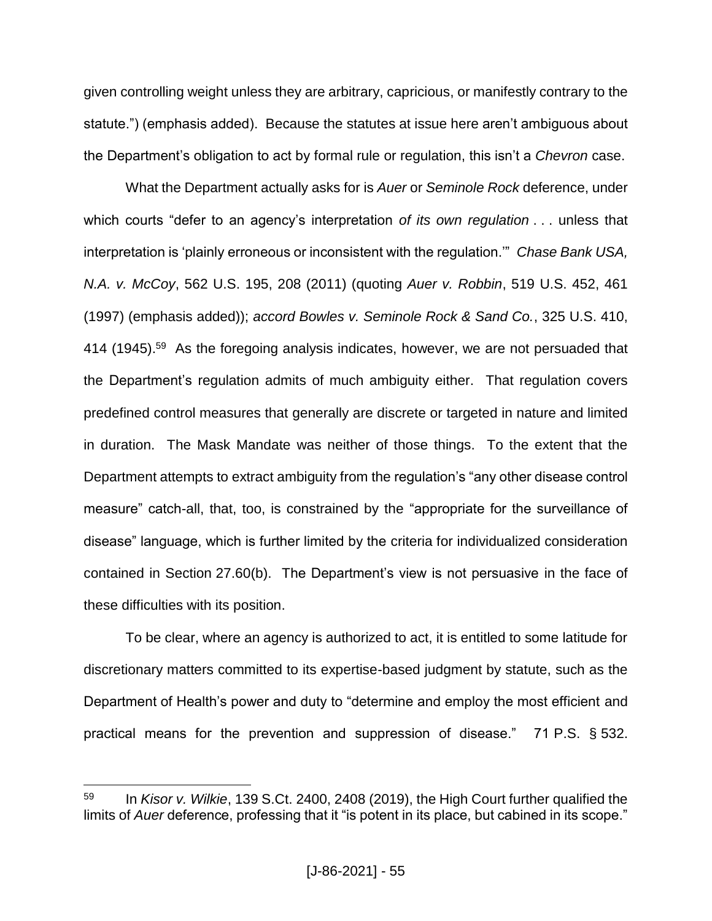given controlling weight unless they are arbitrary, capricious, or manifestly contrary to the statute.") (emphasis added). Because the statutes at issue here aren't ambiguous about the Department's obligation to act by formal rule or regulation, this isn't a *Chevron* case.

What the Department actually asks for is *Auer* or *Seminole Rock* deference, under which courts "defer to an agency's interpretation *of its own regulation* . . . unless that interpretation is 'plainly erroneous or inconsistent with the regulation.'" *Chase Bank USA, N.A. v. McCoy*, 562 U.S. 195, 208 (2011) (quoting *Auer v. Robbin*, 519 U.S. 452, 461 (1997) (emphasis added)); *accord Bowles v. Seminole Rock & Sand Co.*, 325 U.S. 410, 414 (1945).[59] As the foregoing analysis indicates, however, we are not persuaded that the Department's regulation admits of much ambiguity either. That regulation covers predefined control measures that generally are discrete or targeted in nature and limited in duration. The Mask Mandate was neither of those things. To the extent that the Department attempts to extract ambiguity from the regulation's "any other disease control measure" catch-all, that, too, is constrained by the "appropriate for the surveillance of disease" language, which is further limited by the criteria for individualized consideration contained in Section 27.60(b). The Department's view is not persuasive in the face of these difficulties with its position.

To be clear, where an agency is authorized to act, it is entitled to some latitude for discretionary matters committed to its expertise-based judgment by statute, such as the Department of Health's power and duty to "determine and employ the most efficient and practical means for the prevention and suppression of disease." 71 P.S. § 532.

---

[59] In *Kisor v. Wilkie*, 139 S.Ct. 2400, 2408 (2019), the High Court further qualified the limits of *Auer* deference, professing that it "is potent in its place, but cabined in its scope."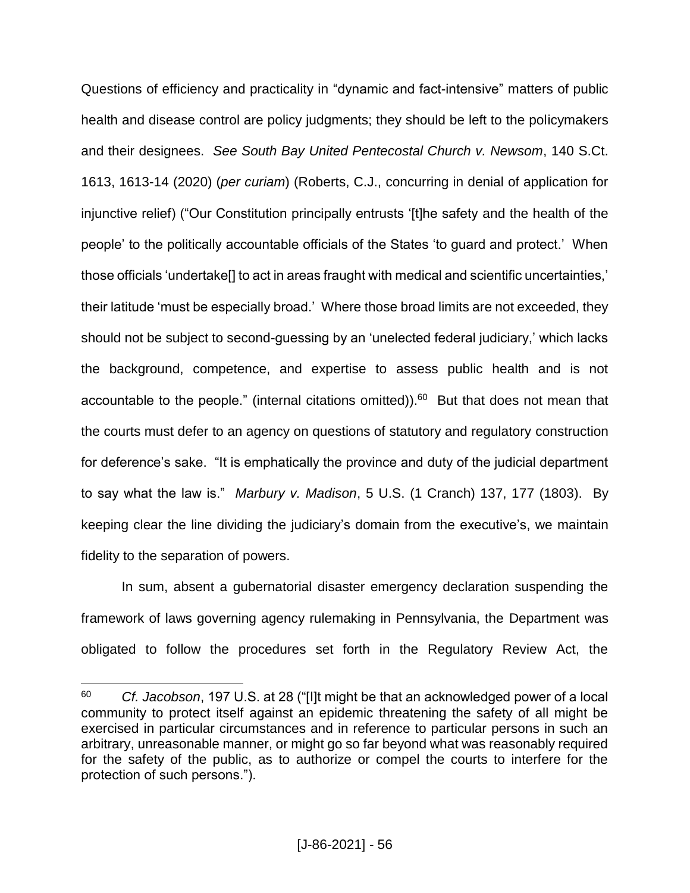Questions of efficiency and practicality in "dynamic and fact-intensive" matters of public health and disease control are policy judgments; they should be left to the policymakers and their designees. *See South Bay United Pentecostal Church v. Newsom*, 140 S.Ct. 1613, 1613-14 (2020) (*per curiam*) (Roberts, C.J., concurring in denial of application for injunctive relief) ("Our Constitution principally entrusts '[t]he safety and the health of the people' to the politically accountable officials of the States 'to guard and protect.' When those officials 'undertake[] to act in areas fraught with medical and scientific uncertainties,' their latitude 'must be especially broad.' Where those broad limits are not exceeded, they should not be subject to second-guessing by an 'unelected federal judiciary,' which lacks the background, competence, and expertise to assess public health and is not accountable to the people." (internal citations omitted)).[60] But that does not mean that the courts must defer to an agency on questions of statutory and regulatory construction for deference's sake. "It is emphatically the province and duty of the judicial department to say what the law is." *Marbury v. Madison*, 5 U.S. (1 Cranch) 137, 177 (1803). By keeping clear the line dividing the judiciary's domain from the executive's, we maintain fidelity to the separation of powers.

In sum, absent a gubernatorial disaster emergency declaration suspending the framework of laws governing agency rulemaking in Pennsylvania, the Department was obligated to follow the procedures set forth in the Regulatory Review Act, the

---

[60] *Cf. Jacobson*, 197 U.S. at 28 ("[I]t might be that an acknowledged power of a local community to protect itself against an epidemic threatening the safety of all might be exercised in particular circumstances and in reference to particular persons in such an arbitrary, unreasonable manner, or might go so far beyond what was reasonably required for the safety of the public, as to authorize or compel the courts to interfere for the protection of such persons.").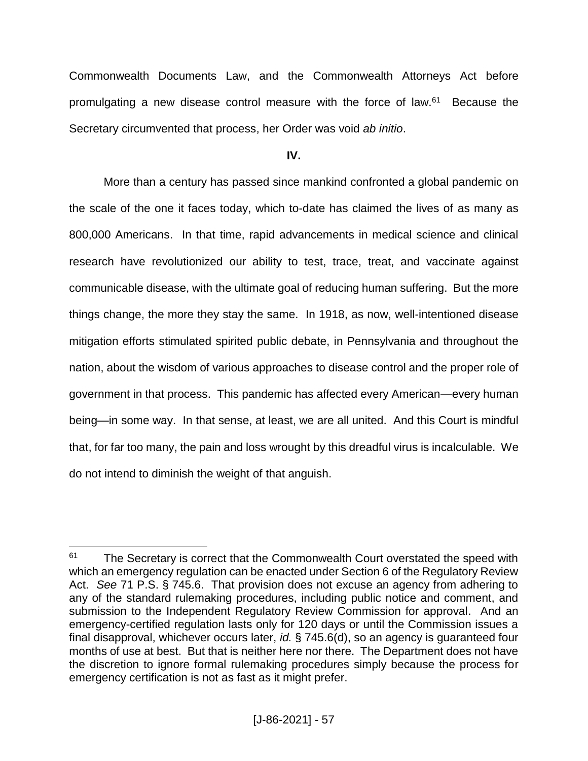Commonwealth Documents Law, and the Commonwealth Attorneys Act before promulgating a new disease control measure with the force of law.[61] Because the Secretary circumvented that process, her Order was void *ab initio*.

## IV.

More than a century has passed since mankind confronted a global pandemic on the scale of the one it faces today, which to-date has claimed the lives of as many as 800,000 Americans. In that time, rapid advancements in medical science and clinical research have revolutionized our ability to test, trace, treat, and vaccinate against communicable disease, with the ultimate goal of reducing human suffering. But the more things change, the more they stay the same. In 1918, as now, well-intentioned disease mitigation efforts stimulated spirited public debate, in Pennsylvania and throughout the nation, about the wisdom of various approaches to disease control and the proper role of government in that process. This pandemic has affected every American—every human being—in some way. In that sense, at least, we are all united. And this Court is mindful that, for far too many, the pain and loss wrought by this dreadful virus is incalculable. We do not intend to diminish the weight of that anguish.

---

[61] The Secretary is correct that the Commonwealth Court overstated the speed with which an emergency regulation can be enacted under Section 6 of the Regulatory Review Act. *See* 71 P.S. § 745.6. That provision does not excuse an agency from adhering to any of the standard rulemaking procedures, including public notice and comment, and submission to the Independent Regulatory Review Commission for approval. And an emergency-certified regulation lasts only for 120 days or until the Commission issues a final disapproval, whichever occurs later, *id.* § 745.6(d), so an agency is guaranteed four months of use at best. But that is neither here nor there. The Department does not have the discretion to ignore formal rulemaking procedures simply because the process for emergency certification is not as fast as it might prefer.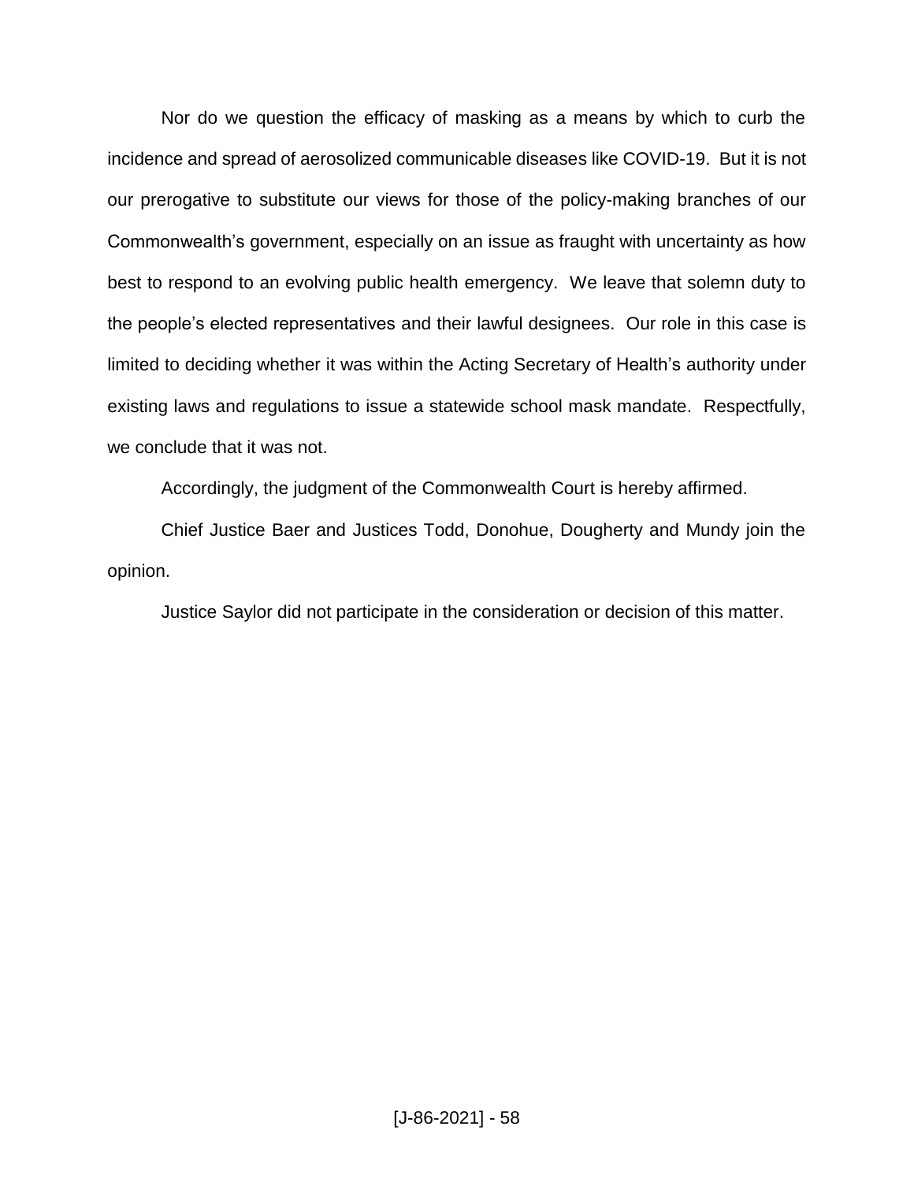Nor do we question the efficacy of masking as a means by which to curb the incidence and spread of aerosolized communicable diseases like COVID-19. But it is not our prerogative to substitute our views for those of the policy-making branches of our Commonwealth's government, especially on an issue as fraught with uncertainty as how best to respond to an evolving public health emergency. We leave that solemn duty to the people's elected representatives and their lawful designees. Our role in this case is limited to deciding whether it was within the Acting Secretary of Health's authority under existing laws and regulations to issue a statewide school mask mandate. Respectfully, we conclude that it was not.

Accordingly, the judgment of the Commonwealth Court is hereby affirmed.

Chief Justice Baer and Justices Todd, Donohue, Dougherty and Mundy join the opinion.

Justice Saylor did not participate in the consideration or decision of this matter.